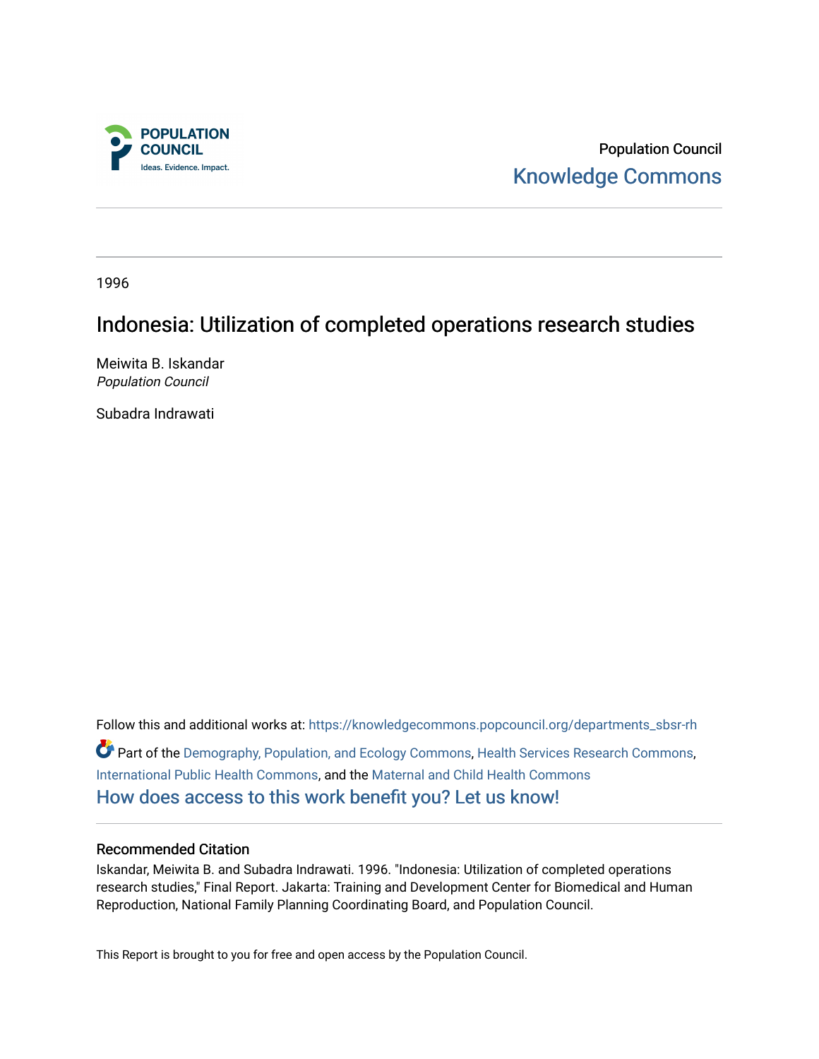Population Council

Knowledge Commons

1996

# Indonesia: Utilization of completed operations research studies

Meiwita B. Iskandar
*Population Council*

Subadra Indrawati

Follow this and additional works at: https://knowledgecommons.popcouncil.org/departments_sbsr-rh

Part of the Demography, Population, and Ecology Commons, Health Services Research Commons, International Public Health Commons, and the Maternal and Child Health Commons

How does access to this work benefit you? Let us know!

## Recommended Citation

Iskandar, Meiwita B. and Subadra Indrawati. 1996. "Indonesia: Utilization of completed operations research studies," Final Report. Jakarta: Training and Development Center for Biomedical and Human Reproduction, National Family Planning Coordinating Board, and Population Council.

This Report is brought to you for free and open access by the Population Council.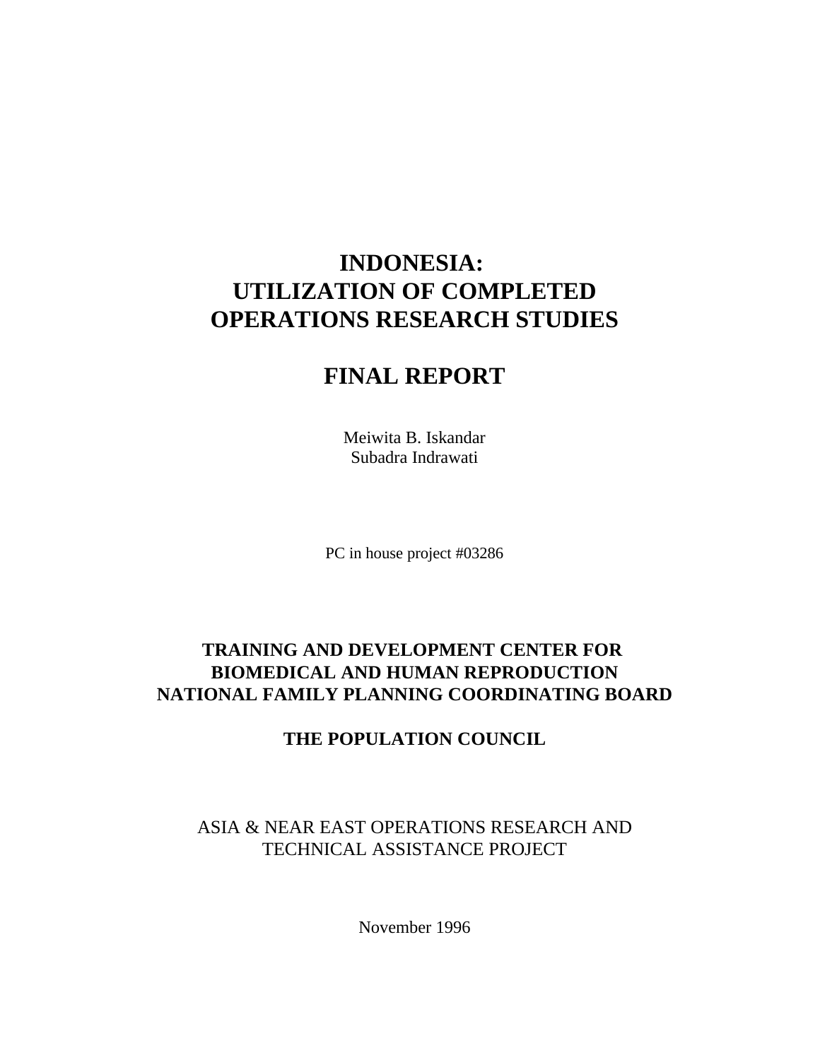# INDONESIA:
# UTILIZATION OF COMPLETED OPERATIONS RESEARCH STUDIES

# FINAL REPORT

Meiwita B. Iskandar
Subadra Indrawati

PC in house project #03286

**TRAINING AND DEVELOPMENT CENTER FOR BIOMEDICAL AND HUMAN REPRODUCTION NATIONAL FAMILY PLANNING COORDINATING BOARD**

**THE POPULATION COUNCIL**

ASIA & NEAR EAST OPERATIONS RESEARCH AND TECHNICAL ASSISTANCE PROJECT

November 1996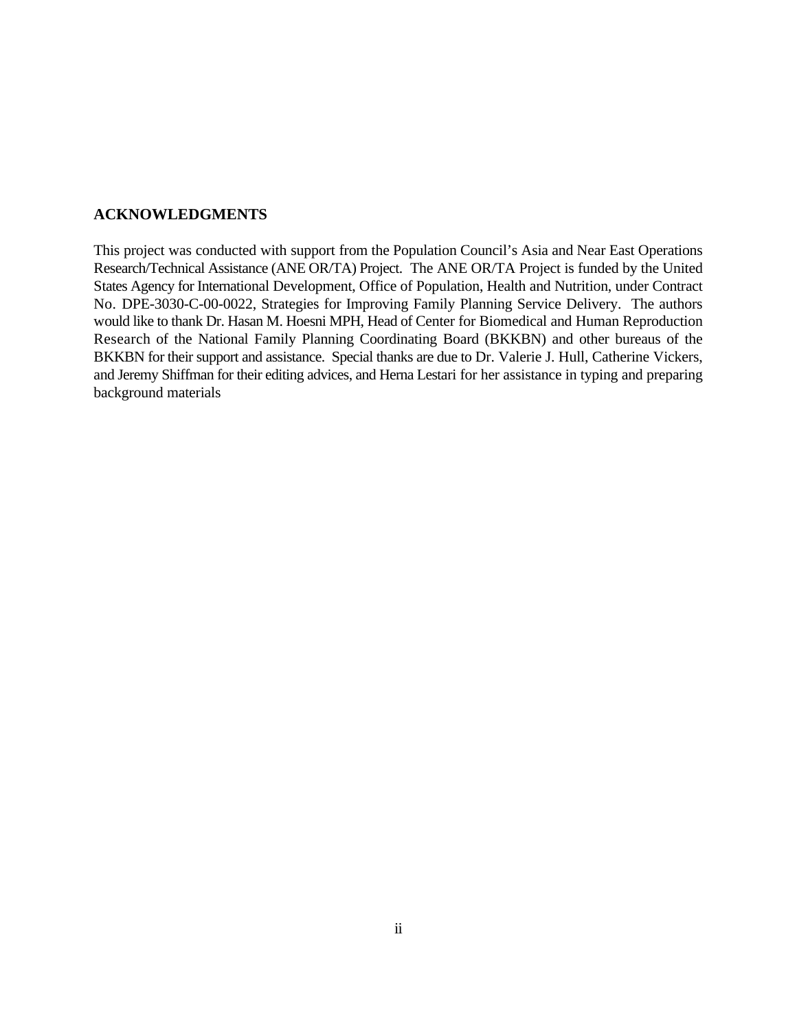## ACKNOWLEDGMENTS

This project was conducted with support from the Population Council's Asia and Near East Operations Research/Technical Assistance (ANE OR/TA) Project. The ANE OR/TA Project is funded by the United States Agency for International Development, Office of Population, Health and Nutrition, under Contract No. DPE-3030-C-00-0022, Strategies for Improving Family Planning Service Delivery. The authors would like to thank Dr. Hasan M. Hoesni MPH, Head of Center for Biomedical and Human Reproduction Research of the National Family Planning Coordinating Board (BKKBN) and other bureaus of the BKKBN for their support and assistance. Special thanks are due to Dr. Valerie J. Hull, Catherine Vickers, and Jeremy Shiffman for their editing advices, and Herna Lestari for her assistance in typing and preparing background materials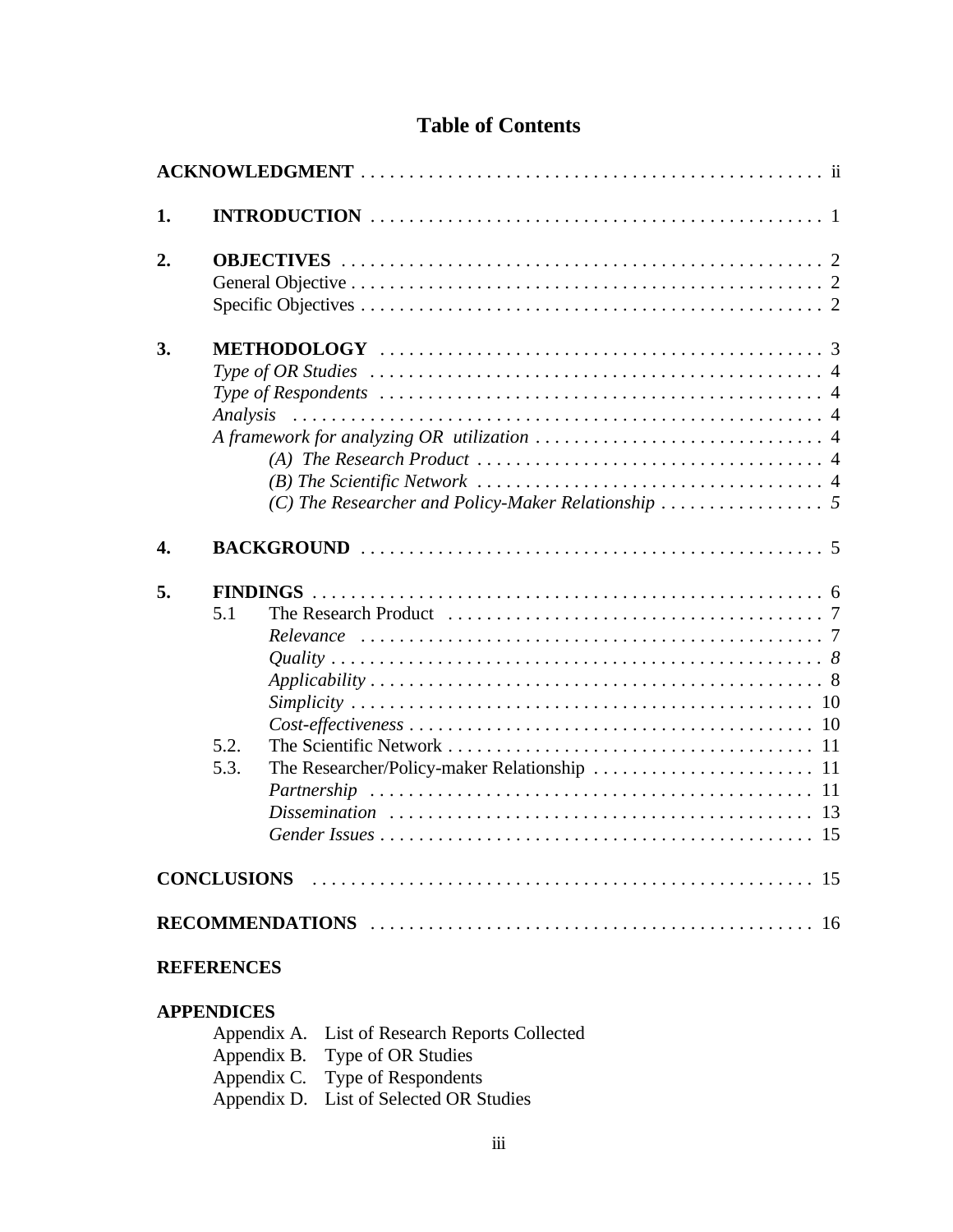# Table of Contents

**ACKNOWLEDGMENT** . . . . . . . . . . ii

**1. INTRODUCTION** . . . . . . . . . . 1

**2. OBJECTIVES** . . . . . . . . . . 2
- General Objective . . . . . . . . . . 2
- Specific Objectives . . . . . . . . . . 2

**3. METHODOLOGY** . . . . . . . . . . 3
- *Type of OR Studies* . . . . . . . . . . 4
- *Type of Respondents* . . . . . . . . . . 4
- *Analysis* . . . . . . . . . . 4
- *A framework for analyzing OR utilization* . . . . . . . . . . 4
  - *(A) The Research Product* . . . . . . . . . . 4
  - *(B) The Scientific Network* . . . . . . . . . . 4
  - *(C) The Researcher and Policy-Maker Relationship* . . . . . . . . . . *5*

**4. BACKGROUND** . . . . . . . . . . 5

**5. FINDINGS** . . . . . . . . . . 6
- 5.1 The Research Product . . . . . . . . . . 7
  - *Relevance* . . . . . . . . . . 7
  - *Quality* . . . . . . . . . . *8*
  - *Applicability* . . . . . . . . . . 8
  - *Simplicity* . . . . . . . . . . 10
  - *Cost-effectiveness* . . . . . . . . . . 10
- 5.2. The Scientific Network . . . . . . . . . . 11
- 5.3. The Researcher/Policy-maker Relationship . . . . . . . . . . 11
  - *Partnership* . . . . . . . . . . 11
  - *Dissemination* . . . . . . . . . . 13
  - *Gender Issues* . . . . . . . . . . 15

**CONCLUSIONS** . . . . . . . . . . 15

**RECOMMENDATIONS** . . . . . . . . . . 16

**REFERENCES**

**APPENDICES**
- Appendix A. List of Research Reports Collected
- Appendix B. Type of OR Studies
- Appendix C. Type of Respondents
- Appendix D. List of Selected OR Studies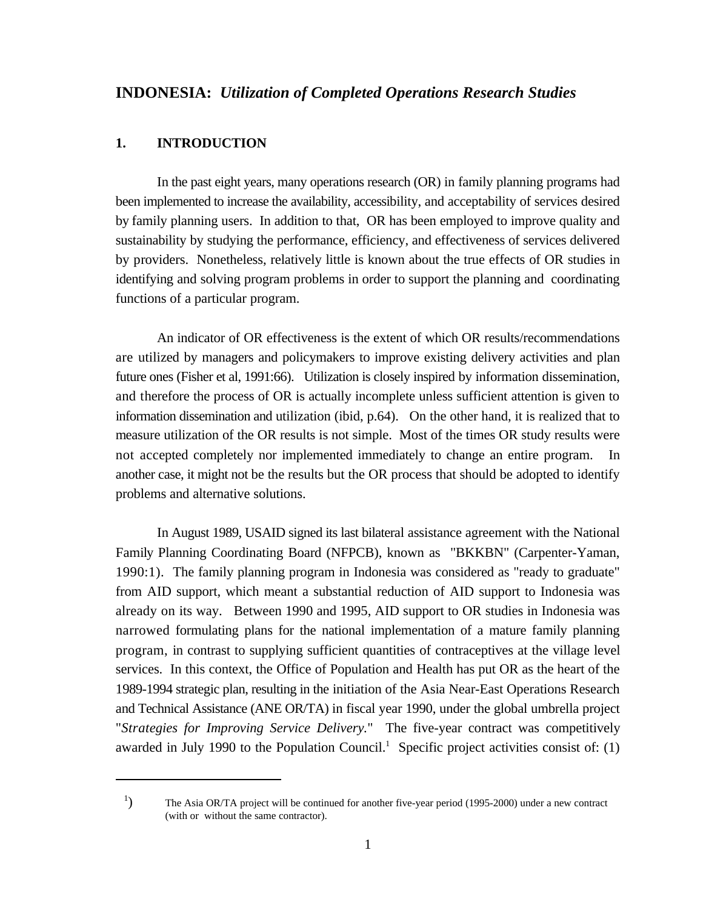# INDONESIA: *Utilization of Completed Operations Research Studies*

## 1. INTRODUCTION

In the past eight years, many operations research (OR) in family planning programs had been implemented to increase the availability, accessibility, and acceptability of services desired by family planning users. In addition to that, OR has been employed to improve quality and sustainability by studying the performance, efficiency, and effectiveness of services delivered by providers. Nonetheless, relatively little is known about the true effects of OR studies in identifying and solving program problems in order to support the planning and coordinating functions of a particular program.

An indicator of OR effectiveness is the extent of which OR results/recommendations are utilized by managers and policymakers to improve existing delivery activities and plan future ones (Fisher et al, 1991:66). Utilization is closely inspired by information dissemination, and therefore the process of OR is actually incomplete unless sufficient attention is given to information dissemination and utilization (ibid, p.64). On the other hand, it is realized that to measure utilization of the OR results is not simple. Most of the times OR study results were not accepted completely nor implemented immediately to change an entire program. In another case, it might not be the results but the OR process that should be adopted to identify problems and alternative solutions.

In August 1989, USAID signed its last bilateral assistance agreement with the National Family Planning Coordinating Board (NFPCB), known as "BKKBN" (Carpenter-Yaman, 1990:1). The family planning program in Indonesia was considered as "ready to graduate" from AID support, which meant a substantial reduction of AID support to Indonesia was already on its way. Between 1990 and 1995, AID support to OR studies in Indonesia was narrowed formulating plans for the national implementation of a mature family planning program, in contrast to supplying sufficient quantities of contraceptives at the village level services. In this context, the Office of Population and Health has put OR as the heart of the 1989-1994 strategic plan, resulting in the initiation of the Asia Near-East Operations Research and Technical Assistance (ANE OR/TA) in fiscal year 1990, under the global umbrella project "*Strategies for Improving Service Delivery.*" The five-year contract was competitively awarded in July 1990 to the Population Council.[1] Specific project activities consist of: (1)

---

[1]) The Asia OR/TA project will be continued for another five-year period (1995-2000) under a new contract (with or without the same contractor).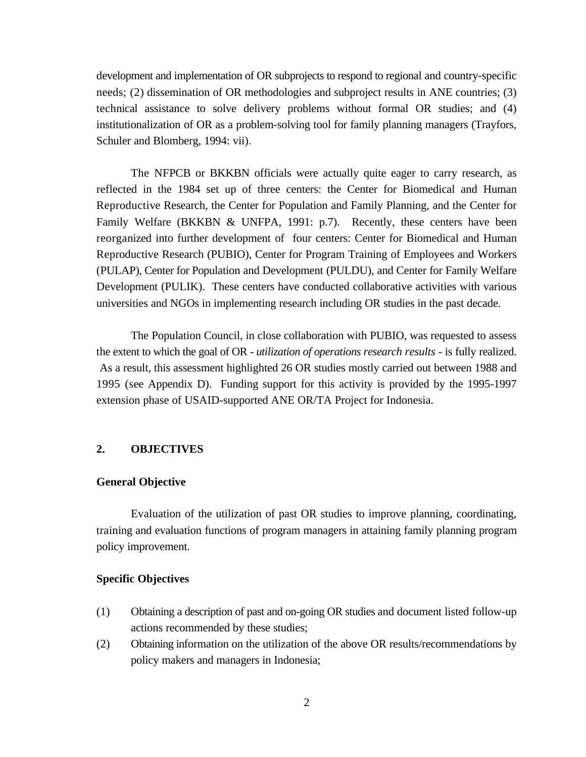development and implementation of OR subprojects to respond to regional and country-specific needs; (2) dissemination of OR methodologies and subproject results in ANE countries; (3) technical assistance to solve delivery problems without formal OR studies; and (4) institutionalization of OR as a problem-solving tool for family planning managers (Trayfors, Schuler and Blomberg, 1994: vii).

The NFPCB or BKKBN officials were actually quite eager to carry research, as reflected in the 1984 set up of three centers: the Center for Biomedical and Human Reproductive Research, the Center for Population and Family Planning, and the Center for Family Welfare (BKKBN & UNFPA, 1991: p.7). Recently, these centers have been reorganized into further development of four centers: Center for Biomedical and Human Reproductive Research (PUBIO), Center for Program Training of Employees and Workers (PULAP), Center for Population and Development (PULDU), and Center for Family Welfare Development (PULIK). These centers have conducted collaborative activities with various universities and NGOs in implementing research including OR studies in the past decade.

The Population Council, in close collaboration with PUBIO, was requested to assess the extent to which the goal of OR - *utilization of operations research results* - is fully realized. As a result, this assessment highlighted 26 OR studies mostly carried out between 1988 and 1995 (see Appendix D). Funding support for this activity is provided by the 1995-1997 extension phase of USAID-supported ANE OR/TA Project for Indonesia.

## 2. OBJECTIVES

### General Objective

Evaluation of the utilization of past OR studies to improve planning, coordinating, training and evaluation functions of program managers in attaining family planning program policy improvement.

### Specific Objectives

(1) Obtaining a description of past and on-going OR studies and document listed follow-up actions recommended by these studies;

(2) Obtaining information on the utilization of the above OR results/recommendations by policy makers and managers in Indonesia;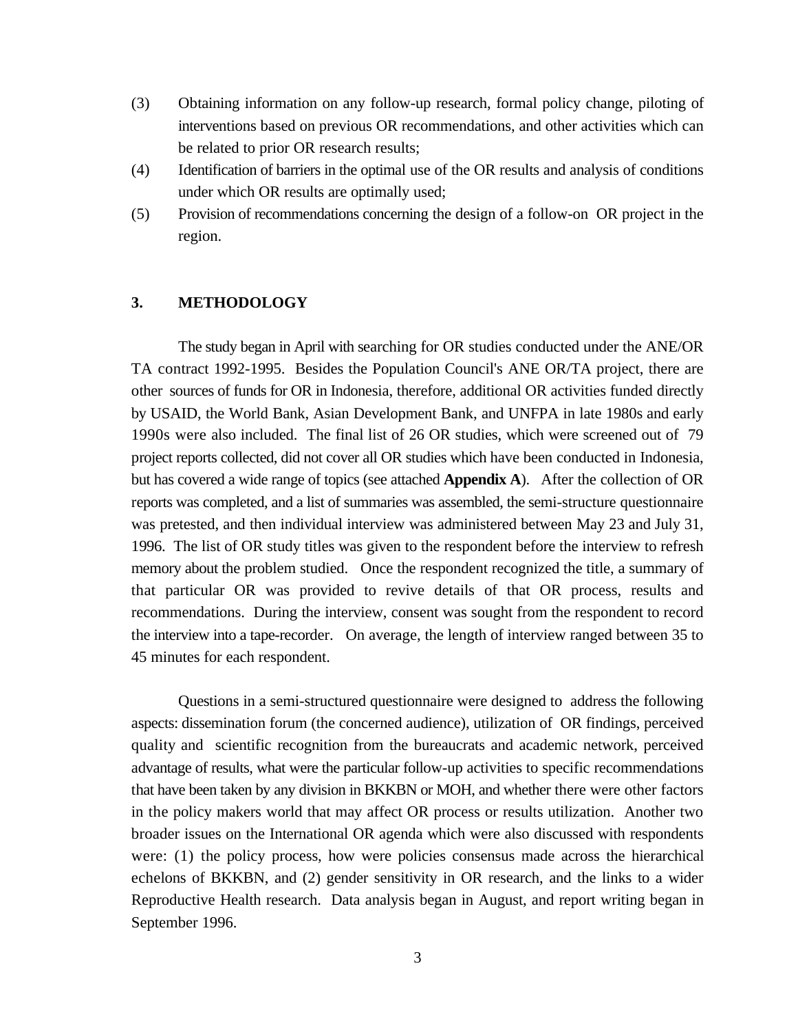(3) Obtaining information on any follow-up research, formal policy change, piloting of interventions based on previous OR recommendations, and other activities which can be related to prior OR research results;

(4) Identification of barriers in the optimal use of the OR results and analysis of conditions under which OR results are optimally used;

(5) Provision of recommendations concerning the design of a follow-on OR project in the region.

## 3. METHODOLOGY

The study began in April with searching for OR studies conducted under the ANE/OR TA contract 1992-1995. Besides the Population Council's ANE OR/TA project, there are other sources of funds for OR in Indonesia, therefore, additional OR activities funded directly by USAID, the World Bank, Asian Development Bank, and UNFPA in late 1980s and early 1990s were also included. The final list of 26 OR studies, which were screened out of 79 project reports collected, did not cover all OR studies which have been conducted in Indonesia, but has covered a wide range of topics (see attached **Appendix A**). After the collection of OR reports was completed, and a list of summaries was assembled, the semi-structure questionnaire was pretested, and then individual interview was administered between May 23 and July 31, 1996. The list of OR study titles was given to the respondent before the interview to refresh memory about the problem studied. Once the respondent recognized the title, a summary of that particular OR was provided to revive details of that OR process, results and recommendations. During the interview, consent was sought from the respondent to record the interview into a tape-recorder. On average, the length of interview ranged between 35 to 45 minutes for each respondent.

Questions in a semi-structured questionnaire were designed to address the following aspects: dissemination forum (the concerned audience), utilization of OR findings, perceived quality and scientific recognition from the bureaucrats and academic network, perceived advantage of results, what were the particular follow-up activities to specific recommendations that have been taken by any division in BKKBN or MOH, and whether there were other factors in the policy makers world that may affect OR process or results utilization. Another two broader issues on the International OR agenda which were also discussed with respondents were: (1) the policy process, how were policies consensus made across the hierarchical echelons of BKKBN, and (2) gender sensitivity in OR research, and the links to a wider Reproductive Health research. Data analysis began in August, and report writing began in September 1996.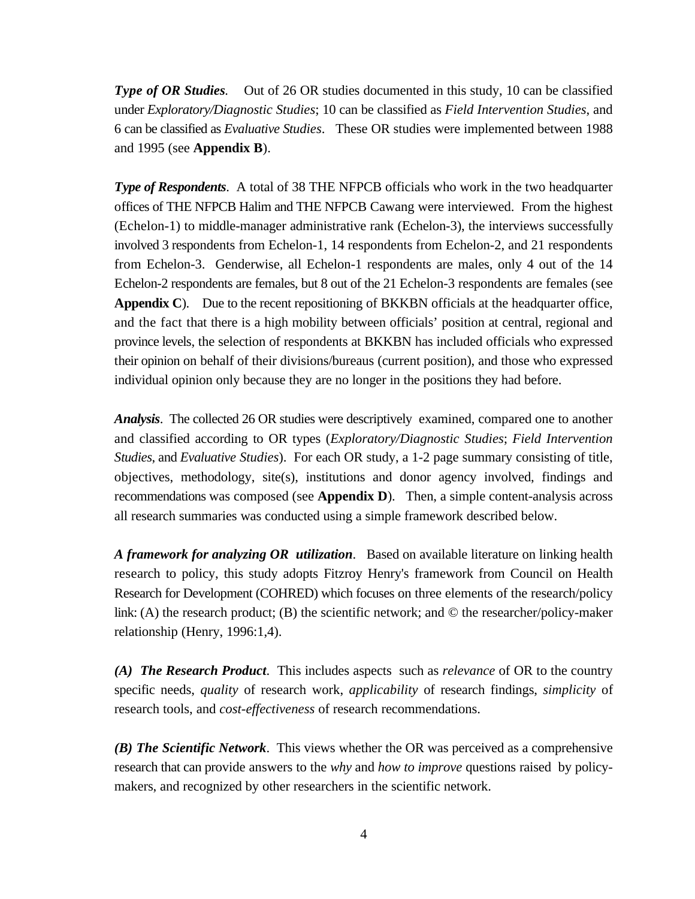***Type of OR Studies***. Out of 26 OR studies documented in this study, 10 can be classified under *Exploratory/Diagnostic Studies*; 10 can be classified as *Field Intervention Studies*, and 6 can be classified as *Evaluative Studies*. These OR studies were implemented between 1988 and 1995 (see **Appendix B**).

***Type of Respondents***. A total of 38 THE NFPCB officials who work in the two headquarter offices of THE NFPCB Halim and THE NFPCB Cawang were interviewed. From the highest (Echelon-1) to middle-manager administrative rank (Echelon-3), the interviews successfully involved 3 respondents from Echelon-1, 14 respondents from Echelon-2, and 21 respondents from Echelon-3. Genderwise, all Echelon-1 respondents are males, only 4 out of the 14 Echelon-2 respondents are females, but 8 out of the 21 Echelon-3 respondents are females (see **Appendix C**). Due to the recent repositioning of BKKBN officials at the headquarter office, and the fact that there is a high mobility between officials' position at central, regional and province levels, the selection of respondents at BKKBN has included officials who expressed their opinion on behalf of their divisions/bureaus (current position), and those who expressed individual opinion only because they are no longer in the positions they had before.

***Analysis***. The collected 26 OR studies were descriptively examined, compared one to another and classified according to OR types (*Exploratory/Diagnostic Studies*; *Field Intervention Studies*, and *Evaluative Studies*). For each OR study, a 1-2 page summary consisting of title, objectives, methodology, site(s), institutions and donor agency involved, findings and recommendations was composed (see **Appendix D**). Then, a simple content-analysis across all research summaries was conducted using a simple framework described below.

***A framework for analyzing OR utilization***. Based on available literature on linking health research to policy, this study adopts Fitzroy Henry's framework from Council on Health Research for Development (COHRED) which focuses on three elements of the research/policy link: (A) the research product; (B) the scientific network; and © the researcher/policy-maker relationship (Henry, 1996:1,4).

***(A) The Research Product***. This includes aspects such as *relevance* of OR to the country specific needs, *quality* of research work, *applicability* of research findings, *simplicity* of research tools, and *cost-effectiveness* of research recommendations.

***(B) The Scientific Network***. This views whether the OR was perceived as a comprehensive research that can provide answers to the *why* and *how to improve* questions raised by policy-makers, and recognized by other researchers in the scientific network.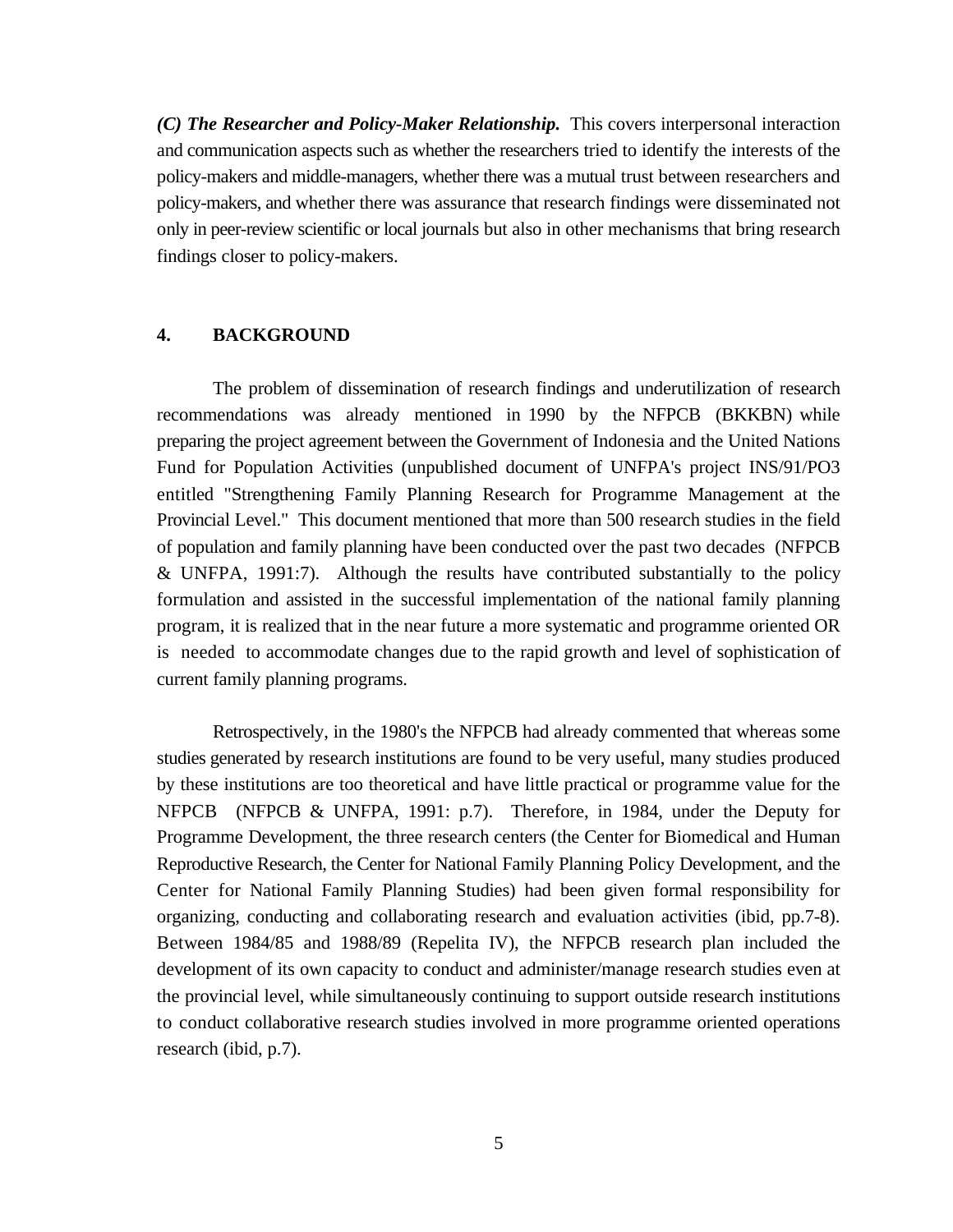***(C) The Researcher and Policy-Maker Relationship.*** This covers interpersonal interaction and communication aspects such as whether the researchers tried to identify the interests of the policy-makers and middle-managers, whether there was a mutual trust between researchers and policy-makers, and whether there was assurance that research findings were disseminated not only in peer-review scientific or local journals but also in other mechanisms that bring research findings closer to policy-makers.

## 4. BACKGROUND

The problem of dissemination of research findings and underutilization of research recommendations was already mentioned in 1990 by the NFPCB (BKKBN) while preparing the project agreement between the Government of Indonesia and the United Nations Fund for Population Activities (unpublished document of UNFPA's project INS/91/PO3 entitled "Strengthening Family Planning Research for Programme Management at the Provincial Level." This document mentioned that more than 500 research studies in the field of population and family planning have been conducted over the past two decades (NFPCB & UNFPA, 1991:7). Although the results have contributed substantially to the policy formulation and assisted in the successful implementation of the national family planning program, it is realized that in the near future a more systematic and programme oriented OR is needed to accommodate changes due to the rapid growth and level of sophistication of current family planning programs.

Retrospectively, in the 1980's the NFPCB had already commented that whereas some studies generated by research institutions are found to be very useful, many studies produced by these institutions are too theoretical and have little practical or programme value for the NFPCB (NFPCB & UNFPA, 1991: p.7). Therefore, in 1984, under the Deputy for Programme Development, the three research centers (the Center for Biomedical and Human Reproductive Research, the Center for National Family Planning Policy Development, and the Center for National Family Planning Studies) had been given formal responsibility for organizing, conducting and collaborating research and evaluation activities (ibid, pp.7-8). Between 1984/85 and 1988/89 (Repelita IV), the NFPCB research plan included the development of its own capacity to conduct and administer/manage research studies even at the provincial level, while simultaneously continuing to support outside research institutions to conduct collaborative research studies involved in more programme oriented operations research (ibid, p.7).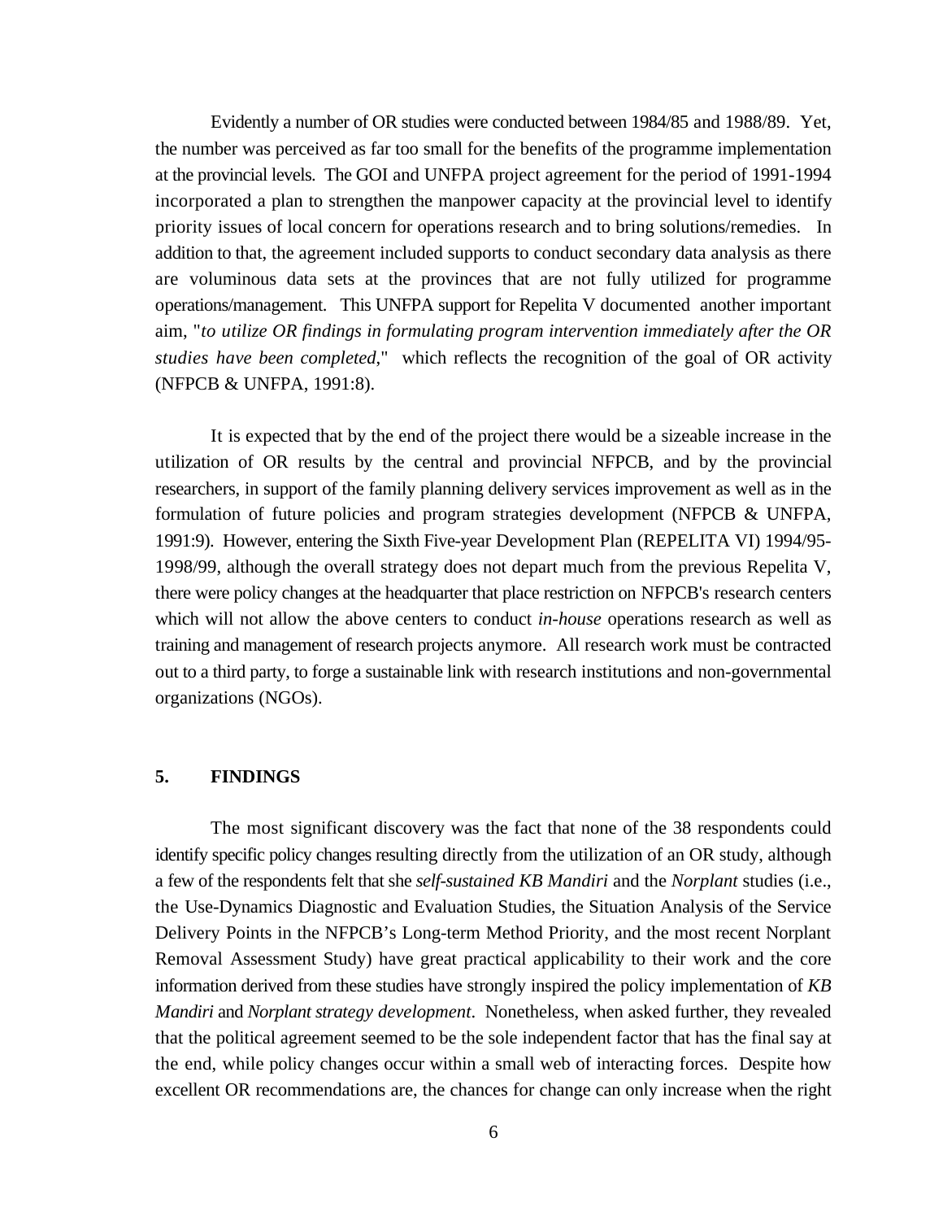Evidently a number of OR studies were conducted between 1984/85 and 1988/89. Yet, the number was perceived as far too small for the benefits of the programme implementation at the provincial levels. The GOI and UNFPA project agreement for the period of 1991-1994 incorporated a plan to strengthen the manpower capacity at the provincial level to identify priority issues of local concern for operations research and to bring solutions/remedies. In addition to that, the agreement included supports to conduct secondary data analysis as there are voluminous data sets at the provinces that are not fully utilized for programme operations/management. This UNFPA support for Repelita V documented another important aim, "*to utilize OR findings in formulating program intervention immediately after the OR studies have been completed*," which reflects the recognition of the goal of OR activity (NFPCB & UNFPA, 1991:8).

It is expected that by the end of the project there would be a sizeable increase in the utilization of OR results by the central and provincial NFPCB, and by the provincial researchers, in support of the family planning delivery services improvement as well as in the formulation of future policies and program strategies development (NFPCB & UNFPA, 1991:9). However, entering the Sixth Five-year Development Plan (REPELITA VI) 1994/95-1998/99, although the overall strategy does not depart much from the previous Repelita V, there were policy changes at the headquarter that place restriction on NFPCB's research centers which will not allow the above centers to conduct *in-house* operations research as well as training and management of research projects anymore. All research work must be contracted out to a third party, to forge a sustainable link with research institutions and non-governmental organizations (NGOs).

## 5. FINDINGS

The most significant discovery was the fact that none of the 38 respondents could identify specific policy changes resulting directly from the utilization of an OR study, although a few of the respondents felt that she *self-sustained KB Mandiri* and the *Norplant* studies (i.e., the Use-Dynamics Diagnostic and Evaluation Studies, the Situation Analysis of the Service Delivery Points in the NFPCB's Long-term Method Priority, and the most recent Norplant Removal Assessment Study) have great practical applicability to their work and the core information derived from these studies have strongly inspired the policy implementation of *KB Mandiri* and *Norplant strategy development*. Nonetheless, when asked further, they revealed that the political agreement seemed to be the sole independent factor that has the final say at the end, while policy changes occur within a small web of interacting forces. Despite how excellent OR recommendations are, the chances for change can only increase when the right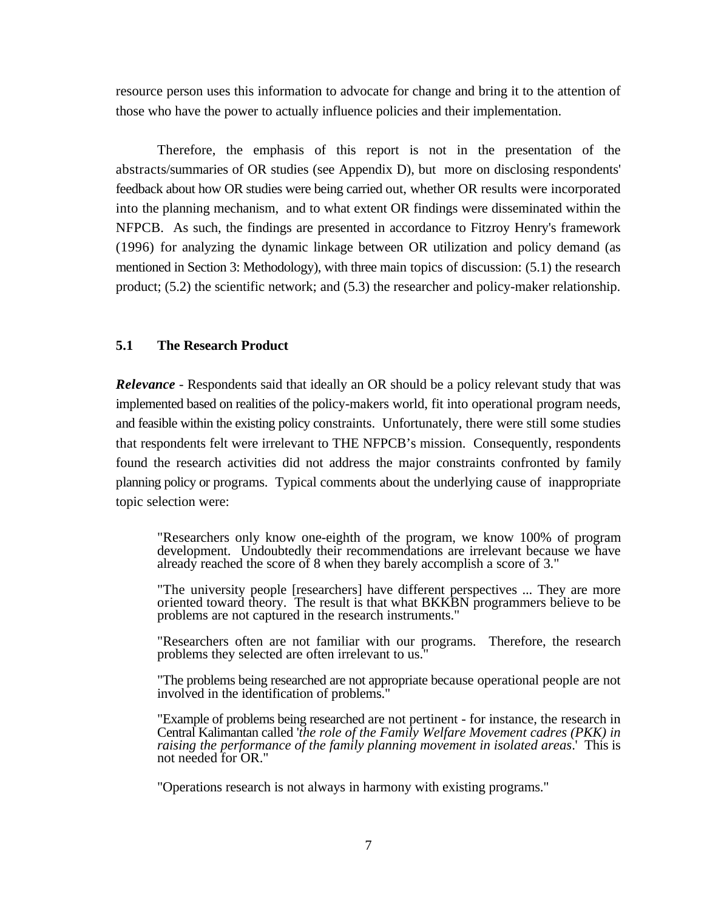resource person uses this information to advocate for change and bring it to the attention of those who have the power to actually influence policies and their implementation.

Therefore, the emphasis of this report is not in the presentation of the abstracts/summaries of OR studies (see Appendix D), but more on disclosing respondents' feedback about how OR studies were being carried out, whether OR results were incorporated into the planning mechanism, and to what extent OR findings were disseminated within the NFPCB. As such, the findings are presented in accordance to Fitzroy Henry's framework (1996) for analyzing the dynamic linkage between OR utilization and policy demand (as mentioned in Section 3: Methodology), with three main topics of discussion: (5.1) the research product; (5.2) the scientific network; and (5.3) the researcher and policy-maker relationship.

### 5.1 The Research Product

***Relevance*** - Respondents said that ideally an OR should be a policy relevant study that was implemented based on realities of the policy-makers world, fit into operational program needs, and feasible within the existing policy constraints. Unfortunately, there were still some studies that respondents felt were irrelevant to THE NFPCB's mission. Consequently, respondents found the research activities did not address the major constraints confronted by family planning policy or programs. Typical comments about the underlying cause of inappropriate topic selection were:

> "Researchers only know one-eighth of the program, we know 100% of program development. Undoubtedly their recommendations are irrelevant because we have already reached the score of 8 when they barely accomplish a score of 3."

> "The university people [researchers] have different perspectives ... They are more oriented toward theory. The result is that what BKKBN programmers believe to be problems are not captured in the research instruments."

> "Researchers often are not familiar with our programs. Therefore, the research problems they selected are often irrelevant to us."

> "The problems being researched are not appropriate because operational people are not involved in the identification of problems."

> "Example of problems being researched are not pertinent - for instance, the research in Central Kalimantan called '*the role of the Family Welfare Movement cadres (PKK) in raising the performance of the family planning movement in isolated areas*.' This is not needed for OR."

> "Operations research is not always in harmony with existing programs."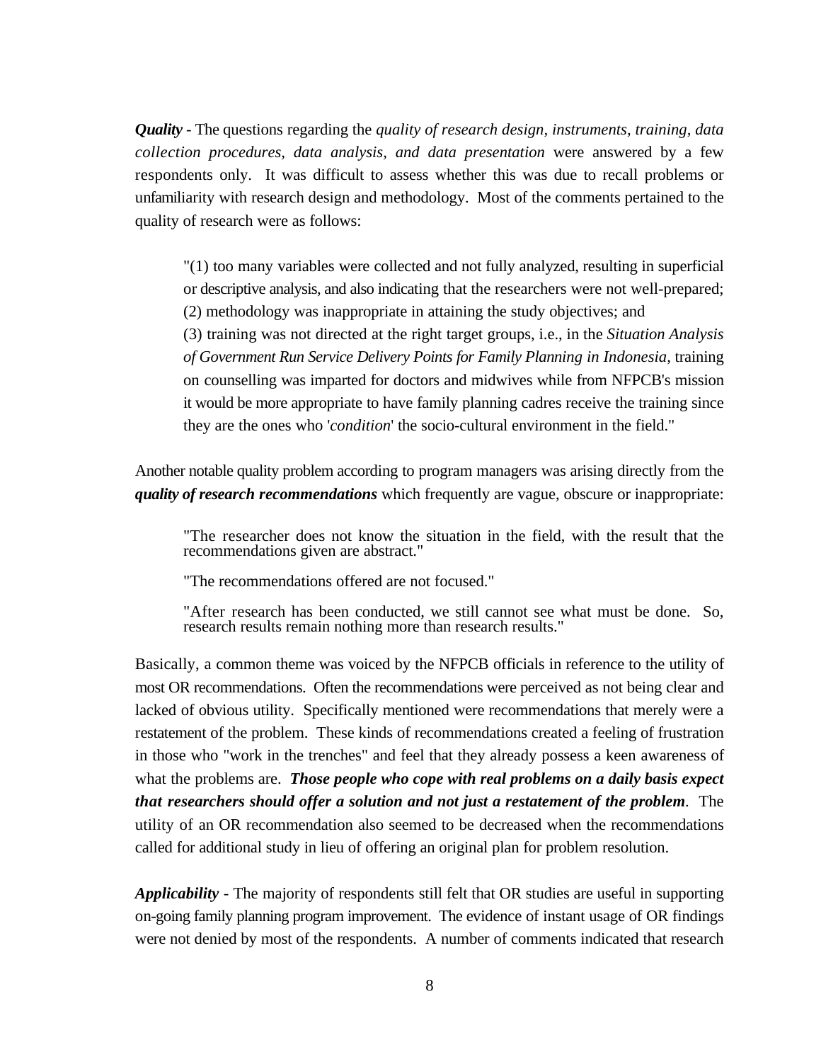***Quality*** - The questions regarding the *quality of research design, instruments, training, data collection procedures, data analysis, and data presentation* were answered by a few respondents only. It was difficult to assess whether this was due to recall problems or unfamiliarity with research design and methodology. Most of the comments pertained to the quality of research were as follows:

> "(1) too many variables were collected and not fully analyzed, resulting in superficial or descriptive analysis, and also indicating that the researchers were not well-prepared;
> (2) methodology was inappropriate in attaining the study objectives; and
> (3) training was not directed at the right target groups, i.e., in the *Situation Analysis of Government Run Service Delivery Points for Family Planning in Indonesia*, training on counselling was imparted for doctors and midwives while from NFPCB's mission it would be more appropriate to have family planning cadres receive the training since they are the ones who '*condition*' the socio-cultural environment in the field."

Another notable quality problem according to program managers was arising directly from the ***quality of research recommendations*** which frequently are vague, obscure or inappropriate:

> "The researcher does not know the situation in the field, with the result that the recommendations given are abstract."
>
> "The recommendations offered are not focused."
>
> "After research has been conducted, we still cannot see what must be done. So, research results remain nothing more than research results."

Basically, a common theme was voiced by the NFPCB officials in reference to the utility of most OR recommendations. Often the recommendations were perceived as not being clear and lacked of obvious utility. Specifically mentioned were recommendations that merely were a restatement of the problem. These kinds of recommendations created a feeling of frustration in those who "work in the trenches" and feel that they already possess a keen awareness of what the problems are. ***Those people who cope with real problems on a daily basis expect that researchers should offer a solution and not just a restatement of the problem***. The utility of an OR recommendation also seemed to be decreased when the recommendations called for additional study in lieu of offering an original plan for problem resolution.

***Applicability*** - The majority of respondents still felt that OR studies are useful in supporting on-going family planning program improvement. The evidence of instant usage of OR findings were not denied by most of the respondents. A number of comments indicated that research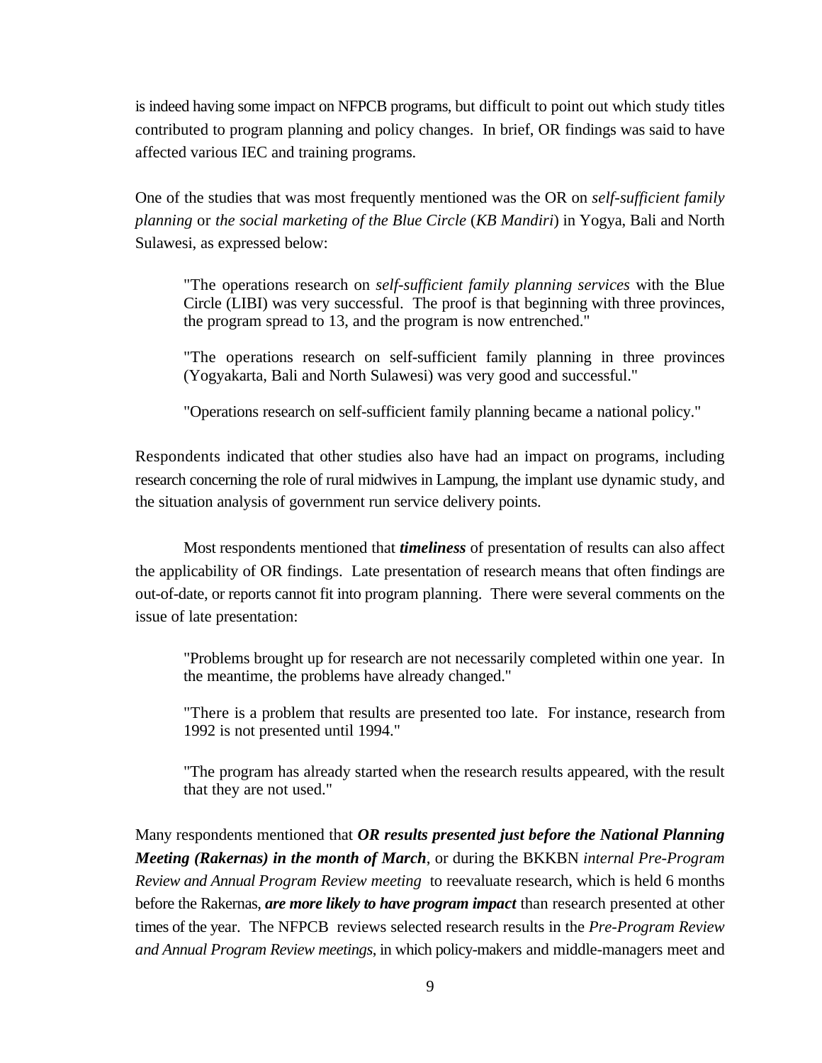is indeed having some impact on NFPCB programs, but difficult to point out which study titles contributed to program planning and policy changes. In brief, OR findings was said to have affected various IEC and training programs.

One of the studies that was most frequently mentioned was the OR on *self-sufficient family planning* or *the social marketing of the Blue Circle* (*KB Mandiri*) in Yogya, Bali and North Sulawesi, as expressed below:

> "The operations research on *self-sufficient family planning services* with the Blue Circle (LIBI) was very successful. The proof is that beginning with three provinces, the program spread to 13, and the program is now entrenched."
>
> "The operations research on self-sufficient family planning in three provinces (Yogyakarta, Bali and North Sulawesi) was very good and successful."
>
> "Operations research on self-sufficient family planning became a national policy."

Respondents indicated that other studies also have had an impact on programs, including research concerning the role of rural midwives in Lampung, the implant use dynamic study, and the situation analysis of government run service delivery points.

Most respondents mentioned that ***timeliness*** of presentation of results can also affect the applicability of OR findings. Late presentation of research means that often findings are out-of-date, or reports cannot fit into program planning. There were several comments on the issue of late presentation:

> "Problems brought up for research are not necessarily completed within one year. In the meantime, the problems have already changed."
>
> "There is a problem that results are presented too late. For instance, research from 1992 is not presented until 1994."
>
> "The program has already started when the research results appeared, with the result that they are not used."

Many respondents mentioned that ***OR results presented just before the National Planning Meeting (Rakernas) in the month of March***, or during the BKKBN *internal Pre-Program Review and Annual Program Review meeting* to reevaluate research, which is held 6 months before the Rakernas, ***are more likely to have program impact*** than research presented at other times of the year. The NFPCB reviews selected research results in the *Pre-Program Review and Annual Program Review meetings*, in which policy-makers and middle-managers meet and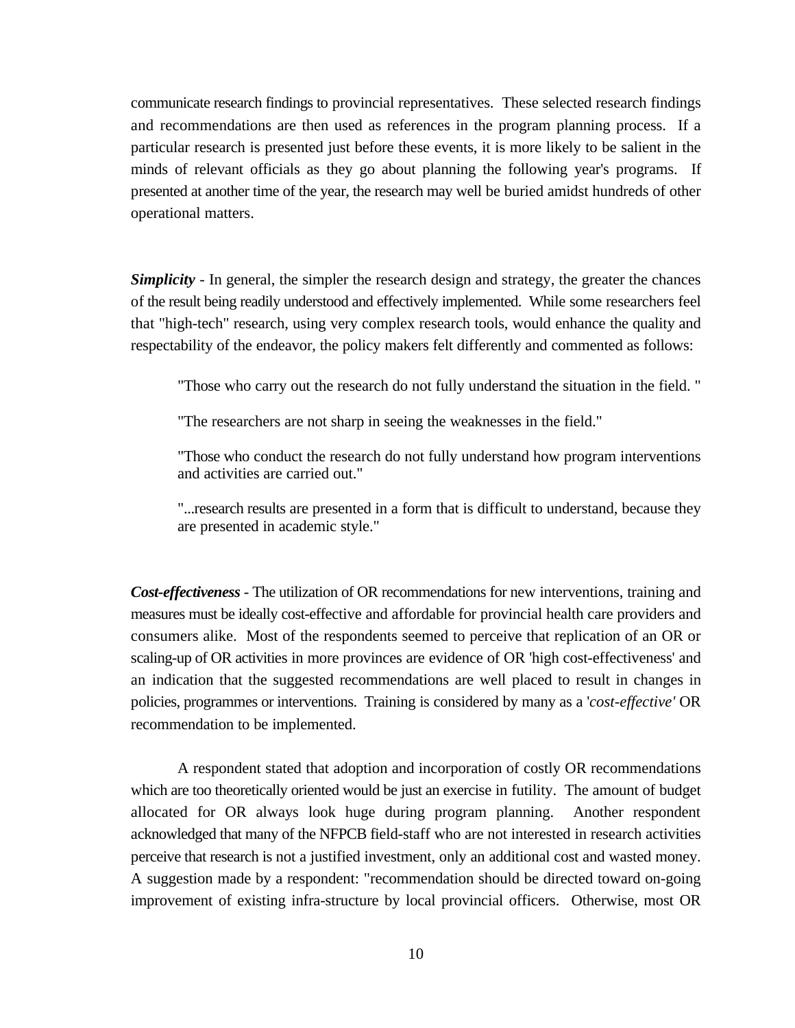communicate research findings to provincial representatives. These selected research findings and recommendations are then used as references in the program planning process. If a particular research is presented just before these events, it is more likely to be salient in the minds of relevant officials as they go about planning the following year's programs. If presented at another time of the year, the research may well be buried amidst hundreds of other operational matters.

***Simplicity*** - In general, the simpler the research design and strategy, the greater the chances of the result being readily understood and effectively implemented. While some researchers feel that "high-tech" research, using very complex research tools, would enhance the quality and respectability of the endeavor, the policy makers felt differently and commented as follows:

> "Those who carry out the research do not fully understand the situation in the field. "
>
> "The researchers are not sharp in seeing the weaknesses in the field."
>
> "Those who conduct the research do not fully understand how program interventions and activities are carried out."
>
> "...research results are presented in a form that is difficult to understand, because they are presented in academic style."

***Cost-effectiveness*** - The utilization of OR recommendations for new interventions, training and measures must be ideally cost-effective and affordable for provincial health care providers and consumers alike. Most of the respondents seemed to perceive that replication of an OR or scaling-up of OR activities in more provinces are evidence of OR 'high cost-effectiveness' and an indication that the suggested recommendations are well placed to result in changes in policies, programmes or interventions. Training is considered by many as a '*cost-effective'* OR recommendation to be implemented.

A respondent stated that adoption and incorporation of costly OR recommendations which are too theoretically oriented would be just an exercise in futility. The amount of budget allocated for OR always look huge during program planning. Another respondent acknowledged that many of the NFPCB field-staff who are not interested in research activities perceive that research is not a justified investment, only an additional cost and wasted money. A suggestion made by a respondent: "recommendation should be directed toward on-going improvement of existing infra-structure by local provincial officers. Otherwise, most OR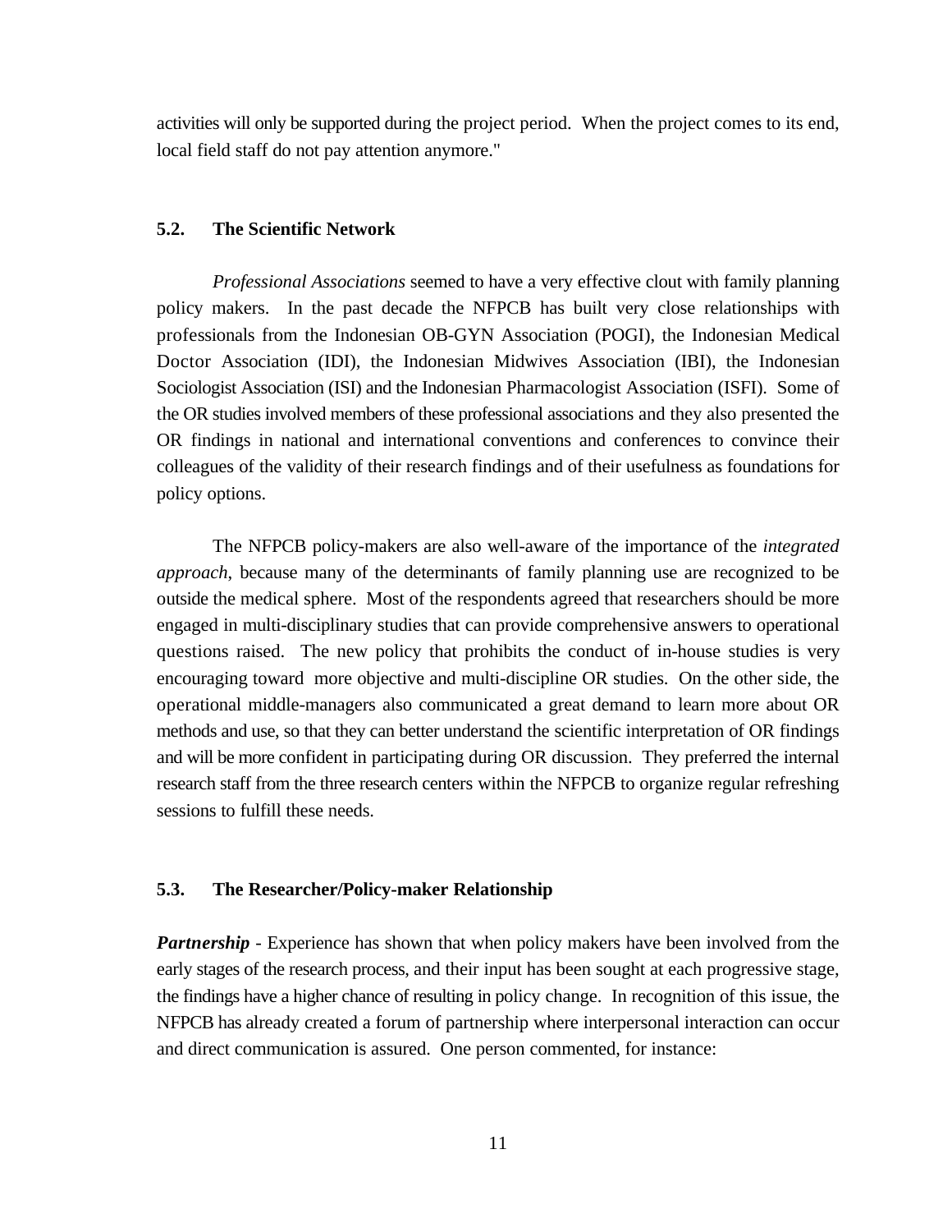activities will only be supported during the project period. When the project comes to its end, local field staff do not pay attention anymore."

### 5.2. The Scientific Network

*Professional Associations* seemed to have a very effective clout with family planning policy makers. In the past decade the NFPCB has built very close relationships with professionals from the Indonesian OB-GYN Association (POGI), the Indonesian Medical Doctor Association (IDI), the Indonesian Midwives Association (IBI), the Indonesian Sociologist Association (ISI) and the Indonesian Pharmacologist Association (ISFI). Some of the OR studies involved members of these professional associations and they also presented the OR findings in national and international conventions and conferences to convince their colleagues of the validity of their research findings and of their usefulness as foundations for policy options.

The NFPCB policy-makers are also well-aware of the importance of the *integrated approach*, because many of the determinants of family planning use are recognized to be outside the medical sphere. Most of the respondents agreed that researchers should be more engaged in multi-disciplinary studies that can provide comprehensive answers to operational questions raised. The new policy that prohibits the conduct of in-house studies is very encouraging toward more objective and multi-discipline OR studies. On the other side, the operational middle-managers also communicated a great demand to learn more about OR methods and use, so that they can better understand the scientific interpretation of OR findings and will be more confident in participating during OR discussion. They preferred the internal research staff from the three research centers within the NFPCB to organize regular refreshing sessions to fulfill these needs.

### 5.3. The Researcher/Policy-maker Relationship

***Partnership*** - Experience has shown that when policy makers have been involved from the early stages of the research process, and their input has been sought at each progressive stage, the findings have a higher chance of resulting in policy change. In recognition of this issue, the NFPCB has already created a forum of partnership where interpersonal interaction can occur and direct communication is assured. One person commented, for instance: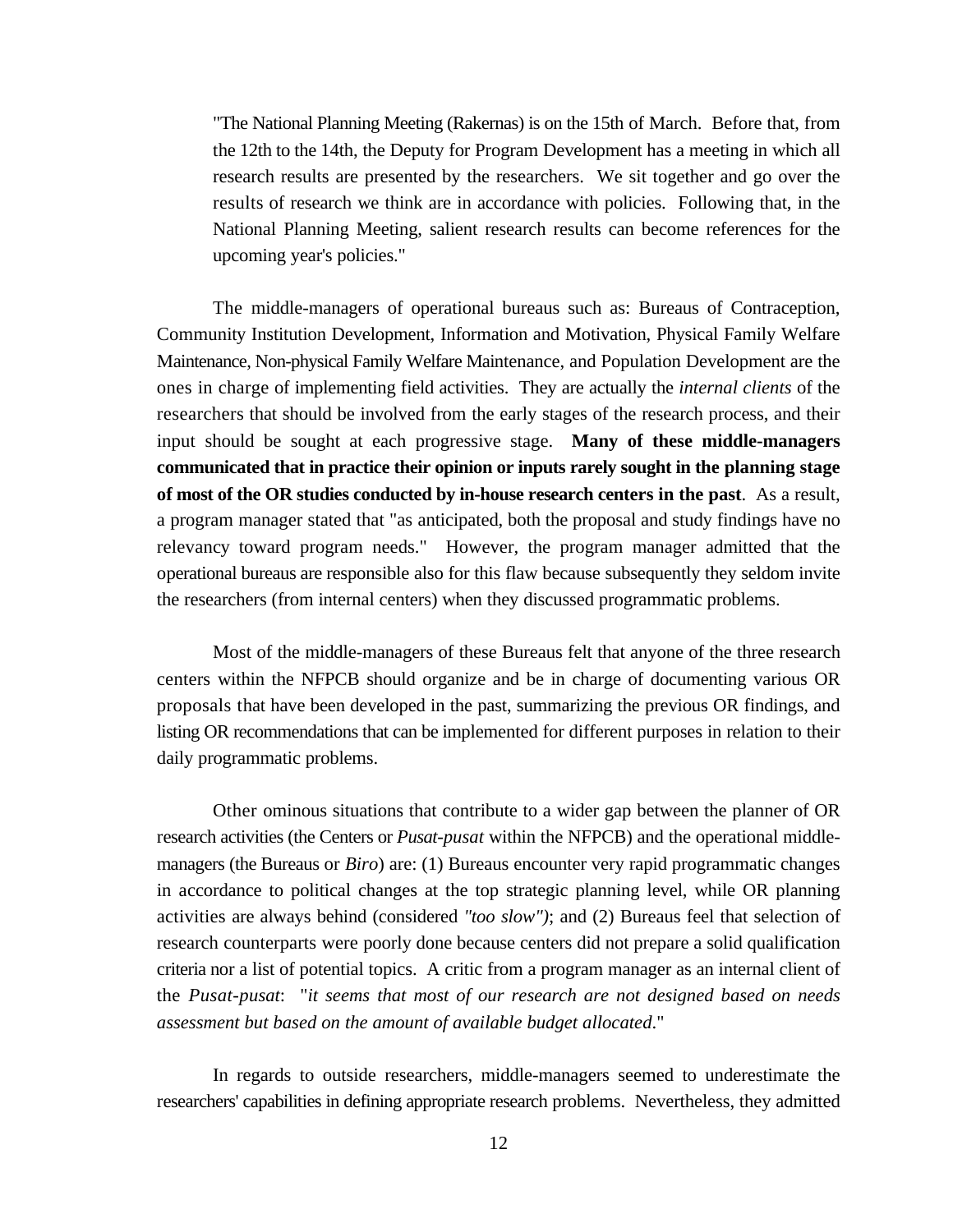"The National Planning Meeting (Rakernas) is on the 15th of March. Before that, from the 12th to the 14th, the Deputy for Program Development has a meeting in which all research results are presented by the researchers. We sit together and go over the results of research we think are in accordance with policies. Following that, in the National Planning Meeting, salient research results can become references for the upcoming year's policies."

The middle-managers of operational bureaus such as: Bureaus of Contraception, Community Institution Development, Information and Motivation, Physical Family Welfare Maintenance, Non-physical Family Welfare Maintenance, and Population Development are the ones in charge of implementing field activities. They are actually the *internal clients* of the researchers that should be involved from the early stages of the research process, and their input should be sought at each progressive stage. **Many of these middle-managers communicated that in practice their opinion or inputs rarely sought in the planning stage of most of the OR studies conducted by in-house research centers in the past**. As a result, a program manager stated that "as anticipated, both the proposal and study findings have no relevancy toward program needs." However, the program manager admitted that the operational bureaus are responsible also for this flaw because subsequently they seldom invite the researchers (from internal centers) when they discussed programmatic problems.

Most of the middle-managers of these Bureaus felt that anyone of the three research centers within the NFPCB should organize and be in charge of documenting various OR proposals that have been developed in the past, summarizing the previous OR findings, and listing OR recommendations that can be implemented for different purposes in relation to their daily programmatic problems.

Other ominous situations that contribute to a wider gap between the planner of OR research activities (the Centers or *Pusat-pusat* within the NFPCB) and the operational middle-managers (the Bureaus or *Biro*) are: (1) Bureaus encounter very rapid programmatic changes in accordance to political changes at the top strategic planning level, while OR planning activities are always behind (considered *"too slow")*; and (2) Bureaus feel that selection of research counterparts were poorly done because centers did not prepare a solid qualification criteria nor a list of potential topics. A critic from a program manager as an internal client of the *Pusat-pusat*: "*it seems that most of our research are not designed based on needs assessment but based on the amount of available budget allocated*."

In regards to outside researchers, middle-managers seemed to underestimate the researchers' capabilities in defining appropriate research problems. Nevertheless, they admitted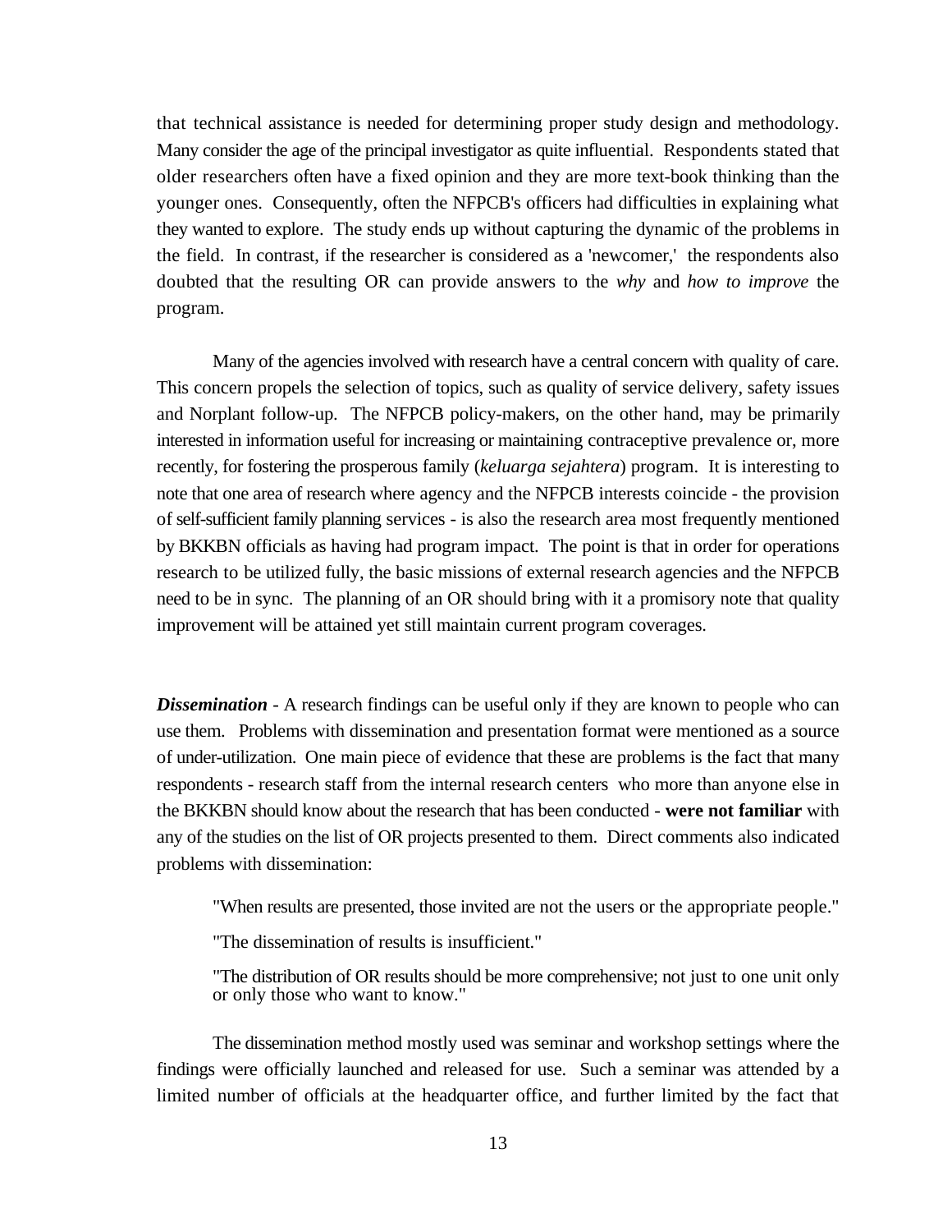that technical assistance is needed for determining proper study design and methodology. Many consider the age of the principal investigator as quite influential. Respondents stated that older researchers often have a fixed opinion and they are more text-book thinking than the younger ones. Consequently, often the NFPCB's officers had difficulties in explaining what they wanted to explore. The study ends up without capturing the dynamic of the problems in the field. In contrast, if the researcher is considered as a 'newcomer,' the respondents also doubted that the resulting OR can provide answers to the *why* and *how to improve* the program.

Many of the agencies involved with research have a central concern with quality of care. This concern propels the selection of topics, such as quality of service delivery, safety issues and Norplant follow-up. The NFPCB policy-makers, on the other hand, may be primarily interested in information useful for increasing or maintaining contraceptive prevalence or, more recently, for fostering the prosperous family (*keluarga sejahtera*) program. It is interesting to note that one area of research where agency and the NFPCB interests coincide - the provision of self-sufficient family planning services - is also the research area most frequently mentioned by BKKBN officials as having had program impact. The point is that in order for operations research to be utilized fully, the basic missions of external research agencies and the NFPCB need to be in sync. The planning of an OR should bring with it a promisory note that quality improvement will be attained yet still maintain current program coverages.

***Dissemination*** - A research findings can be useful only if they are known to people who can use them. Problems with dissemination and presentation format were mentioned as a source of under-utilization. One main piece of evidence that these are problems is the fact that many respondents - research staff from the internal research centers who more than anyone else in the BKKBN should know about the research that has been conducted - **were not familiar** with any of the studies on the list of OR projects presented to them. Direct comments also indicated problems with dissemination:

> "When results are presented, those invited are not the users or the appropriate people."
>
> "The dissemination of results is insufficient."
>
> "The distribution of OR results should be more comprehensive; not just to one unit only or only those who want to know."

The dissemination method mostly used was seminar and workshop settings where the findings were officially launched and released for use. Such a seminar was attended by a limited number of officials at the headquarter office, and further limited by the fact that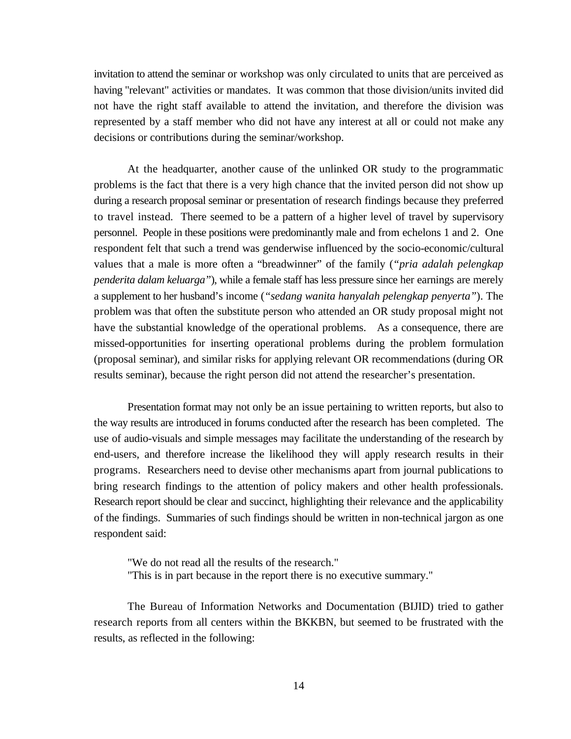invitation to attend the seminar or workshop was only circulated to units that are perceived as having "relevant" activities or mandates. It was common that those division/units invited did not have the right staff available to attend the invitation, and therefore the division was represented by a staff member who did not have any interest at all or could not make any decisions or contributions during the seminar/workshop.

At the headquarter, another cause of the unlinked OR study to the programmatic problems is the fact that there is a very high chance that the invited person did not show up during a research proposal seminar or presentation of research findings because they preferred to travel instead. There seemed to be a pattern of a higher level of travel by supervisory personnel. People in these positions were predominantly male and from echelons 1 and 2. One respondent felt that such a trend was genderwise influenced by the socio-economic/cultural values that a male is more often a "breadwinner" of the family (*"pria adalah pelengkap penderita dalam keluarga"*), while a female staff has less pressure since her earnings are merely a supplement to her husband's income (*"sedang wanita hanyalah pelengkap penyerta"*). The problem was that often the substitute person who attended an OR study proposal might not have the substantial knowledge of the operational problems. As a consequence, there are missed-opportunities for inserting operational problems during the problem formulation (proposal seminar), and similar risks for applying relevant OR recommendations (during OR results seminar), because the right person did not attend the researcher's presentation.

Presentation format may not only be an issue pertaining to written reports, but also to the way results are introduced in forums conducted after the research has been completed. The use of audio-visuals and simple messages may facilitate the understanding of the research by end-users, and therefore increase the likelihood they will apply research results in their programs. Researchers need to devise other mechanisms apart from journal publications to bring research findings to the attention of policy makers and other health professionals. Research report should be clear and succinct, highlighting their relevance and the applicability of the findings. Summaries of such findings should be written in non-technical jargon as one respondent said:

> "We do not read all the results of the research."
> "This is in part because in the report there is no executive summary."

The Bureau of Information Networks and Documentation (BIJID) tried to gather research reports from all centers within the BKKBN, but seemed to be frustrated with the results, as reflected in the following: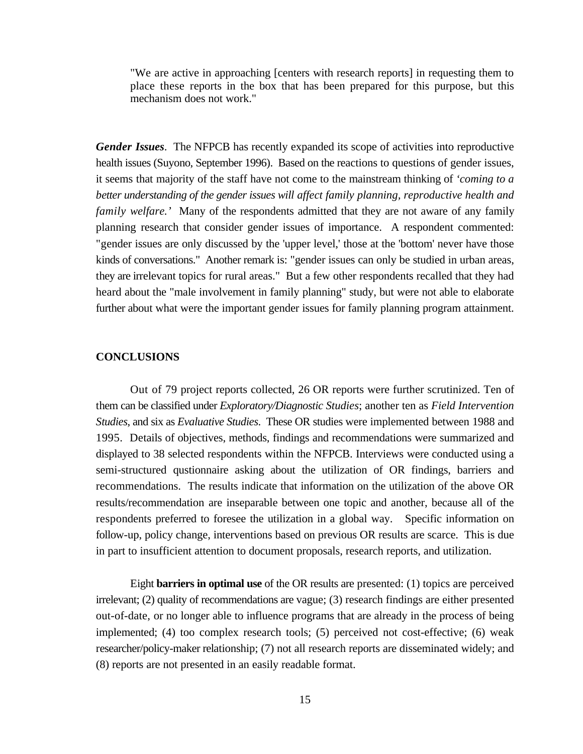> "We are active in approaching [centers with research reports] in requesting them to place these reports in the box that has been prepared for this purpose, but this mechanism does not work."

***Gender Issues***. The NFPCB has recently expanded its scope of activities into reproductive health issues (Suyono, September 1996). Based on the reactions to questions of gender issues, it seems that majority of the staff have not come to the mainstream thinking of *'coming to a better understanding of the gender issues will affect family planning, reproductive health and family welfare.'* Many of the respondents admitted that they are not aware of any family planning research that consider gender issues of importance. A respondent commented: "gender issues are only discussed by the 'upper level,' those at the 'bottom' never have those kinds of conversations." Another remark is: "gender issues can only be studied in urban areas, they are irrelevant topics for rural areas." But a few other respondents recalled that they had heard about the "male involvement in family planning" study, but were not able to elaborate further about what were the important gender issues for family planning program attainment.

**CONCLUSIONS**

Out of 79 project reports collected, 26 OR reports were further scrutinized. Ten of them can be classified under *Exploratory/Diagnostic Studies*; another ten as *Field Intervention Studies*, and six as *Evaluative Studies*. These OR studies were implemented between 1988 and 1995. Details of objectives, methods, findings and recommendations were summarized and displayed to 38 selected respondents within the NFPCB. Interviews were conducted using a semi-structured qustionnaire asking about the utilization of OR findings, barriers and recommendations. The results indicate that information on the utilization of the above OR results/recommendation are inseparable between one topic and another, because all of the respondents preferred to foresee the utilization in a global way. Specific information on follow-up, policy change, interventions based on previous OR results are scarce. This is due in part to insufficient attention to document proposals, research reports, and utilization.

Eight **barriers in optimal use** of the OR results are presented: (1) topics are perceived irrelevant; (2) quality of recommendations are vague; (3) research findings are either presented out-of-date, or no longer able to influence programs that are already in the process of being implemented; (4) too complex research tools; (5) perceived not cost-effective; (6) weak researcher/policy-maker relationship; (7) not all research reports are disseminated widely; and (8) reports are not presented in an easily readable format.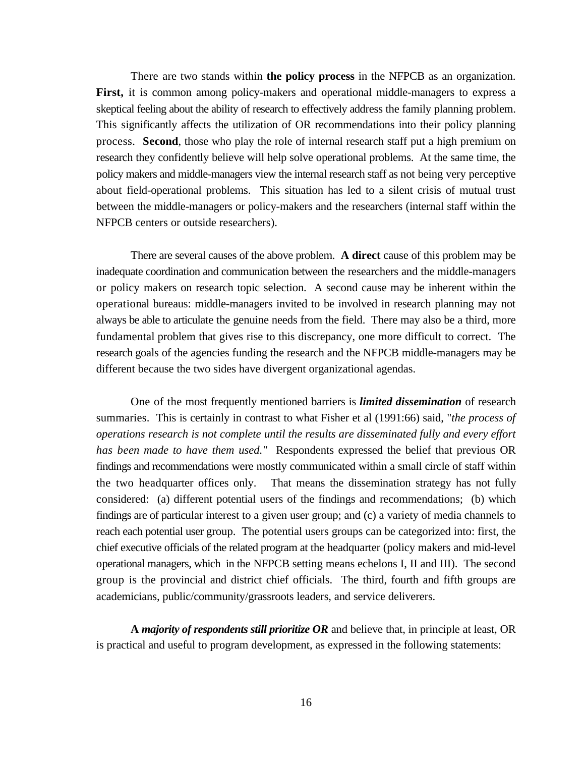There are two stands within **the policy process** in the NFPCB as an organization. **First,** it is common among policy-makers and operational middle-managers to express a skeptical feeling about the ability of research to effectively address the family planning problem. This significantly affects the utilization of OR recommendations into their policy planning process. **Second**, those who play the role of internal research staff put a high premium on research they confidently believe will help solve operational problems. At the same time, the policy makers and middle-managers view the internal research staff as not being very perceptive about field-operational problems. This situation has led to a silent crisis of mutual trust between the middle-managers or policy-makers and the researchers (internal staff within the NFPCB centers or outside researchers).

There are several causes of the above problem. **A direct** cause of this problem may be inadequate coordination and communication between the researchers and the middle-managers or policy makers on research topic selection. A second cause may be inherent within the operational bureaus: middle-managers invited to be involved in research planning may not always be able to articulate the genuine needs from the field. There may also be a third, more fundamental problem that gives rise to this discrepancy, one more difficult to correct. The research goals of the agencies funding the research and the NFPCB middle-managers may be different because the two sides have divergent organizational agendas.

One of the most frequently mentioned barriers is ***limited dissemination*** of research summaries. This is certainly in contrast to what Fisher et al (1991:66) said, "*the process of operations research is not complete until the results are disseminated fully and every effort has been made to have them used."* Respondents expressed the belief that previous OR findings and recommendations were mostly communicated within a small circle of staff within the two headquarter offices only. That means the dissemination strategy has not fully considered: (a) different potential users of the findings and recommendations; (b) which findings are of particular interest to a given user group; and (c) a variety of media channels to reach each potential user group. The potential users groups can be categorized into: first, the chief executive officials of the related program at the headquarter (policy makers and mid-level operational managers, which in the NFPCB setting means echelons I, II and III). The second group is the provincial and district chief officials. The third, fourth and fifth groups are academicians, public/community/grassroots leaders, and service deliverers.

**A *majority of respondents still prioritize OR*** and believe that, in principle at least, OR is practical and useful to program development, as expressed in the following statements: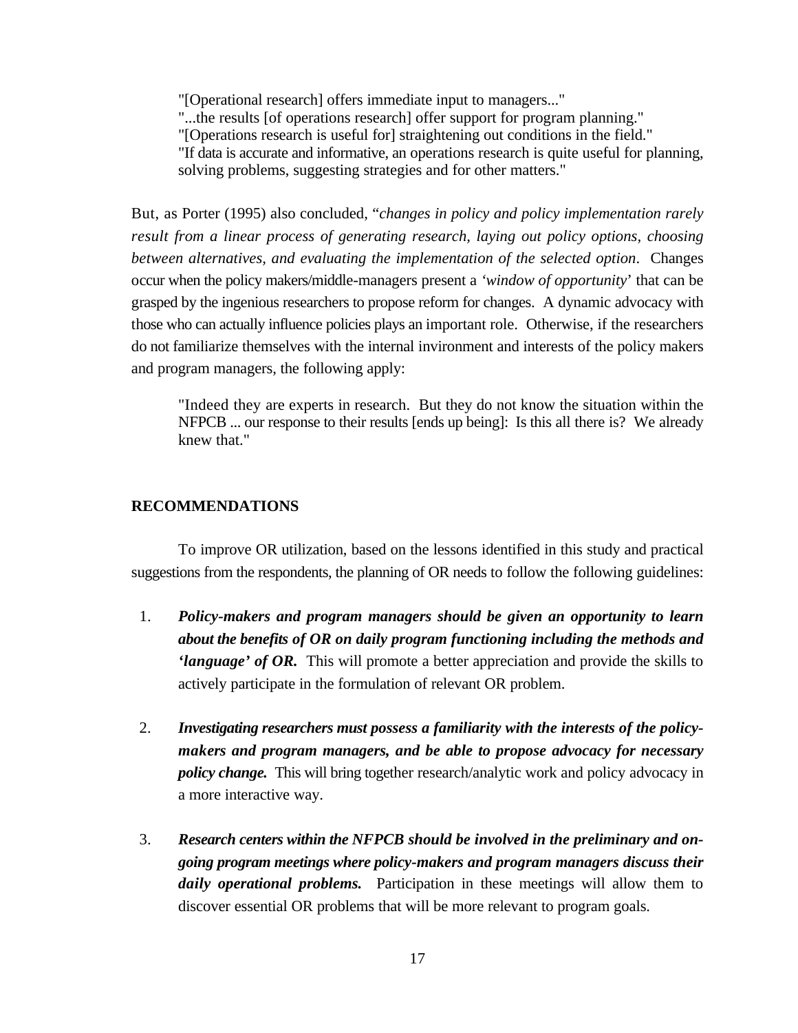> "[Operational research] offers immediate input to managers..."
> "...the results [of operations research] offer support for program planning."
> "[Operations research is useful for] straightening out conditions in the field."
> "If data is accurate and informative, an operations research is quite useful for planning, solving problems, suggesting strategies and for other matters."

But, as Porter (1995) also concluded, "*changes in policy and policy implementation rarely result from a linear process of generating research, laying out policy options, choosing between alternatives, and evaluating the implementation of the selected option*. Changes occur when the policy makers/middle-managers present a '*window of opportunity*' that can be grasped by the ingenious researchers to propose reform for changes. A dynamic advocacy with those who can actually influence policies plays an important role. Otherwise, if the researchers do not familiarize themselves with the internal invironment and interests of the policy makers and program managers, the following apply:

> "Indeed they are experts in research. But they do not know the situation within the NFPCB ... our response to their results [ends up being]: Is this all there is? We already knew that."

## RECOMMENDATIONS

To improve OR utilization, based on the lessons identified in this study and practical suggestions from the respondents, the planning of OR needs to follow the following guidelines:

1. ***Policy-makers and program managers should be given an opportunity to learn about the benefits of OR on daily program functioning including the methods and 'language' of OR.*** This will promote a better appreciation and provide the skills to actively participate in the formulation of relevant OR problem.

2. ***Investigating researchers must possess a familiarity with the interests of the policy-makers and program managers, and be able to propose advocacy for necessary policy change.*** This will bring together research/analytic work and policy advocacy in a more interactive way.

3. ***Research centers within the NFPCB should be involved in the preliminary and on-going program meetings where policy-makers and program managers discuss their daily operational problems.*** Participation in these meetings will allow them to discover essential OR problems that will be more relevant to program goals.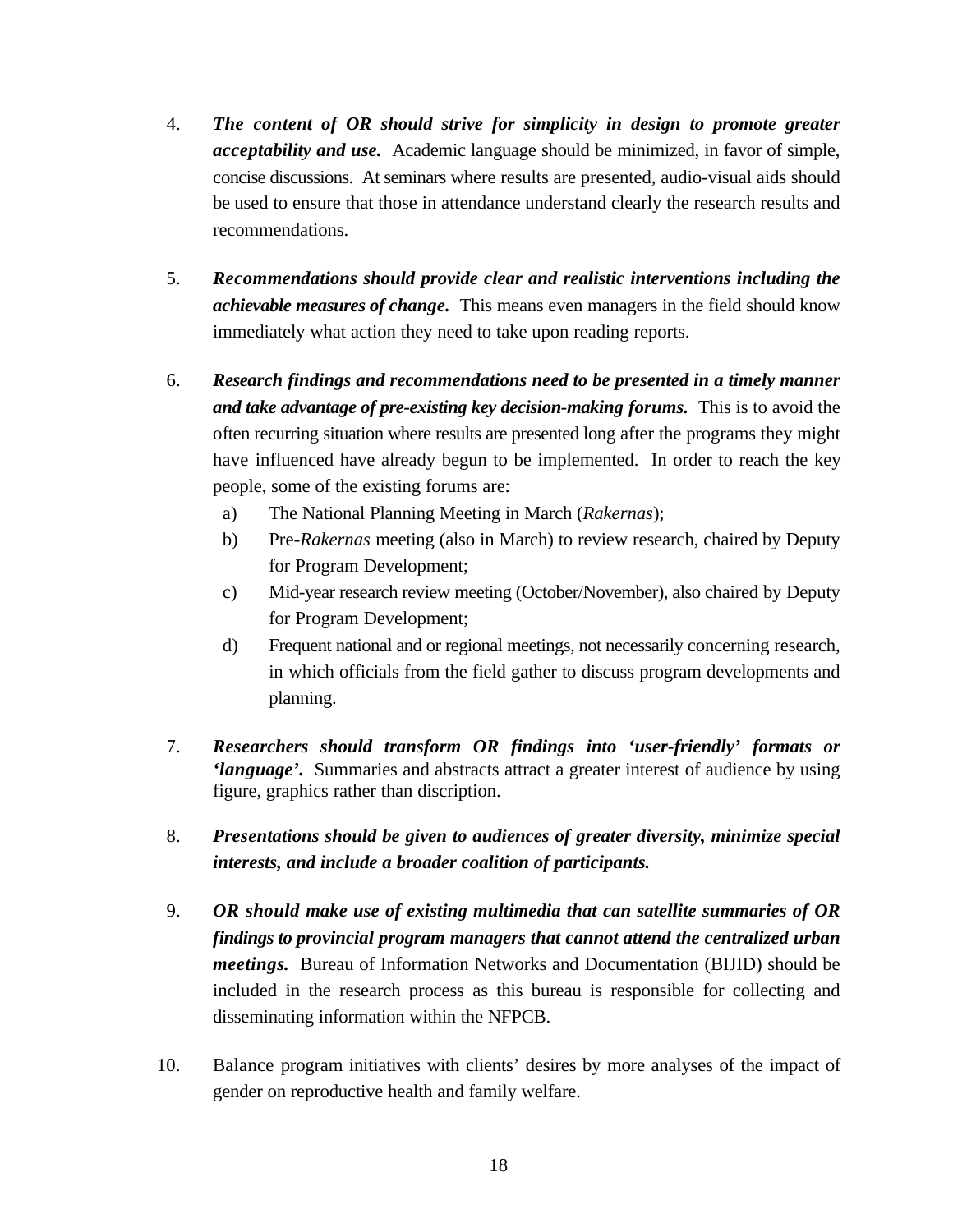4. ***The content of OR should strive for simplicity in design to promote greater acceptability and use.*** Academic language should be minimized, in favor of simple, concise discussions. At seminars where results are presented, audio-visual aids should be used to ensure that those in attendance understand clearly the research results and recommendations.

5. ***Recommendations should provide clear and realistic interventions including the achievable measures of change.*** This means even managers in the field should know immediately what action they need to take upon reading reports.

6. ***Research findings and recommendations need to be presented in a timely manner and take advantage of pre-existing key decision-making forums.*** This is to avoid the often recurring situation where results are presented long after the programs they might have influenced have already begun to be implemented. In order to reach the key people, some of the existing forums are:
   a) The National Planning Meeting in March (*Rakernas*);
   b) Pre-*Rakernas* meeting (also in March) to review research, chaired by Deputy for Program Development;
   c) Mid-year research review meeting (October/November), also chaired by Deputy for Program Development;
   d) Frequent national and or regional meetings, not necessarily concerning research, in which officials from the field gather to discuss program developments and planning.

7. ***Researchers should transform OR findings into 'user-friendly' formats or 'language'.*** Summaries and abstracts attract a greater interest of audience by using figure, graphics rather than discription.

8. ***Presentations should be given to audiences of greater diversity, minimize special interests, and include a broader coalition of participants.***

9. ***OR should make use of existing multimedia that can satellite summaries of OR findings to provincial program managers that cannot attend the centralized urban meetings.*** Bureau of Information Networks and Documentation (BIJID) should be included in the research process as this bureau is responsible for collecting and disseminating information within the NFPCB.

10. Balance program initiatives with clients' desires by more analyses of the impact of gender on reproductive health and family welfare.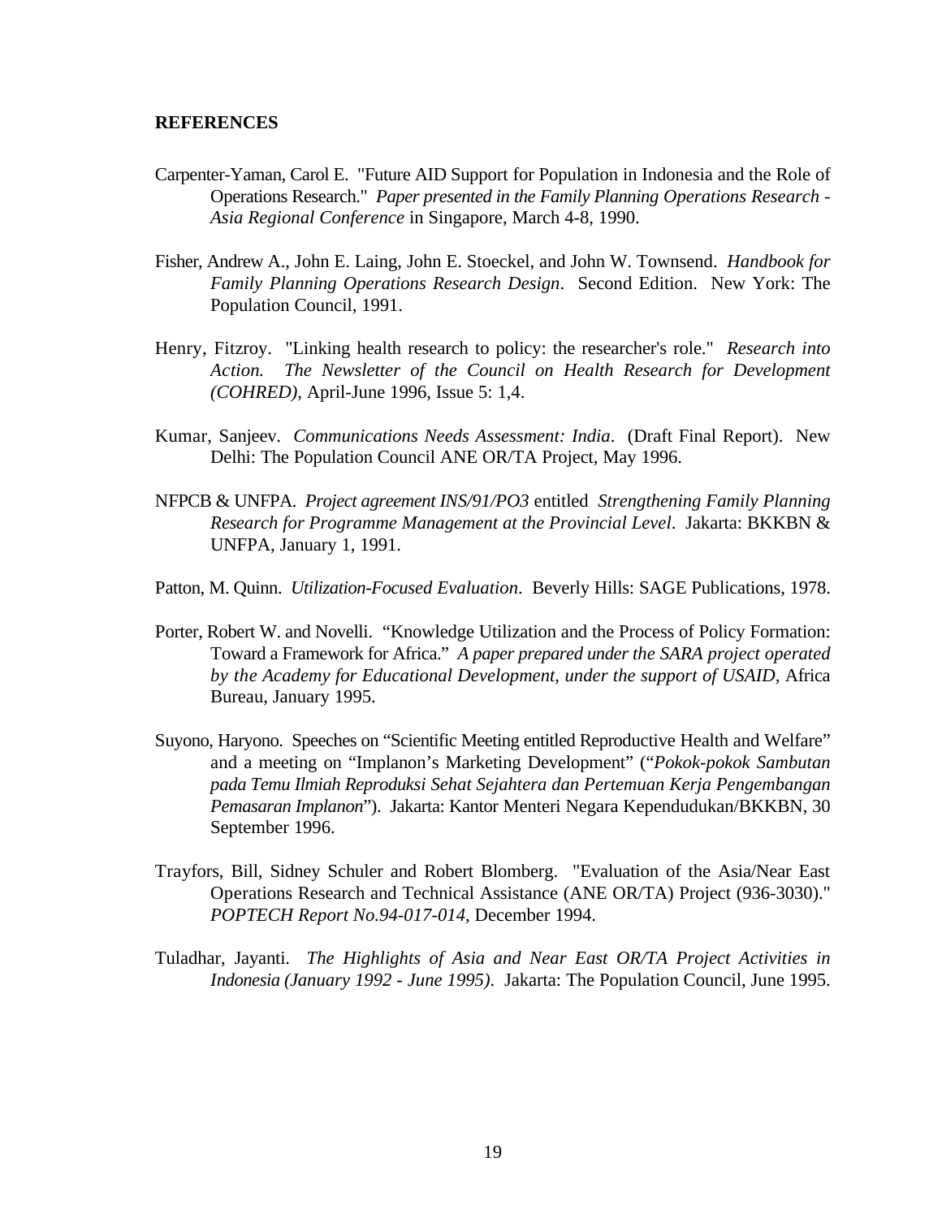## REFERENCES

Carpenter-Yaman, Carol E. "Future AID Support for Population in Indonesia and the Role of Operations Research." *Paper presented in the Family Planning Operations Research - Asia Regional Conference* in Singapore, March 4-8, 1990.

Fisher, Andrew A., John E. Laing, John E. Stoeckel, and John W. Townsend. *Handbook for Family Planning Operations Research Design*. Second Edition. New York: The Population Council, 1991.

Henry, Fitzroy. "Linking health research to policy: the researcher's role." *Research into Action. The Newsletter of the Council on Health Research for Development (COHRED)*, April-June 1996, Issue 5: 1,4.

Kumar, Sanjeev. *Communications Needs Assessment: India*. (Draft Final Report). New Delhi: The Population Council ANE OR/TA Project, May 1996.

NFPCB & UNFPA. *Project agreement INS/91/PO3* entitled *Strengthening Family Planning Research for Programme Management at the Provincial Level*. Jakarta: BKKBN & UNFPA, January 1, 1991.

Patton, M. Quinn. *Utilization-Focused Evaluation*. Beverly Hills: SAGE Publications, 1978.

Porter, Robert W. and Novelli. "Knowledge Utilization and the Process of Policy Formation: Toward a Framework for Africa." *A paper prepared under the SARA project operated by the Academy for Educational Development, under the support of USAID*, Africa Bureau, January 1995.

Suyono, Haryono. Speeches on "Scientific Meeting entitled Reproductive Health and Welfare" and a meeting on "Implanon's Marketing Development" ("*Pokok-pokok Sambutan pada Temu Ilmiah Reproduksi Sehat Sejahtera dan Pertemuan Kerja Pengembangan Pemasaran Implanon*"). Jakarta: Kantor Menteri Negara Kependudukan/BKKBN, 30 September 1996.

Trayfors, Bill, Sidney Schuler and Robert Blomberg. "Evaluation of the Asia/Near East Operations Research and Technical Assistance (ANE OR/TA) Project (936-3030)." *POPTECH Report No.94-017-014*, December 1994.

Tuladhar, Jayanti. *The Highlights of Asia and Near East OR/TA Project Activities in Indonesia (January 1992 - June 1995)*. Jakarta: The Population Council, June 1995.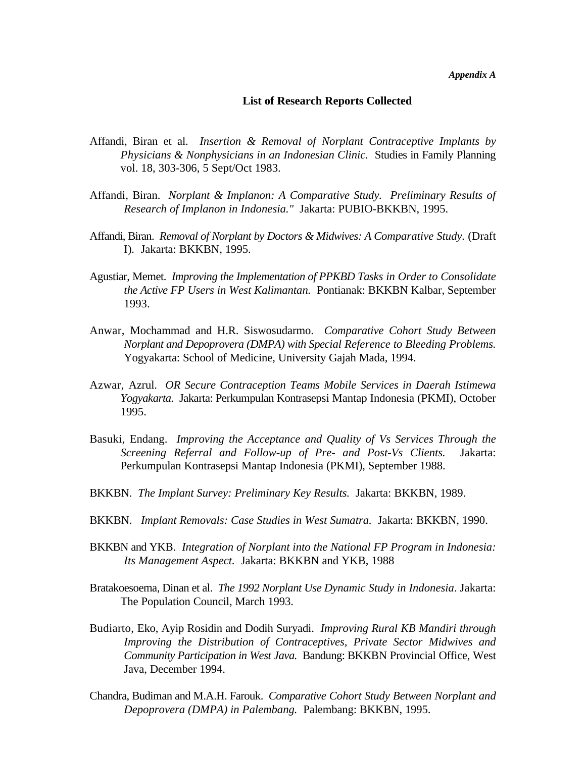*Appendix A*

## List of Research Reports Collected

Affandi, Biran et al. *Insertion & Removal of Norplant Contraceptive Implants by Physicians & Nonphysicians in an Indonesian Clinic.* Studies in Family Planning vol. 18, 303-306, 5 Sept/Oct 1983.

Affandi, Biran. *Norplant & Implanon: A Comparative Study. Preliminary Results of Research of Implanon in Indonesia."* Jakarta: PUBIO-BKKBN, 1995.

Affandi, Biran. *Removal of Norplant by Doctors & Midwives: A Comparative Study.* (Draft I). Jakarta: BKKBN, 1995.

Agustiar, Memet. *Improving the Implementation of PPKBD Tasks in Order to Consolidate the Active FP Users in West Kalimantan.* Pontianak: BKKBN Kalbar, September 1993.

Anwar, Mochammad and H.R. Siswosudarmo. *Comparative Cohort Study Between Norplant and Depoprovera (DMPA) with Special Reference to Bleeding Problems.* Yogyakarta: School of Medicine, University Gajah Mada, 1994.

Azwar, Azrul. *OR Secure Contraception Teams Mobile Services in Daerah Istimewa Yogyakarta.* Jakarta: Perkumpulan Kontrasepsi Mantap Indonesia (PKMI), October 1995.

Basuki, Endang. *Improving the Acceptance and Quality of Vs Services Through the Screening Referral and Follow-up of Pre- and Post-Vs Clients.* Jakarta: Perkumpulan Kontrasepsi Mantap Indonesia (PKMI), September 1988.

BKKBN. *The Implant Survey: Preliminary Key Results.* Jakarta: BKKBN, 1989.

BKKBN. *Implant Removals: Case Studies in West Sumatra.* Jakarta: BKKBN, 1990.

BKKBN and YKB. *Integration of Norplant into the National FP Program in Indonesia: Its Management Aspect.* Jakarta: BKKBN and YKB, 1988

Bratakoesoema, Dinan et al. *The 1992 Norplant Use Dynamic Study in Indonesia*. Jakarta: The Population Council, March 1993.

Budiarto, Eko, Ayip Rosidin and Dodih Suryadi. *Improving Rural KB Mandiri through Improving the Distribution of Contraceptives, Private Sector Midwives and Community Participation in West Java.* Bandung: BKKBN Provincial Office, West Java, December 1994.

Chandra, Budiman and M.A.H. Farouk. *Comparative Cohort Study Between Norplant and Depoprovera (DMPA) in Palembang.* Palembang: BKKBN, 1995.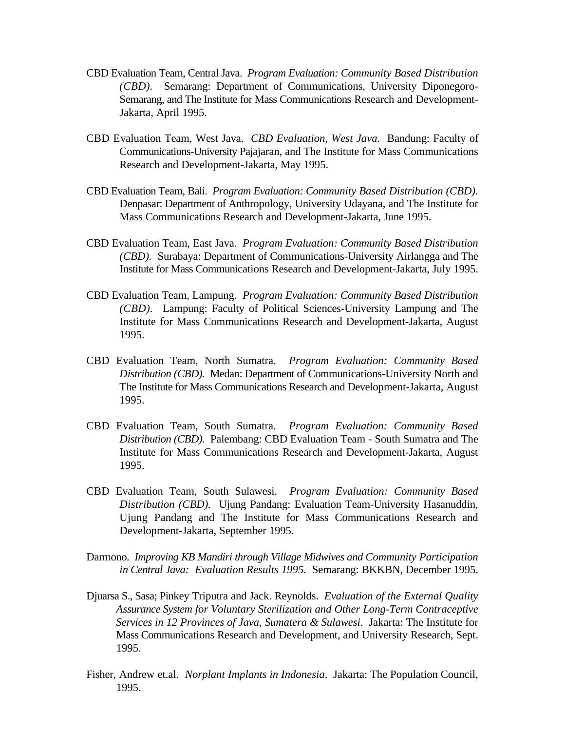CBD Evaluation Team, Central Java. *Program Evaluation: Community Based Distribution (CBD)*. Semarang: Department of Communications, University Diponegoro-Semarang, and The Institute for Mass Communications Research and Development-Jakarta, April 1995.

CBD Evaluation Team, West Java. *CBD Evaluation, West Java.* Bandung: Faculty of Communications-University Pajajaran, and The Institute for Mass Communications Research and Development-Jakarta, May 1995.

CBD Evaluation Team, Bali. *Program Evaluation: Community Based Distribution (CBD).* Denpasar: Department of Anthropology, University Udayana, and The Institute for Mass Communications Research and Development-Jakarta, June 1995.

CBD Evaluation Team, East Java. *Program Evaluation: Community Based Distribution (CBD).* Surabaya: Department of Communications-University Airlangga and The Institute for Mass Communications Research and Development-Jakarta, July 1995.

CBD Evaluation Team, Lampung. *Program Evaluation: Community Based Distribution (CBD)*. Lampung: Faculty of Political Sciences-University Lampung and The Institute for Mass Communications Research and Development-Jakarta, August 1995.

CBD Evaluation Team, North Sumatra. *Program Evaluation: Community Based Distribution (CBD).* Medan: Department of Communications-University North and The Institute for Mass Communications Research and Development-Jakarta, August 1995.

CBD Evaluation Team, South Sumatra. *Program Evaluation: Community Based Distribution (CBD).* Palembang: CBD Evaluation Team - South Sumatra and The Institute for Mass Communications Research and Development-Jakarta, August 1995.

CBD Evaluation Team, South Sulawesi. *Program Evaluation: Community Based Distribution (CBD).* Ujung Pandang: Evaluation Team-University Hasanuddin, Ujung Pandang and The Institute for Mass Communications Research and Development-Jakarta, September 1995.

Darmono. *Improving KB Mandiri through Village Midwives and Community Participation in Central Java: Evaluation Results 1995.* Semarang: BKKBN, December 1995.

Djuarsa S., Sasa; Pinkey Triputra and Jack. Reynolds. *Evaluation of the External Quality Assurance System for Voluntary Sterilization and Other Long-Term Contraceptive Services in 12 Provinces of Java, Sumatera & Sulawesi.* Jakarta: The Institute for Mass Communications Research and Development, and University Research, Sept. 1995.

Fisher, Andrew et.al. *Norplant Implants in Indonesia*. Jakarta: The Population Council, 1995.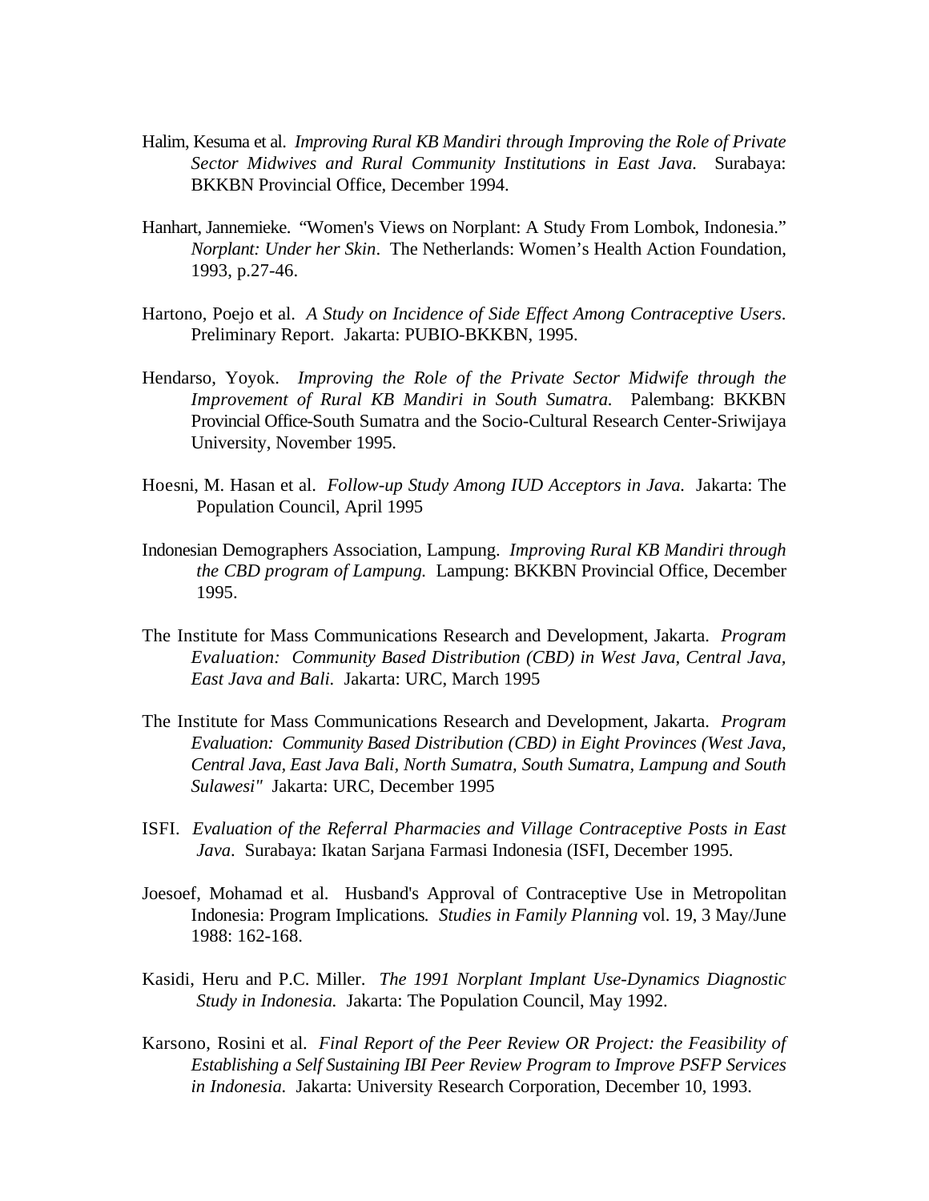Halim, Kesuma et al. *Improving Rural KB Mandiri through Improving the Role of Private Sector Midwives and Rural Community Institutions in East Java.* Surabaya: BKKBN Provincial Office, December 1994.

Hanhart, Jannemieke. "Women's Views on Norplant: A Study From Lombok, Indonesia." *Norplant: Under her Skin*. The Netherlands: Women's Health Action Foundation, 1993, p.27-46.

Hartono, Poejo et al. *A Study on Incidence of Side Effect Among Contraceptive Users*. Preliminary Report. Jakarta: PUBIO-BKKBN, 1995.

Hendarso, Yoyok. *Improving the Role of the Private Sector Midwife through the Improvement of Rural KB Mandiri in South Sumatra.* Palembang: BKKBN Provincial Office-South Sumatra and the Socio-Cultural Research Center-Sriwijaya University, November 1995.

Hoesni, M. Hasan et al. *Follow-up Study Among IUD Acceptors in Java.* Jakarta: The Population Council, April 1995

Indonesian Demographers Association, Lampung. *Improving Rural KB Mandiri through the CBD program of Lampung.* Lampung: BKKBN Provincial Office, December 1995.

The Institute for Mass Communications Research and Development, Jakarta. *Program Evaluation: Community Based Distribution (CBD) in West Java, Central Java, East Java and Bali.* Jakarta: URC, March 1995

The Institute for Mass Communications Research and Development, Jakarta. *Program Evaluation: Community Based Distribution (CBD) in Eight Provinces (West Java, Central Java, East Java Bali, North Sumatra, South Sumatra, Lampung and South Sulawesi"* Jakarta: URC, December 1995

ISFI. *Evaluation of the Referral Pharmacies and Village Contraceptive Posts in East Java*. Surabaya: Ikatan Sarjana Farmasi Indonesia (ISFI, December 1995.

Joesoef, Mohamad et al. Husband's Approval of Contraceptive Use in Metropolitan Indonesia: Program Implications. *Studies in Family Planning* vol. 19, 3 May/June 1988: 162-168.

Kasidi, Heru and P.C. Miller. *The 1991 Norplant Implant Use-Dynamics Diagnostic Study in Indonesia.* Jakarta: The Population Council, May 1992.

Karsono, Rosini et al. *Final Report of the Peer Review OR Project: the Feasibility of Establishing a Self Sustaining IBI Peer Review Program to Improve PSFP Services in Indonesia.* Jakarta: University Research Corporation, December 10, 1993.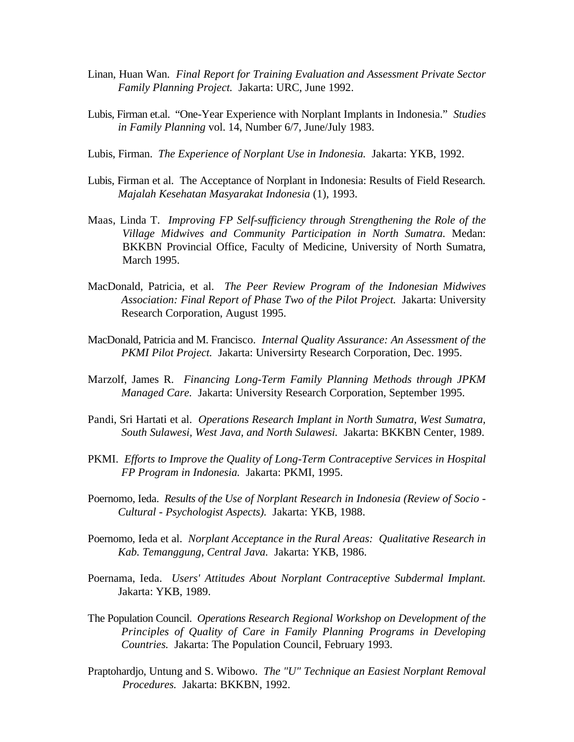Linan, Huan Wan. *Final Report for Training Evaluation and Assessment Private Sector Family Planning Project.* Jakarta: URC, June 1992.

Lubis, Firman et.al. "One-Year Experience with Norplant Implants in Indonesia." *Studies in Family Planning* vol. 14, Number 6/7, June/July 1983.

Lubis, Firman. *The Experience of Norplant Use in Indonesia.* Jakarta: YKB, 1992.

Lubis, Firman et al. The Acceptance of Norplant in Indonesia: Results of Field Research. *Majalah Kesehatan Masyarakat Indonesia* (1), 1993.

Maas, Linda T. *Improving FP Self-sufficiency through Strengthening the Role of the Village Midwives and Community Participation in North Sumatra.* Medan: BKKBN Provincial Office, Faculty of Medicine, University of North Sumatra, March 1995.

MacDonald, Patricia, et al. *The Peer Review Program of the Indonesian Midwives Association: Final Report of Phase Two of the Pilot Project.* Jakarta: University Research Corporation, August 1995.

MacDonald, Patricia and M. Francisco. *Internal Quality Assurance: An Assessment of the PKMI Pilot Project.* Jakarta: Universirty Research Corporation, Dec. 1995.

Marzolf, James R. *Financing Long-Term Family Planning Methods through JPKM Managed Care.* Jakarta: University Research Corporation, September 1995.

Pandi, Sri Hartati et al. *Operations Research Implant in North Sumatra, West Sumatra, South Sulawesi, West Java, and North Sulawesi.* Jakarta: BKKBN Center, 1989.

PKMI. *Efforts to Improve the Quality of Long-Term Contraceptive Services in Hospital FP Program in Indonesia.* Jakarta: PKMI, 1995.

Poernomo, Ieda. *Results of the Use of Norplant Research in Indonesia (Review of Socio - Cultural - Psychologist Aspects).* Jakarta: YKB, 1988.

Poernomo, Ieda et al. *Norplant Acceptance in the Rural Areas: Qualitative Research in Kab. Temanggung, Central Java.* Jakarta: YKB, 1986.

Poernama, Ieda. *Users' Attitudes About Norplant Contraceptive Subdermal Implant.* Jakarta: YKB, 1989.

The Population Council. *Operations Research Regional Workshop on Development of the Principles of Quality of Care in Family Planning Programs in Developing Countries.* Jakarta: The Population Council, February 1993.

Praptohardjo, Untung and S. Wibowo. *The "U" Technique an Easiest Norplant Removal Procedures.* Jakarta: BKKBN, 1992.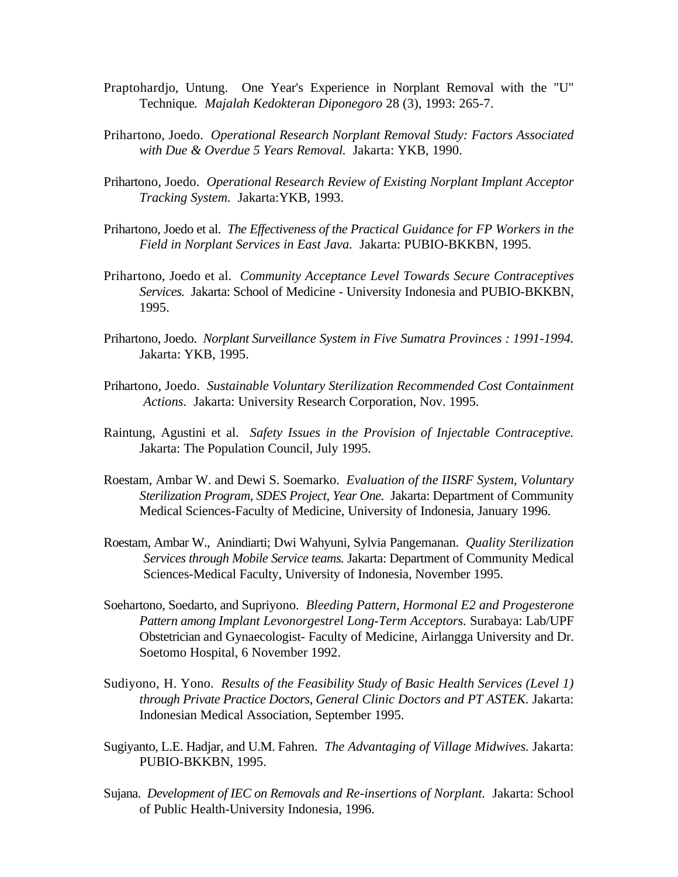Praptohardjo, Untung. One Year's Experience in Norplant Removal with the "U" Technique. *Majalah Kedokteran Diponegoro* 28 (3), 1993: 265-7.

Prihartono, Joedo. *Operational Research Norplant Removal Study: Factors Associated with Due & Overdue 5 Years Removal.* Jakarta: YKB, 1990.

Prihartono, Joedo. *Operational Research Review of Existing Norplant Implant Acceptor Tracking System.* Jakarta:YKB, 1993.

Prihartono, Joedo et al. *The Effectiveness of the Practical Guidance for FP Workers in the Field in Norplant Services in East Java.* Jakarta: PUBIO-BKKBN, 1995.

Prihartono, Joedo et al. *Community Acceptance Level Towards Secure Contraceptives Services.* Jakarta: School of Medicine - University Indonesia and PUBIO-BKKBN, 1995.

Prihartono, Joedo. *Norplant Surveillance System in Five Sumatra Provinces : 1991-1994.* Jakarta: YKB, 1995.

Prihartono, Joedo. *Sustainable Voluntary Sterilization Recommended Cost Containment Actions.* Jakarta: University Research Corporation, Nov. 1995.

Raintung, Agustini et al. *Safety Issues in the Provision of Injectable Contraceptive.* Jakarta: The Population Council, July 1995.

Roestam, Ambar W. and Dewi S. Soemarko. *Evaluation of the IISRF System, Voluntary Sterilization Program, SDES Project, Year One.* Jakarta: Department of Community Medical Sciences-Faculty of Medicine, University of Indonesia, January 1996.

Roestam, Ambar W., Anindiarti; Dwi Wahyuni, Sylvia Pangemanan. *Quality Sterilization Services through Mobile Service teams.* Jakarta: Department of Community Medical Sciences-Medical Faculty, University of Indonesia, November 1995.

Soehartono, Soedarto, and Supriyono. *Bleeding Pattern, Hormonal E2 and Progesterone Pattern among Implant Levonorgestrel Long-Term Acceptors.* Surabaya: Lab/UPF Obstetrician and Gynaecologist- Faculty of Medicine, Airlangga University and Dr. Soetomo Hospital, 6 November 1992.

Sudiyono, H. Yono. *Results of the Feasibility Study of Basic Health Services (Level 1) through Private Practice Doctors, General Clinic Doctors and PT ASTEK.* Jakarta: Indonesian Medical Association, September 1995.

Sugiyanto, L.E. Hadjar, and U.M. Fahren. *The Advantaging of Village Midwives.* Jakarta: PUBIO-BKKBN, 1995.

Sujana. *Development of IEC on Removals and Re-insertions of Norplant.* Jakarta: School of Public Health-University Indonesia, 1996.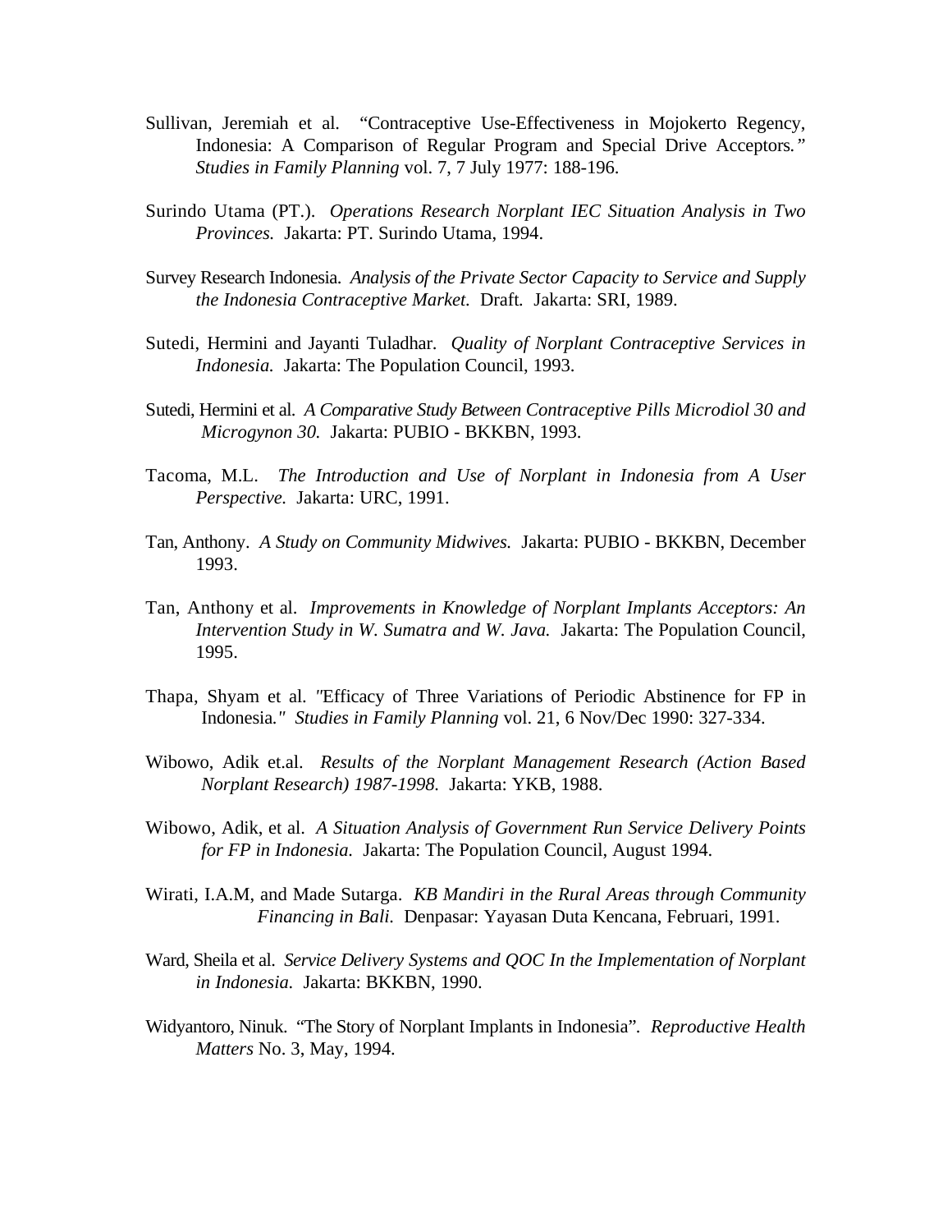Sullivan, Jeremiah et al. "Contraceptive Use-Effectiveness in Mojokerto Regency, Indonesia: A Comparison of Regular Program and Special Drive Acceptors." *Studies in Family Planning* vol. 7, 7 July 1977: 188-196.

Surindo Utama (PT.). *Operations Research Norplant IEC Situation Analysis in Two Provinces.* Jakarta: PT. Surindo Utama, 1994.

Survey Research Indonesia. *Analysis of the Private Sector Capacity to Service and Supply the Indonesia Contraceptive Market.* Draft. Jakarta: SRI, 1989.

Sutedi, Hermini and Jayanti Tuladhar. *Quality of Norplant Contraceptive Services in Indonesia.* Jakarta: The Population Council, 1993.

Sutedi, Hermini et al. *A Comparative Study Between Contraceptive Pills Microdiol 30 and Microgynon 30.* Jakarta: PUBIO - BKKBN, 1993.

Tacoma, M.L. *The Introduction and Use of Norplant in Indonesia from A User Perspective.* Jakarta: URC, 1991.

Tan, Anthony. *A Study on Community Midwives.* Jakarta: PUBIO - BKKBN, December 1993.

Tan, Anthony et al. *Improvements in Knowledge of Norplant Implants Acceptors: An Intervention Study in W. Sumatra and W. Java.* Jakarta: The Population Council, 1995.

Thapa, Shyam et al. "Efficacy of Three Variations of Periodic Abstinence for FP in Indonesia." *Studies in Family Planning* vol. 21, 6 Nov/Dec 1990: 327-334.

Wibowo, Adik et.al. *Results of the Norplant Management Research (Action Based Norplant Research) 1987-1998.* Jakarta: YKB, 1988.

Wibowo, Adik, et al. *A Situation Analysis of Government Run Service Delivery Points for FP in Indonesia.* Jakarta: The Population Council, August 1994.

Wirati, I.A.M, and Made Sutarga. *KB Mandiri in the Rural Areas through Community Financing in Bali.* Denpasar: Yayasan Duta Kencana, Februari, 1991.

Ward, Sheila et al. *Service Delivery Systems and QOC In the Implementation of Norplant in Indonesia.* Jakarta: BKKBN, 1990.

Widyantoro, Ninuk. "The Story of Norplant Implants in Indonesia". *Reproductive Health Matters* No. 3, May, 1994.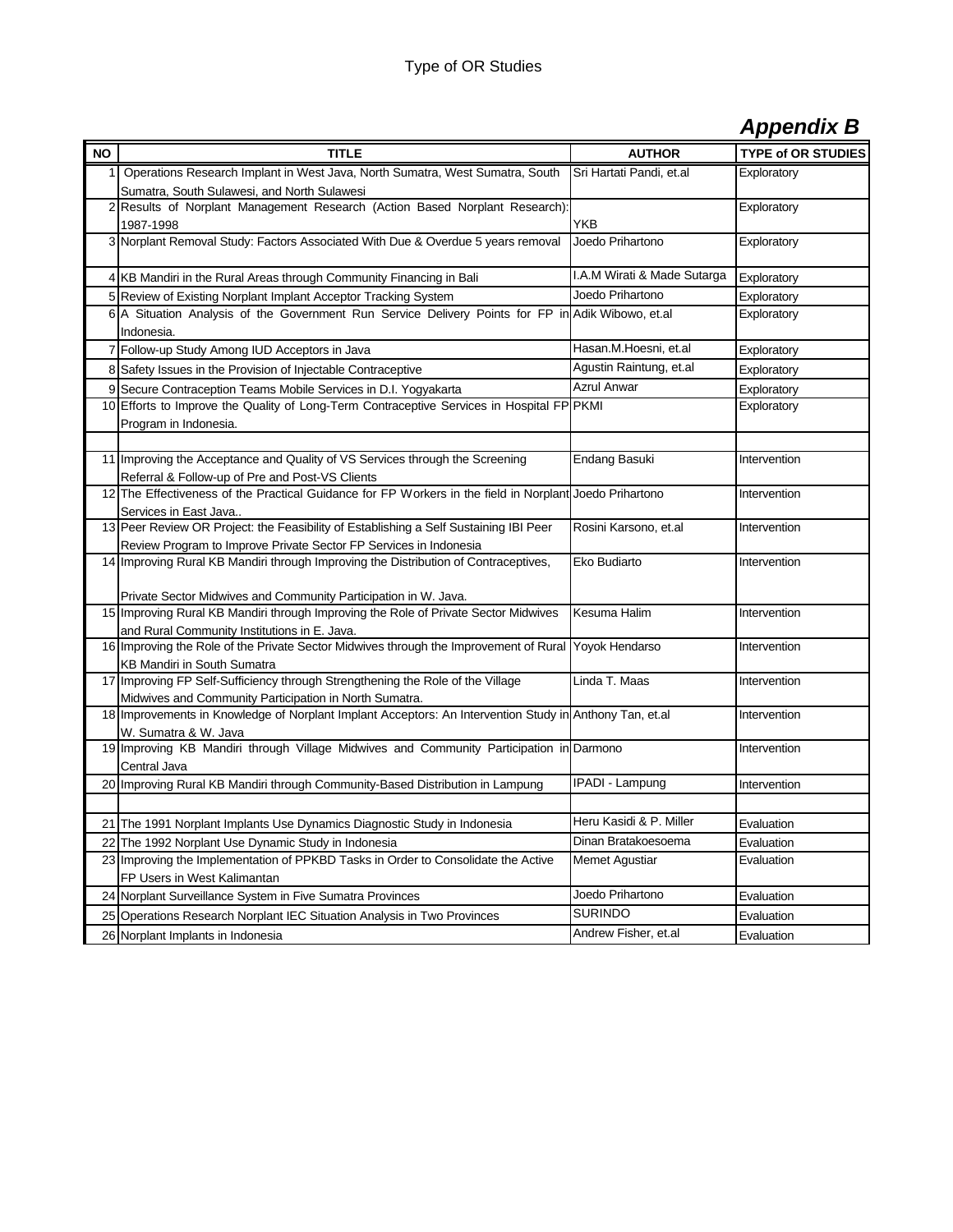# Type of OR Studies

## *Appendix B*

| NO | TITLE | AUTHOR | TYPE of OR STUDIES |
|---|---|---|---|
| 1 | Operations Research Implant in West Java, North Sumatra, West Sumatra, South Sumatra, South Sulawesi, and North Sulawesi | Sri Hartati Pandi, et.al | Exploratory |
| 2 | Results of Norplant Management Research (Action Based Norplant Research): 1987-1998 | YKB | Exploratory |
| 3 | Norplant Removal Study: Factors Associated With Due & Overdue 5 years removal | Joedo Prihartono | Exploratory |
| 4 | KB Mandiri in the Rural Areas through Community Financing in Bali | I.A.M Wirati & Made Sutarga | Exploratory |
| 5 | Review of Existing Norplant Implant Acceptor Tracking System | Joedo Prihartono | Exploratory |
| 6 | A Situation Analysis of the Government Run Service Delivery Points for FP in Indonesia. | Adik Wibowo, et.al | Exploratory |
| 7 | Follow-up Study Among IUD Acceptors in Java | Hasan.M.Hoesni, et.al | Exploratory |
| 8 | Safety Issues in the Provision of Injectable Contraceptive | Agustin Raintung, et.al | Exploratory |
| 9 | Secure Contraception Teams Mobile Services in D.I. Yogyakarta | Azrul Anwar | Exploratory |
| 10 | Efforts to Improve the Quality of Long-Term Contraceptive Services in Hospital FP Program in Indonesia. | PKMI | Exploratory |
| | | | |
| 11 | Improving the Acceptance and Quality of VS Services through the Screening Referral & Follow-up of Pre and Post-VS Clients | Endang Basuki | Intervention |
| 12 | The Effectiveness of the Practical Guidance for FP Workers in the field in Norplant Services in East Java.. | Joedo Prihartono | Intervention |
| 13 | Peer Review OR Project: the Feasibility of Establishing a Self Sustaining IBI Peer Review Program to Improve Private Sector FP Services in Indonesia | Rosini Karsono, et.al | Intervention |
| 14 | Improving Rural KB Mandiri through Improving the Distribution of Contraceptives, Private Sector Midwives and Community Participation in W. Java. | Eko Budiarto | Intervention |
| 15 | Improving Rural KB Mandiri through Improving the Role of Private Sector Midwives and Rural Community Institutions in E. Java. | Kesuma Halim | Intervention |
| 16 | Improving the Role of the Private Sector Midwives through the Improvement of Rural KB Mandiri in South Sumatra | Yoyok Hendarso | Intervention |
| 17 | Improving FP Self-Sufficiency through Strengthening the Role of the Village Midwives and Community Participation in North Sumatra. | Linda T. Maas | Intervention |
| 18 | Improvements in Knowledge of Norplant Implant Acceptors: An Intervention Study in W. Sumatra & W. Java | Anthony Tan, et.al | Intervention |
| 19 | Improving KB Mandiri through Village Midwives and Community Participation in Central Java | Darmono | Intervention |
| 20 | Improving Rural KB Mandiri through Community-Based Distribution in Lampung | IPADI - Lampung | Intervention |
| | | | |
| 21 | The 1991 Norplant Implants Use Dynamics Diagnostic Study in Indonesia | Heru Kasidi & P. Miller | Evaluation |
| 22 | The 1992 Norplant Use Dynamic Study in Indonesia | Dinan Bratakoesoema | Evaluation |
| 23 | Improving the Implementation of PPKBD Tasks in Order to Consolidate the Active FP Users in West Kalimantan | Memet Agustiar | Evaluation |
| 24 | Norplant Surveillance System in Five Sumatra Provinces | Joedo Prihartono | Evaluation |
| 25 | Operations Research Norplant IEC Situation Analysis in Two Provinces | SURINDO | Evaluation |
| 26 | Norplant Implants in Indonesia | Andrew Fisher, et.al | Evaluation |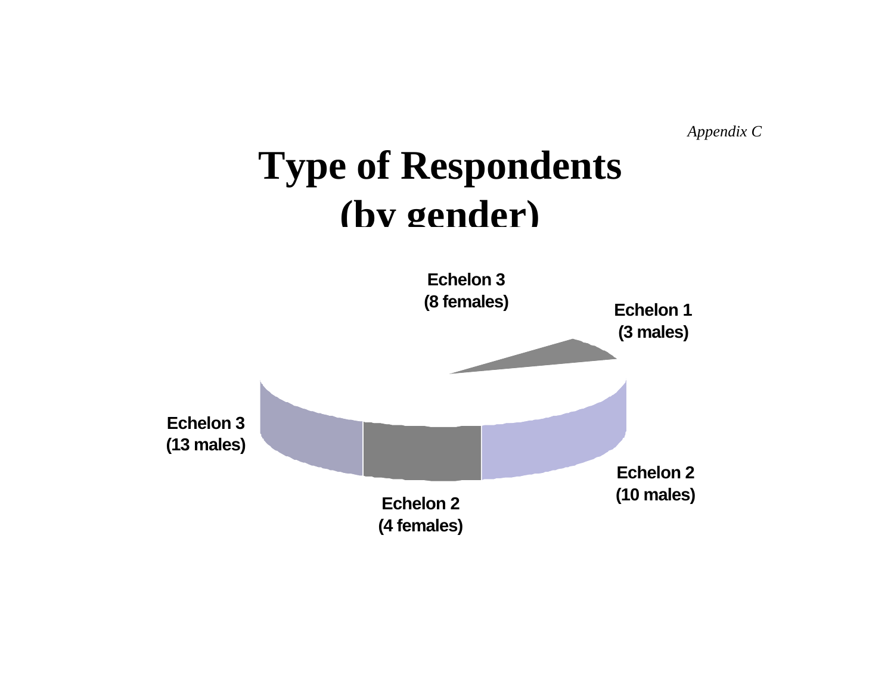*Appendix C*

# Type of Respondents (by gender)

Echelon 3 (8 females)

Echelon 1 (3 males)

Echelon 3 (13 males)

Echelon 2 (10 males)

Echelon 2 (4 females)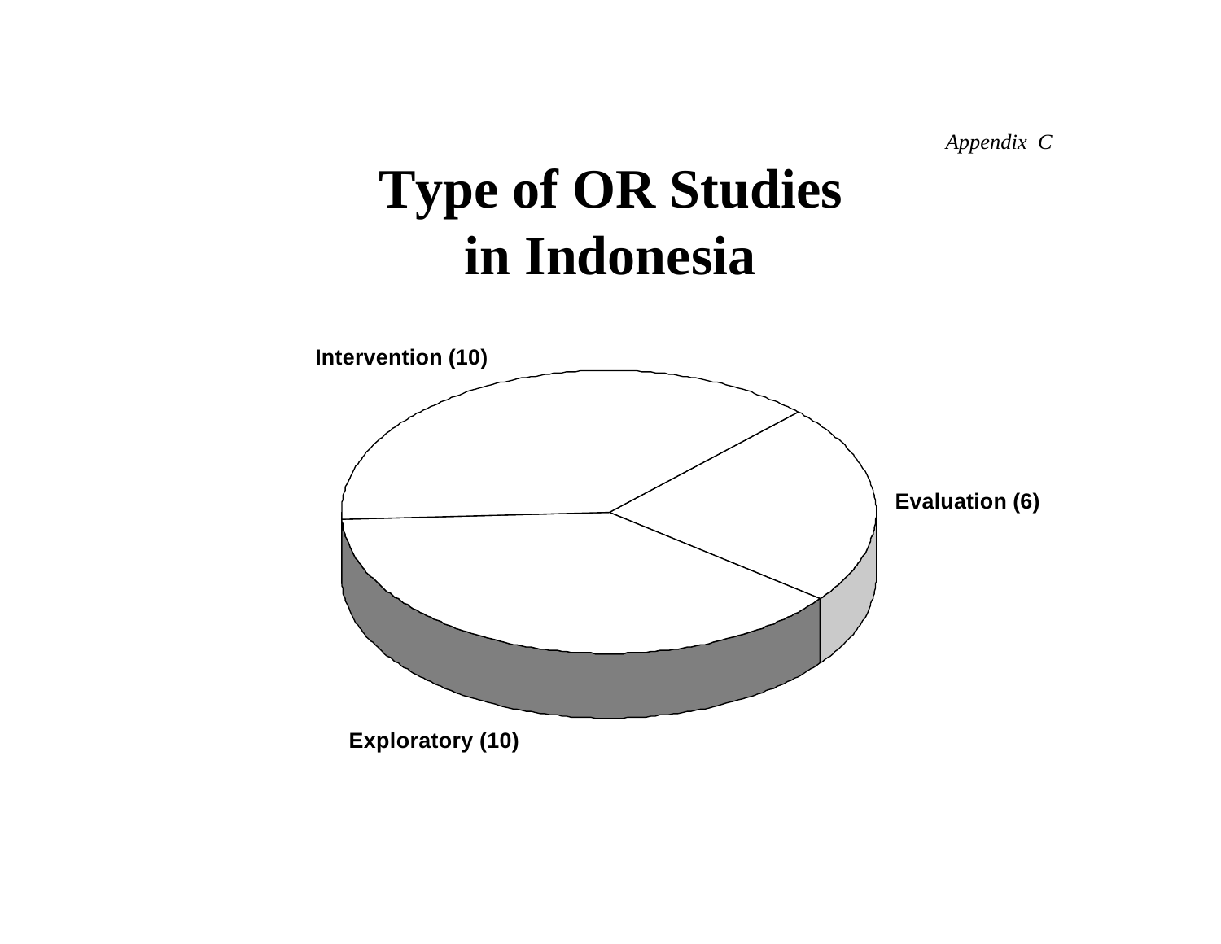*Appendix C*

# Type of OR Studies in Indonesia

Intervention (10)

Evaluation (6)

Exploratory (10)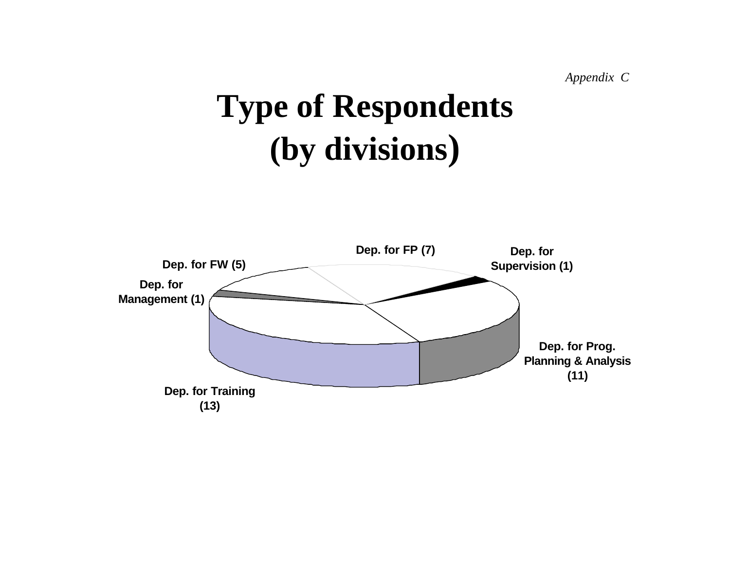*Appendix C*

# Type of Respondents (by divisions)

Dep. for FP (7)

Dep. for Supervision (1)

Dep. for FW (5)

Dep. for Management (1)

Dep. for Prog. Planning & Analysis (11)

Dep. for Training (13)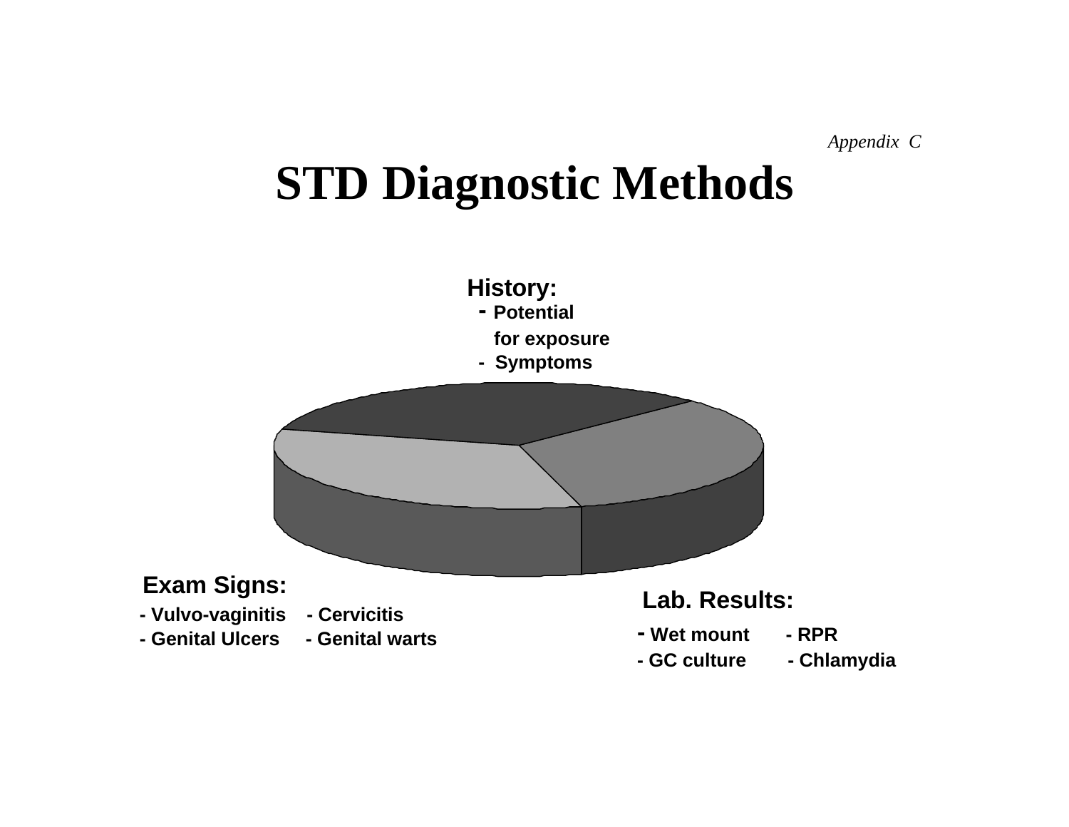*Appendix C*

# STD Diagnostic Methods

**History:**
- Potential for exposure
- Symptoms

**Exam Signs:**
- Vulvo-vaginitis
- Cervicitis
- Genital Ulcers
- Genital warts

**Lab. Results:**
- Wet mount
- RPR
- GC culture
- Chlamydia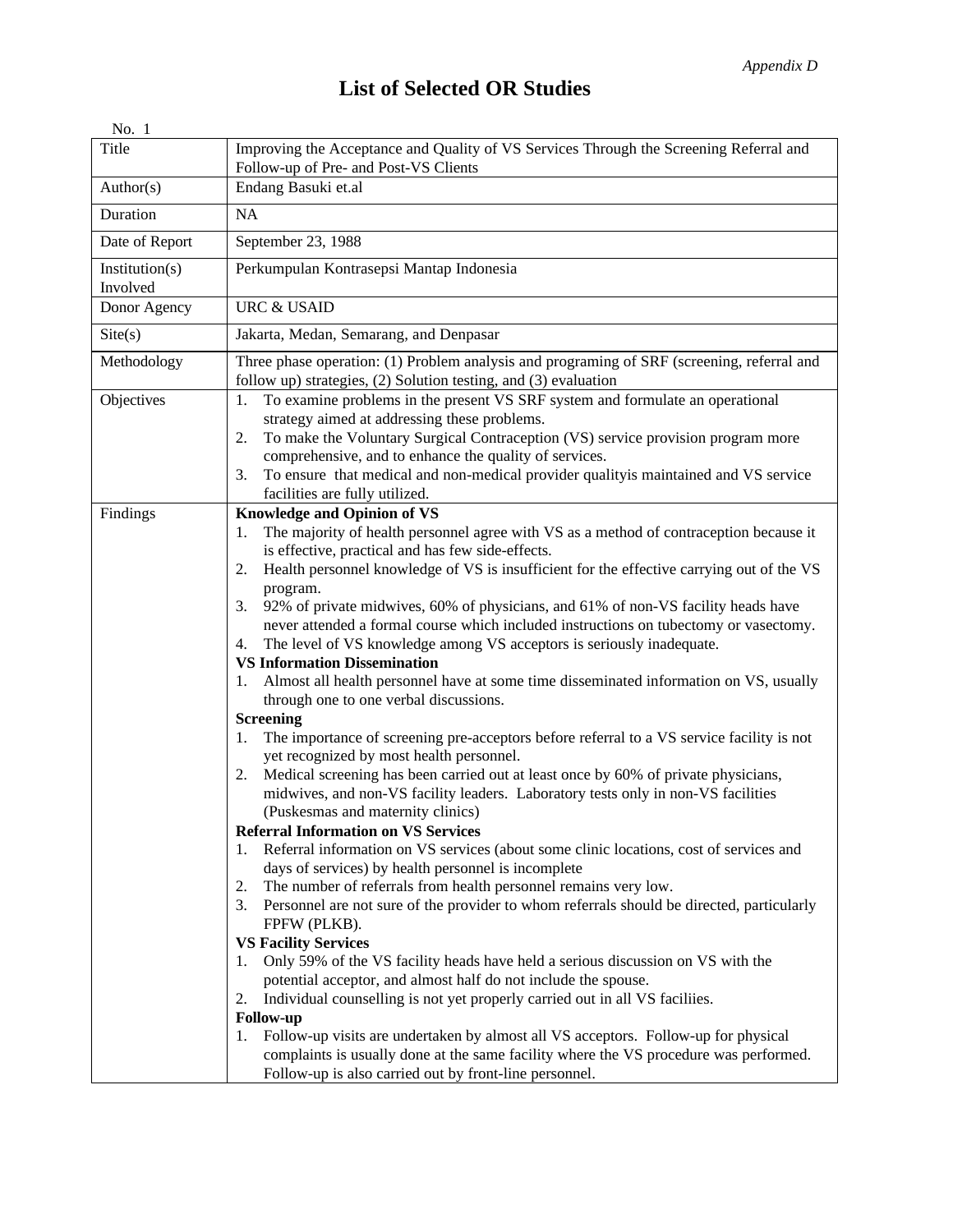*Appendix D*

# List of Selected OR Studies

No. 1

| | |
|---|---|
| Title | Improving the Acceptance and Quality of VS Services Through the Screening Referral and Follow-up of Pre- and Post-VS Clients |
| Author(s) | Endang Basuki et.al |
| Duration | NA |
| Date of Report | September 23, 1988 |
| Institution(s) Involved | Perkumpulan Kontrasepsi Mantap Indonesia |
| Donor Agency | URC & USAID |
| Site(s) | Jakarta, Medan, Semarang, and Denpasar |
| Methodology | Three phase operation: (1) Problem analysis and programing of SRF (screening, referral and follow up) strategies, (2) Solution testing, and (3) evaluation |
| Objectives | 1. To examine problems in the present VS SRF system and formulate an operational strategy aimed at addressing these problems.<br>2. To make the Voluntary Surgical Contraception (VS) service provision program more comprehensive, and to enhance the quality of services.<br>3. To ensure that medical and non-medical provider qualityis maintained and VS service facilities are fully utilized. |
| Findings | **Knowledge and Opinion of VS**<br>1. The majority of health personnel agree with VS as a method of contraception because it is effective, practical and has few side-effects.<br>2. Health personnel knowledge of VS is insufficient for the effective carrying out of the VS program.<br>3. 92% of private midwives, 60% of physicians, and 61% of non-VS facility heads have never attended a formal course which included instructions on tubectomy or vasectomy.<br>4. The level of VS knowledge among VS acceptors is seriously inadequate.<br>**VS Information Dissemination**<br>1. Almost all health personnel have at some time disseminated information on VS, usually through one to one verbal discussions.<br>**Screening**<br>1. The importance of screening pre-acceptors before referral to a VS service facility is not yet recognized by most health personnel.<br>2. Medical screening has been carried out at least once by 60% of private physicians, midwives, and non-VS facility leaders. Laboratory tests only in non-VS facilities (Puskesmas and maternity clinics)<br>**Referral Information on VS Services**<br>1. Referral information on VS services (about some clinic locations, cost of services and days of services) by health personnel is incomplete<br>2. The number of referrals from health personnel remains very low.<br>3. Personnel are not sure of the provider to whom referrals should be directed, particularly FPFW (PLKB).<br>**VS Facility Services**<br>1. Only 59% of the VS facility heads have held a serious discussion on VS with the potential acceptor, and almost half do not include the spouse.<br>2. Individual counselling is not yet properly carried out in all VS faciliies.<br>**Follow-up**<br>1. Follow-up visits are undertaken by almost all VS acceptors. Follow-up for physical complaints is usually done at the same facility where the VS procedure was performed. Follow-up is also carried out by front-line personnel. |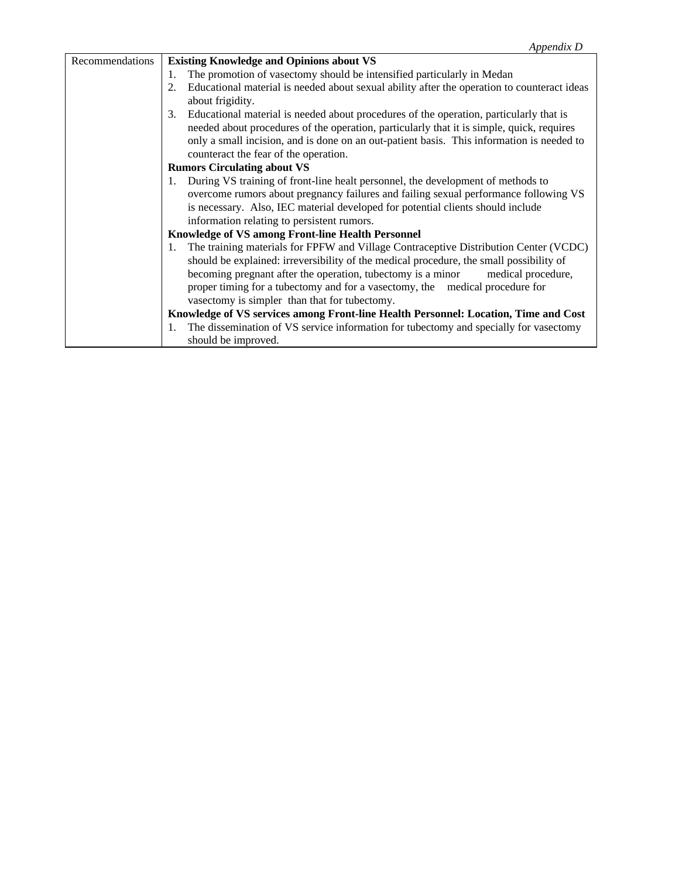*Appendix D*

| Recommendations | **Existing Knowledge and Opinions about VS**<br>1. The promotion of vasectomy should be intensified particularly in Medan<br>2. Educational material is needed about sexual ability after the operation to counteract ideas about frigidity.<br>3. Educational material is needed about procedures of the operation, particularly that is needed about procedures of the operation, particularly that it is simple, quick, requires only a small incision, and is done on an out-patient basis. This information is needed to counteract the fear of the operation.<br>**Rumors Circulating about VS**<br>1. During VS training of front-line healt personnel, the development of methods to overcome rumors about pregnancy failures and failing sexual performance following VS is necessary. Also, IEC material developed for potential clients should include information relating to persistent rumors.<br>**Knowledge of VS among Front-line Health Personnel**<br>1. The training materials for FPFW and Village Contraceptive Distribution Center (VCDC) should be explained: irreversibility of the medical procedure, the small possibility of becoming pregnant after the operation, tubectomy is a minor medical procedure, proper timing for a tubectomy and for a vasectomy, the medical procedure for vasectomy is simpler than that for tubectomy.<br>**Knowledge of VS services among Front-line Health Personnel: Location, Time and Cost**<br>1. The dissemination of VS service information for tubectomy and specially for vasectomy should be improved. |
|---|---|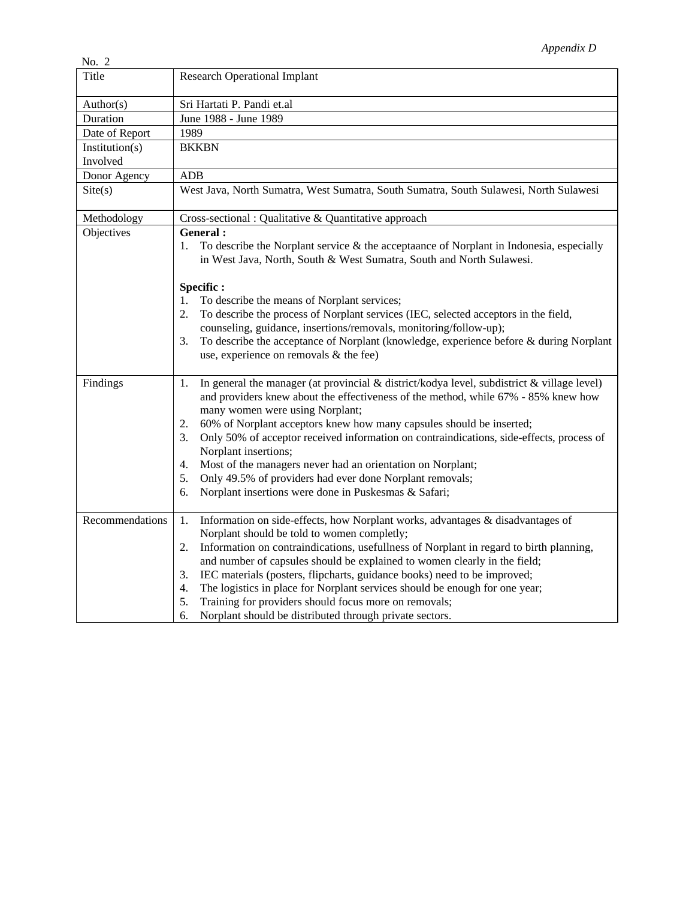*Appendix D*

No. 2

| Title | Research Operational Implant |
|---|---|
| Author(s) | Sri Hartati P. Pandi et.al |
| Duration | June 1988 - June 1989 |
| Date of Report | 1989 |
| Institution(s) Involved | BKKBN |
| Donor Agency | ADB |
| Site(s) | West Java, North Sumatra, West Sumatra, South Sumatra, South Sulawesi, North Sulawesi |
| Methodology | Cross-sectional : Qualitative & Quantitative approach |
| Objectives | **General :**<br>1. To describe the Norplant service & the acceptaance of Norplant in Indonesia, especially in West Java, North, South & West Sumatra, South and North Sulawesi.<br><br>**Specific :**<br>1. To describe the means of Norplant services;<br>2. To describe the process of Norplant services (IEC, selected acceptors in the field, counseling, guidance, insertions/removals, monitoring/follow-up);<br>3. To describe the acceptance of Norplant (knowledge, experience before & during Norplant use, experience on removals & the fee) |
| Findings | 1. In general the manager (at provincial & district/kodya level, subdistrict & village level) and providers knew about the effectiveness of the method, while 67% - 85% knew how many women were using Norplant;<br>2. 60% of Norplant acceptors knew how many capsules should be inserted;<br>3. Only 50% of acceptor received information on contraindications, side-effects, process of Norplant insertions;<br>4. Most of the managers never had an orientation on Norplant;<br>5. Only 49.5% of providers had ever done Norplant removals;<br>6. Norplant insertions were done in Puskesmas & Safari; |
| Recommendations | 1. Information on side-effects, how Norplant works, advantages & disadvantages of Norplant should be told to women completly;<br>2. Information on contraindications, usefullness of Norplant in regard to birth planning, and number of capsules should be explained to women clearly in the field;<br>3. IEC materials (posters, flipcharts, guidance books) need to be improved;<br>4. The logistics in place for Norplant services should be enough for one year;<br>5. Training for providers should focus more on removals;<br>6. Norplant should be distributed through private sectors. |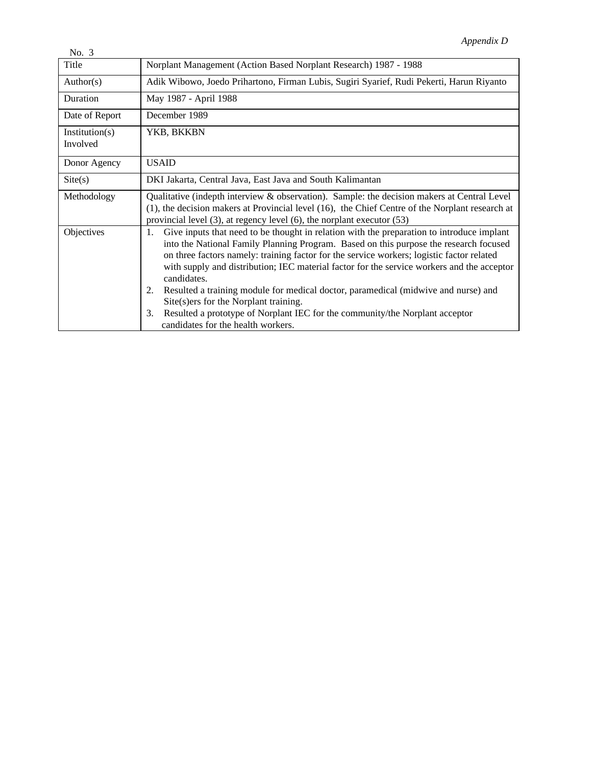*Appendix D*

No. 3

| Title | Norplant Management (Action Based Norplant Research) 1987 - 1988 |
|---|---|
| Author(s) | Adik Wibowo, Joedo Prihartono, Firman Lubis, Sugiri Syarief, Rudi Pekerti, Harun Riyanto |
| Duration | May 1987 - April 1988 |
| Date of Report | December 1989 |
| Institution(s) Involved | YKB, BKKBN |
| Donor Agency | USAID |
| Site(s) | DKI Jakarta, Central Java, East Java and South Kalimantan |
| Methodology | Qualitative (indepth interview & observation). Sample: the decision makers at Central Level (1), the decision makers at Provincial level (16), the Chief Centre of the Norplant research at provincial level (3), at regency level (6), the norplant executor (53) |
| Objectives | 1. Give inputs that need to be thought in relation with the preparation to introduce implant into the National Family Planning Program. Based on this purpose the research focused on three factors namely: training factor for the service workers; logistic factor related with supply and distribution; IEC material factor for the service workers and the acceptor candidates.<br>2. Resulted a training module for medical doctor, paramedical (midwive and nurse) and Site(s)ers for the Norplant training.<br>3. Resulted a prototype of Norplant IEC for the community/the Norplant acceptor candidates for the health workers. |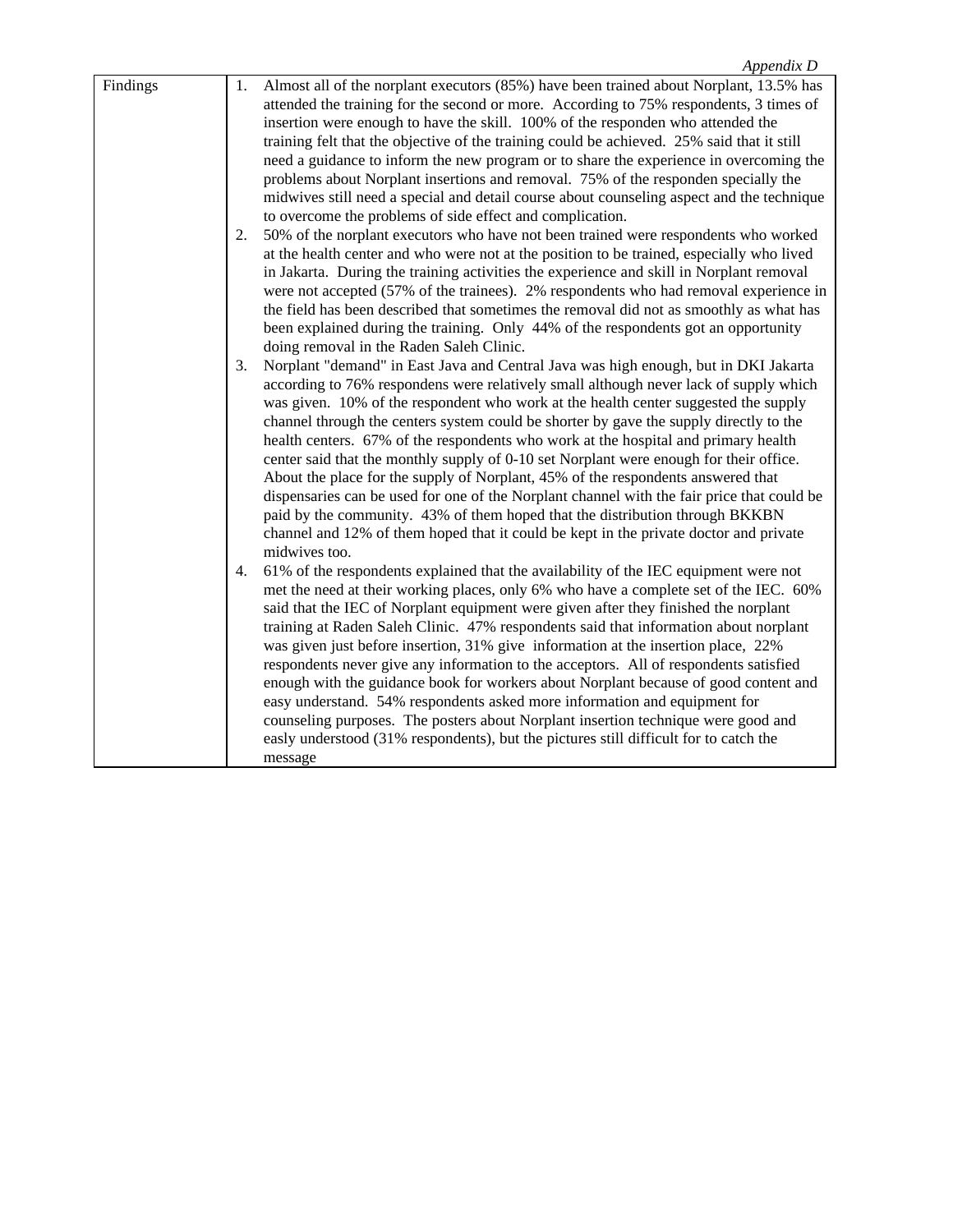*Appendix D*

| Findings | 1. Almost all of the norplant executors (85%) have been trained about Norplant, 13.5% has attended the training for the second or more. According to 75% respondents, 3 times of insertion were enough to have the skill. 100% of the responden who attended the training felt that the objective of the training could be achieved. 25% said that it still need a guidance to inform the new program or to share the experience in overcoming the problems about Norplant insertions and removal. 75% of the responden specially the midwives still need a special and detail course about counseling aspect and the technique to overcome the problems of side effect and complication.<br>2. 50% of the norplant executors who have not been trained were respondents who worked at the health center and who were not at the position to be trained, especially who lived in Jakarta. During the training activities the experience and skill in Norplant removal were not accepted (57% of the trainees). 2% respondents who had removal experience in the field has been described that sometimes the removal did not as smoothly as what has been explained during the training. Only 44% of the respondents got an opportunity doing removal in the Raden Saleh Clinic.<br>3. Norplant "demand" in East Java and Central Java was high enough, but in DKI Jakarta according to 76% respondens were relatively small although never lack of supply which was given. 10% of the respondent who work at the health center suggested the supply channel through the centers system could be shorter by gave the supply directly to the health centers. 67% of the respondents who work at the hospital and primary health center said that the monthly supply of 0-10 set Norplant were enough for their office. About the place for the supply of Norplant, 45% of the respondents answered that dispensaries can be used for one of the Norplant channel with the fair price that could be paid by the community. 43% of them hoped that the distribution through BKKBN channel and 12% of them hoped that it could be kept in the private doctor and private midwives too.<br>4. 61% of the respondents explained that the availability of the IEC equipment were not met the need at their working places, only 6% who have a complete set of the IEC. 60% said that the IEC of Norplant equipment were given after they finished the norplant training at Raden Saleh Clinic. 47% respondents said that information about norplant was given just before insertion, 31% give information at the insertion place, 22% respondents never give any information to the acceptors. All of respondents satisfied enough with the guidance book for workers about Norplant because of good content and easy understand. 54% respondents asked more information and equipment for counseling purposes. The posters about Norplant insertion technique were good and easly understood (31% respondents), but the pictures still difficult for to catch the message |
|---|---|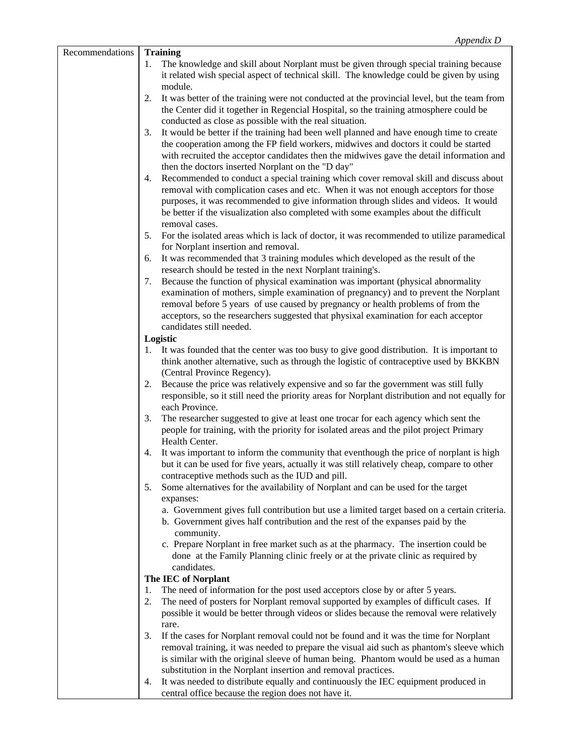*Appendix D*

| Recommendations | **Training**<br>1. The knowledge and skill about Norplant must be given through special training because it related wish special aspect of technical skill. The knowledge could be given by using module.<br>2. It was better of the training were not conducted at the provincial level, but the team from the Center did it together in Regencial Hospital, so the training atmosphere could be conducted as close as possible with the real situation.<br>3. It would be better if the training had been well planned and have enough time to create the cooperation among the FP field workers, midwives and doctors it could be started with recruited the acceptor candidates then the midwives gave the detail information and then the doctors inserted Norplant on the "D day"<br>4. Recommended to conduct a special training which cover removal skill and discuss about removal with complication cases and etc. When it was not enough acceptors for those purposes, it was recommended to give information through slides and videos. It would be better if the visualization also completed with some examples about the difficult removal cases.<br>5. For the isolated areas which is lack of doctor, it was recommended to utilize paramedical for Norplant insertion and removal.<br>6. It was recommended that 3 training modules which developed as the result of the research should be tested in the next Norplant training's.<br>7. Because the function of physical examination was important (physical abnormality examination of mothers, simple examination of pregnancy) and to prevent the Norplant removal before 5 years of use caused by pregnancy or health problems of from the acceptors, so the researchers suggested that physixal examination for each acceptor candidates still needed.<br>**Logistic**<br>1. It was founded that the center was too busy to give good distribution. It is important to think another alternative, such as through the logistic of contraceptive used by BKKBN (Central Province Regency).<br>2. Because the price was relatively expensive and so far the government was still fully responsible, so it still need the priority areas for Norplant distribution and not equally for each Province.<br>3. The researcher suggested to give at least one trocar for each agency which sent the people for training, with the priority for isolated areas and the pilot project Primary Health Center.<br>4. It was important to inform the community that eventhough the price of norplant is high but it can be used for five years, actually it was still relatively cheap, compare to other contraceptive methods such as the IUD and pill.<br>5. Some alternatives for the availability of Norplant and can be used for the target expanses:<br>a. Government gives full contribution but use a limited target based on a certain criteria.<br>b. Government gives half contribution and the rest of the expanses paid by the community.<br>c. Prepare Norplant in free market such as at the pharmacy. The insertion could be done at the Family Planning clinic freely or at the private clinic as required by candidates.<br>**The IEC of Norplant**<br>1. The need of information for the post used acceptors close by or after 5 years.<br>2. The need of posters for Norplant removal supported by examples of difficult cases. If possible it would be better through videos or slides because the removal were relatively rare.<br>3. If the cases for Norplant removal could not be found and it was the time for Norplant removal training, it was needed to prepare the visual aid such as phantom's sleeve which is similar with the original sleeve of human being. Phantom would be used as a human substitution in the Norplant insertion and removal practices.<br>4. It was needed to distribute equally and continuously the IEC equipment produced in central office because the region does not have it. |
|---|---|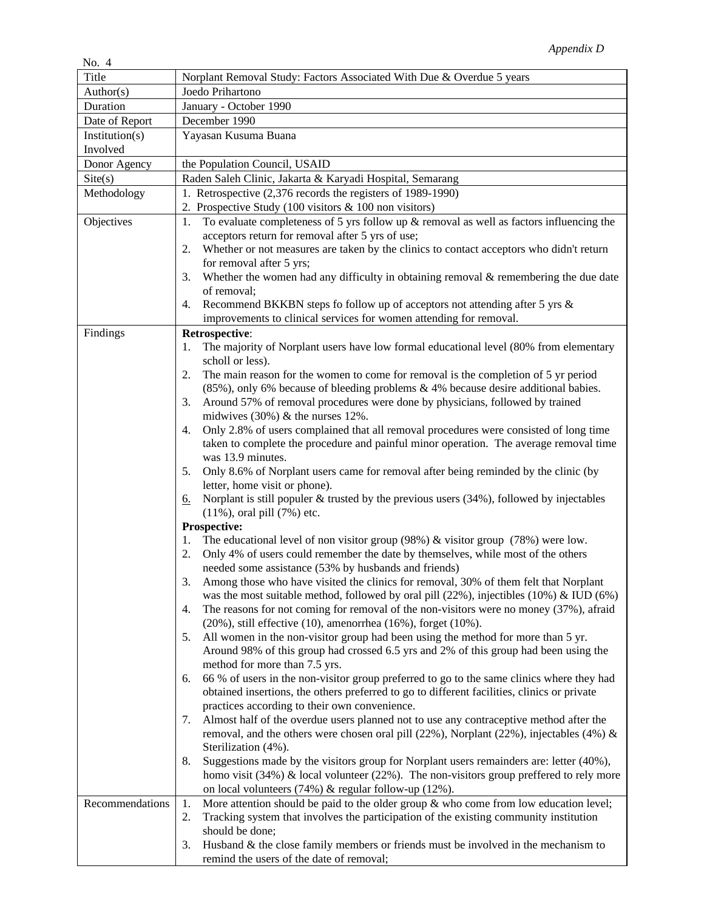*Appendix D*

No. 4

| Title | Norplant Removal Study: Factors Associated With Due & Overdue 5 years |
|---|---|
| Author(s) | Joedo Prihartono |
| Duration | January - October 1990 |
| Date of Report | December 1990 |
| Institution(s) Involved | Yayasan Kusuma Buana |
| Donor Agency | the Population Council, USAID |
| Site(s) | Raden Saleh Clinic, Jakarta & Karyadi Hospital, Semarang |
| Methodology | 1. Retrospective (2,376 records the registers of 1989-1990)<br>2. Prospective Study (100 visitors & 100 non visitors) |
| Objectives | 1. To evaluate completeness of 5 yrs follow up & removal as well as factors influencing the acceptors return for removal after 5 yrs of use;<br>2. Whether or not measures are taken by the clinics to contact acceptors who didn't return for removal after 5 yrs;<br>3. Whether the women had any difficulty in obtaining removal & remembering the due date of removal;<br>4. Recommend BKKBN steps fo follow up of acceptors not attending after 5 yrs & improvements to clinical services for women attending for removal. |
| Findings | **Retrospective**:<br>1. The majority of Norplant users have low formal educational level (80% from elementary scholl or less).<br>2. The main reason for the women to come for removal is the completion of 5 yr period (85%), only 6% because of bleeding problems & 4% because desire additional babies.<br>3. Around 57% of removal procedures were done by physicians, followed by trained midwives (30%) & the nurses 12%.<br>4. Only 2.8% of users complained that all removal procedures were consisted of long time taken to complete the procedure and painful minor operation. The average removal time was 13.9 minutes.<br>5. Only 8.6% of Norplant users came for removal after being reminded by the clinic (by letter, home visit or phone).<br>6. Norplant is still populer & trusted by the previous users (34%), followed by injectables (11%), oral pill (7%) etc.<br>**Prospective:**<br>1. The educational level of non visitor group (98%) & visitor group (78%) were low.<br>2. Only 4% of users could remember the date by themselves, while most of the others needed some assistance (53% by husbands and friends)<br>3. Among those who have visited the clinics for removal, 30% of them felt that Norplant was the most suitable method, followed by oral pill (22%), injectibles (10%) & IUD (6%)<br>4. The reasons for not coming for removal of the non-visitors were no money (37%), afraid (20%), still effective (10), amenorrhea (16%), forget (10%).<br>5. All women in the non-visitor group had been using the method for more than 5 yr. Around 98% of this group had crossed 6.5 yrs and 2% of this group had been using the method for more than 7.5 yrs.<br>6. 66 % of users in the non-visitor group preferred to go to the same clinics where they had obtained insertions, the others preferred to go to different facilities, clinics or private practices according to their own convenience.<br>7. Almost half of the overdue users planned not to use any contraceptive method after the removal, and the others were chosen oral pill (22%), Norplant (22%), injectables (4%) & Sterilization (4%).<br>8. Suggestions made by the visitors group for Norplant users remainders are: letter (40%), homo visit (34%) & local volunteer (22%). The non-visitors group preffered to rely more on local volunteers (74%) & regular follow-up (12%). |
| Recommendations | 1. More attention should be paid to the older group & who come from low education level;<br>2. Tracking system that involves the participation of the existing community institution should be done;<br>3. Husband & the close family members or friends must be involved in the mechanism to remind the users of the date of removal; |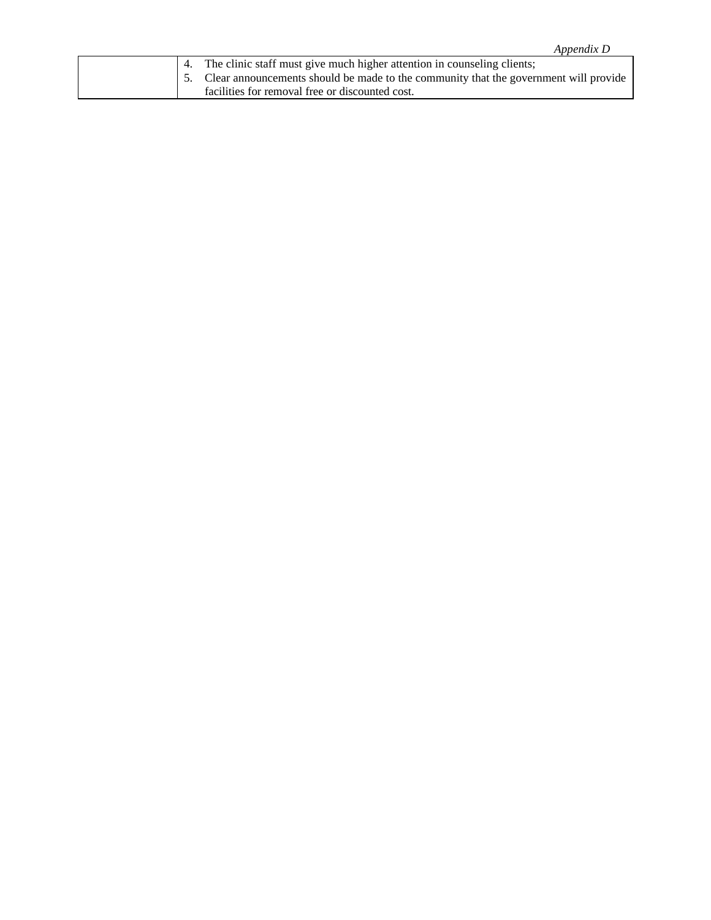| | |
|---|---|
| | 4. The clinic staff must give much higher attention in counseling clients;<br>5. Clear announcements should be made to the community that the government will provide facilities for removal free or discounted cost. |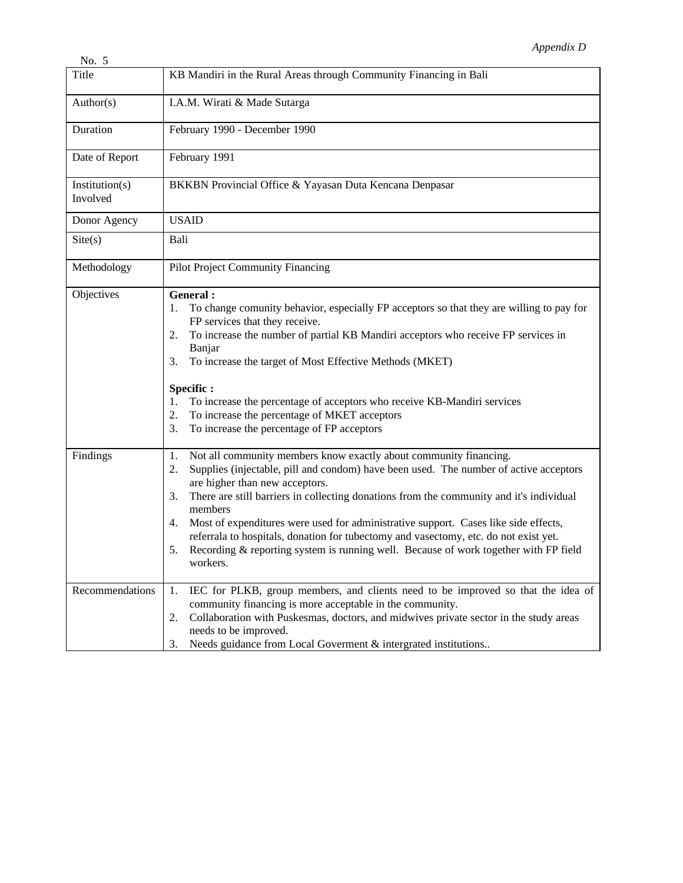*Appendix D*

No. 5

| Title | KB Mandiri in the Rural Areas through Community Financing in Bali |
|---|---|
| Author(s) | I.A.M. Wirati & Made Sutarga |
| Duration | February 1990 - December 1990 |
| Date of Report | February 1991 |
| Institution(s) Involved | BKKBN Provincial Office & Yayasan Duta Kencana Denpasar |
| Donor Agency | USAID |
| Site(s) | Bali |
| Methodology | Pilot Project Community Financing |
| Objectives | **General :**<br>1. To change comunity behavior, especially FP acceptors so that they are willing to pay for FP services that they receive.<br>2. To increase the number of partial KB Mandiri acceptors who receive FP services in Banjar<br>3. To increase the target of Most Effective Methods (MKET)<br><br>**Specific :**<br>1. To increase the percentage of acceptors who receive KB-Mandiri services<br>2. To increase the percentage of MKET acceptors<br>3. To increase the percentage of FP acceptors |
| Findings | 1. Not all community members know exactly about community financing.<br>2. Supplies (injectable, pill and condom) have been used. The number of active acceptors are higher than new acceptors.<br>3. There are still barriers in collecting donations from the community and it's individual members<br>4. Most of expenditures were used for administrative support. Cases like side effects, referrala to hospitals, donation for tubectomy and vasectomy, etc. do not exist yet.<br>5. Recording & reporting system is running well. Because of work together with FP field workers. |
| Recommendations | 1. IEC for PLKB, group members, and clients need to be improved so that the idea of community financing is more acceptable in the community.<br>2. Collaboration with Puskesmas, doctors, and midwives private sector in the study areas needs to be improved.<br>3. Needs guidance from Local Goverment & intergrated institutions.. |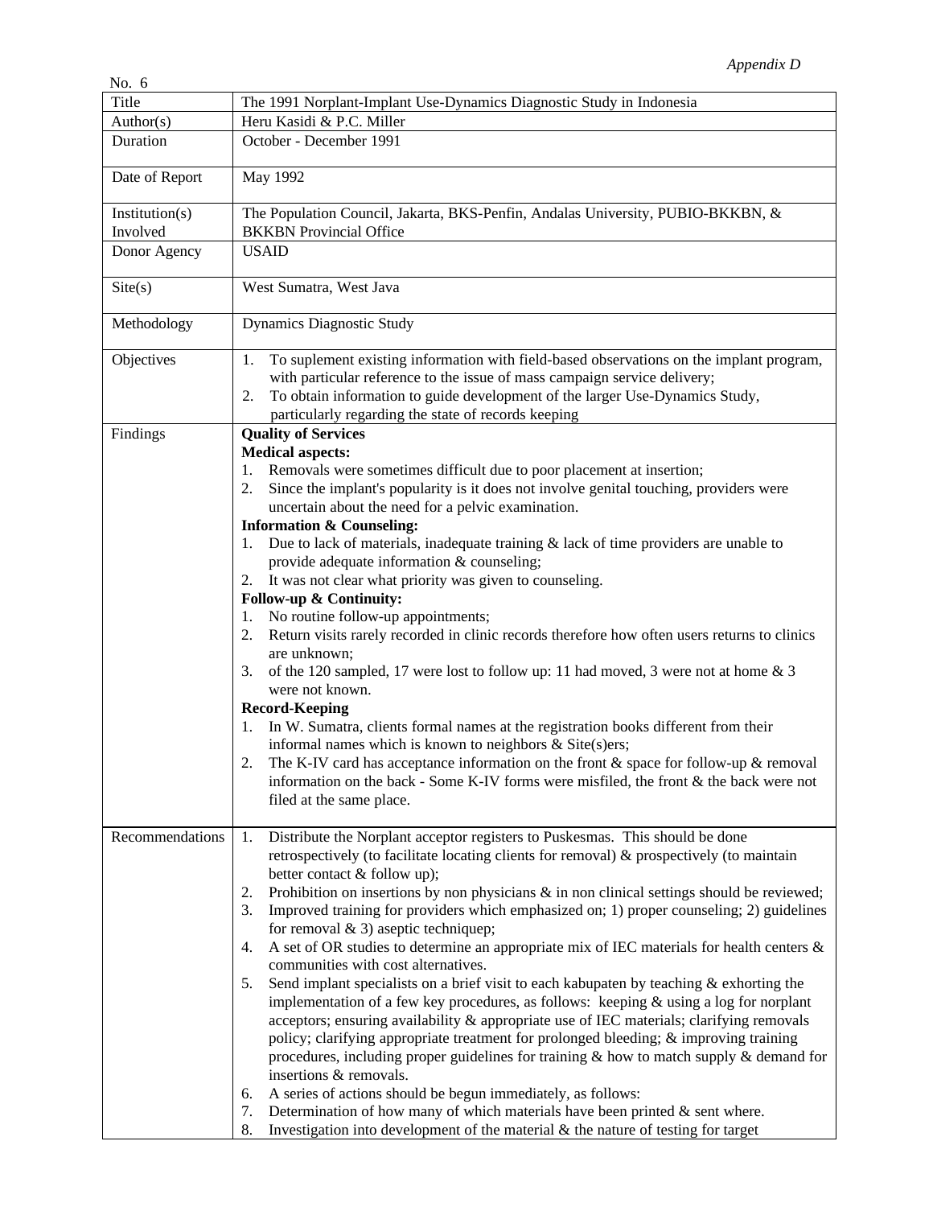*Appendix D*

No. 6

| Title | The 1991 Norplant-Implant Use-Dynamics Diagnostic Study in Indonesia |
|---|---|
| Author(s) | Heru Kasidi & P.C. Miller |
| Duration | October - December 1991 |
| Date of Report | May 1992 |
| Institution(s) Involved | The Population Council, Jakarta, BKS-Penfin, Andalas University, PUBIO-BKKBN, & BKKBN Provincial Office |
| Donor Agency | USAID |
| Site(s) | West Sumatra, West Java |
| Methodology | Dynamics Diagnostic Study |
| Objectives | 1. To suplement existing information with field-based observations on the implant program, with particular reference to the issue of mass campaign service delivery;<br>2. To obtain information to guide development of the larger Use-Dynamics Study, particularly regarding the state of records keeping |
| Findings | **Quality of Services**<br>**Medical aspects:**<br>1. Removals were sometimes difficult due to poor placement at insertion;<br>2. Since the implant's popularity is it does not involve genital touching, providers were uncertain about the need for a pelvic examination.<br>**Information & Counseling:**<br>1. Due to lack of materials, inadequate training & lack of time providers are unable to provide adequate information & counseling;<br>2. It was not clear what priority was given to counseling.<br>**Follow-up & Continuity:**<br>1. No routine follow-up appointments;<br>2. Return visits rarely recorded in clinic records therefore how often users returns to clinics are unknown;<br>3. of the 120 sampled, 17 were lost to follow up: 11 had moved, 3 were not at home & 3 were not known.<br>**Record-Keeping**<br>1. In W. Sumatra, clients formal names at the registration books different from their informal names which is known to neighbors & Site(s)ers;<br>2. The K-IV card has acceptance information on the front & space for follow-up & removal information on the back - Some K-IV forms were misfiled, the front & the back were not filed at the same place. |
| Recommendations | 1. Distribute the Norplant acceptor registers to Puskesmas. This should be done retrospectively (to facilitate locating clients for removal) & prospectively (to maintain better contact & follow up);<br>2. Prohibition on insertions by non physicians & in non clinical settings should be reviewed;<br>3. Improved training for providers which emphasized on; 1) proper counseling; 2) guidelines for removal & 3) aseptic techniquep;<br>4. A set of OR studies to determine an appropriate mix of IEC materials for health centers & communities with cost alternatives.<br>5. Send implant specialists on a brief visit to each kabupaten by teaching & exhorting the implementation of a few key procedures, as follows: keeping & using a log for norplant acceptors; ensuring availability & appropriate use of IEC materials; clarifying removals policy; clarifying appropriate treatment for prolonged bleeding; & improving training procedures, including proper guidelines for training & how to match supply & demand for insertions & removals.<br>6. A series of actions should be begun immediately, as follows:<br>7. Determination of how many of which materials have been printed & sent where.<br>8. Investigation into development of the material & the nature of testing for target |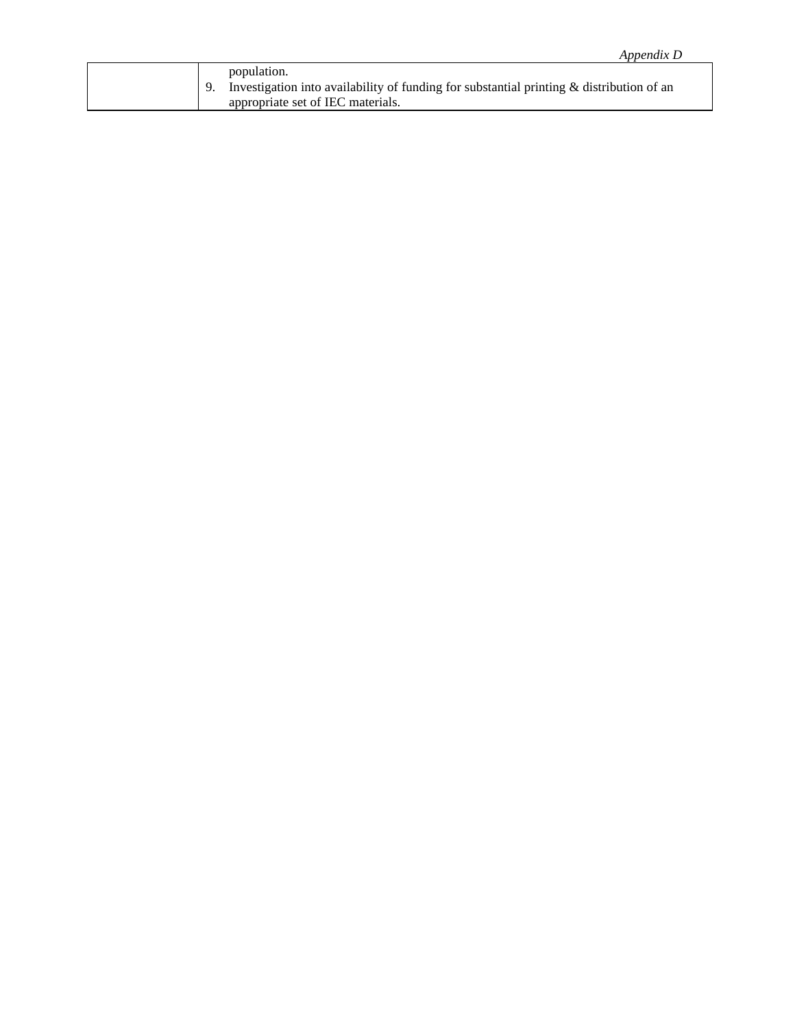| | population.<br>9. Investigation into availability of funding for substantial printing & distribution of an appropriate set of IEC materials. |
|---|---|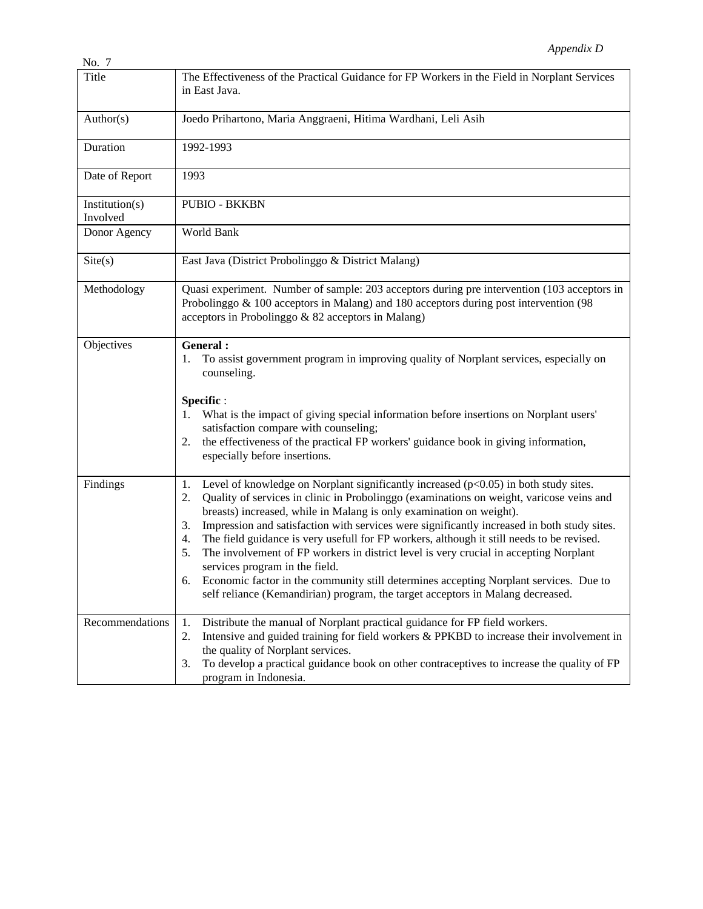*Appendix D*

No. 7

| | |
|---|---|
| Title | The Effectiveness of the Practical Guidance for FP Workers in the Field in Norplant Services in East Java. |
| Author(s) | Joedo Prihartono, Maria Anggraeni, Hitima Wardhani, Leli Asih |
| Duration | 1992-1993 |
| Date of Report | 1993 |
| Institution(s) Involved | PUBIO - BKKBN |
| Donor Agency | World Bank |
| Site(s) | East Java (District Probolinggo & District Malang) |
| Methodology | Quasi experiment. Number of sample: 203 acceptors during pre intervention (103 acceptors in Probolinggo & 100 acceptors in Malang) and 180 acceptors during post intervention (98 acceptors in Probolinggo & 82 acceptors in Malang) |
| Objectives | **General :**<br>1. To assist government program in improving quality of Norplant services, especially on counseling.<br><br>**Specific** :<br>1. What is the impact of giving special information before insertions on Norplant users' satisfaction compare with counseling;<br>2. the effectiveness of the practical FP workers' guidance book in giving information, especially before insertions. |
| Findings | 1. Level of knowledge on Norplant significantly increased ($p<0.05$) in both study sites.<br>2. Quality of services in clinic in Probolinggo (examinations on weight, varicose veins and breasts) increased, while in Malang is only examination on weight).<br>3. Impression and satisfaction with services were significantly increased in both study sites.<br>4. The field guidance is very usefull for FP workers, although it still needs to be revised.<br>5. The involvement of FP workers in district level is very crucial in accepting Norplant services program in the field.<br>6. Economic factor in the community still determines accepting Norplant services. Due to self reliance (Kemandirian) program, the target acceptors in Malang decreased. |
| Recommendations | 1. Distribute the manual of Norplant practical guidance for FP field workers.<br>2. Intensive and guided training for field workers & PPKBD to increase their involvement in the quality of Norplant services.<br>3. To develop a practical guidance book on other contraceptives to increase the quality of FP program in Indonesia. |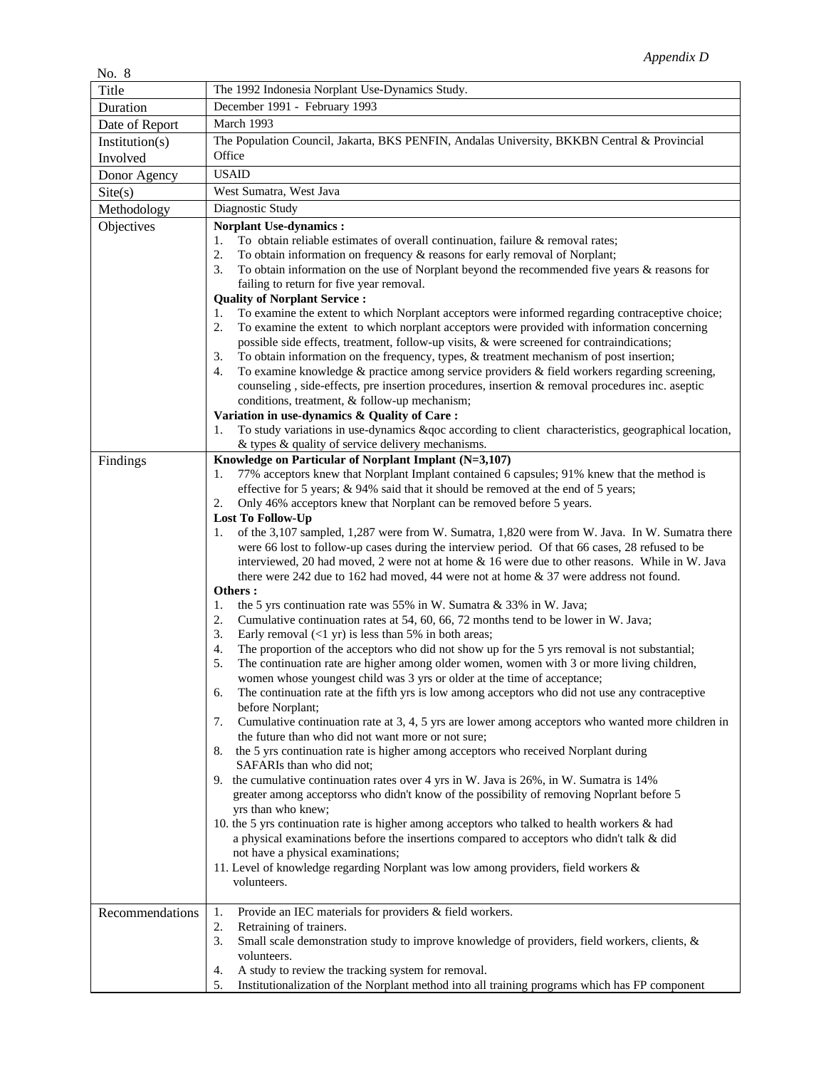*Appendix D*

No. 8

| Title | The 1992 Indonesia Norplant Use-Dynamics Study. |
|---|---|
| Duration | December 1991 - February 1993 |
| Date of Report | March 1993 |
| Institution(s) Involved | The Population Council, Jakarta, BKS PENFIN, Andalas University, BKKBN Central & Provincial Office |
| Donor Agency | USAID |
| Site(s) | West Sumatra, West Java |
| Methodology | Diagnostic Study |
| Objectives | **Norplant Use-dynamics :**<br>1. To obtain reliable estimates of overall continuation, failure & removal rates;<br>2. To obtain information on frequency & reasons for early removal of Norplant;<br>3. To obtain information on the use of Norplant beyond the recommended five years & reasons for failing to return for five year removal.<br>**Quality of Norplant Service :**<br>1. To examine the extent to which Norplant acceptors were informed regarding contraceptive choice;<br>2. To examine the extent to which norplant acceptors were provided with information concerning possible side effects, treatment, follow-up visits, & were screened for contraindications;<br>3. To obtain information on the frequency, types, & treatment mechanism of post insertion;<br>4. To examine knowledge & practice among service providers & field workers regarding screening, counseling , side-effects, pre insertion procedures, insertion & removal procedures inc. aseptic conditions, treatment, & follow-up mechanism;<br>**Variation in use-dynamics & Quality of Care :**<br>1. To study variations in use-dynamics &qoc according to client characteristics, geographical location, & types & quality of service delivery mechanisms. |
| Findings | **Knowledge on Particular of Norplant Implant (N=3,107)**<br>1. 77% acceptors knew that Norplant Implant contained 6 capsules; 91% knew that the method is effective for 5 years; & 94% said that it should be removed at the end of 5 years;<br>2. Only 46% acceptors knew that Norplant can be removed before 5 years.<br>**Lost To Follow-Up**<br>1. of the 3,107 sampled, 1,287 were from W. Sumatra, 1,820 were from W. Java. In W. Sumatra there were 66 lost to follow-up cases during the interview period. Of that 66 cases, 28 refused to be interviewed, 20 had moved, 2 were not at home & 16 were due to other reasons. While in W. Java there were 242 due to 162 had moved, 44 were not at home & 37 were address not found.<br>**Others :**<br>1. the 5 yrs continuation rate was 55% in W. Sumatra & 33% in W. Java;<br>2. Cumulative continuation rates at 54, 60, 66, 72 months tend to be lower in W. Java;<br>3. Early removal (<1 yr) is less than 5% in both areas;<br>4. The proportion of the acceptors who did not show up for the 5 yrs removal is not substantial;<br>5. The continuation rate are higher among older women, women with 3 or more living children, women whose youngest child was 3 yrs or older at the time of acceptance;<br>6. The continuation rate at the fifth yrs is low among acceptors who did not use any contraceptive before Norplant;<br>7. Cumulative continuation rate at 3, 4, 5 yrs are lower among acceptors who wanted more children in the future than who did not want more or not sure;<br>8. the 5 yrs continuation rate is higher among acceptors who received Norplant during SAFARIs than who did not;<br>9. the cumulative continuation rates over 4 yrs in W. Java is 26%, in W. Sumatra is 14% greater among acceptorss who didn't know of the possibility of removing Noprlant before 5 yrs than who knew;<br>10. the 5 yrs continuation rate is higher among acceptors who talked to health workers & had a physical examinations before the insertions compared to acceptors who didn't talk & did not have a physical examinations;<br>11. Level of knowledge regarding Norplant was low among providers, field workers & volunteers. |
| Recommendations | 1. Provide an IEC materials for providers & field workers.<br>2. Retraining of trainers.<br>3. Small scale demonstration study to improve knowledge of providers, field workers, clients, & volunteers.<br>4. A study to review the tracking system for removal.<br>5. Institutionalization of the Norplant method into all training programs which has FP component |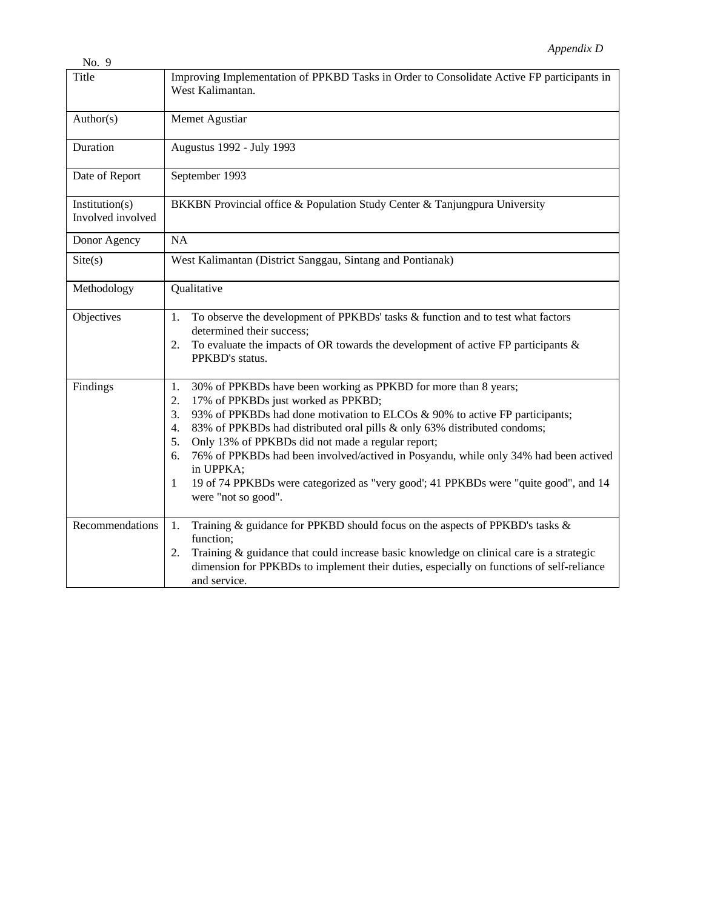No. 9

| Title | Improving Implementation of PPKBD Tasks in Order to Consolidate Active FP participants in West Kalimantan. |
|---|---|
| Author(s) | Memet Agustiar |
| Duration | Augustus 1992 - July 1993 |
| Date of Report | September 1993 |
| Institution(s) Involved involved | BKKBN Provincial office & Population Study Center & Tanjungpura University |
| Donor Agency | NA |
| Site(s) | West Kalimantan (District Sanggau, Sintang and Pontianak) |
| Methodology | Qualitative |
| Objectives | 1. To observe the development of PPKBDs' tasks & function and to test what factors determined their success;<br>2. To evaluate the impacts of OR towards the development of active FP participants & PPKBD's status. |
| Findings | 1. 30% of PPKBDs have been working as PPKBD for more than 8 years;<br>2. 17% of PPKBDs just worked as PPKBD;<br>3. 93% of PPKBDs had done motivation to ELCOs & 90% to active FP participants;<br>4. 83% of PPKBDs had distributed oral pills & only 63% distributed condoms;<br>5. Only 13% of PPKBDs did not made a regular report;<br>6. 76% of PPKBDs had been involved/actived in Posyandu, while only 34% had been actived in UPPKA;<br>1 19 of 74 PPKBDs were categorized as "very good'; 41 PPKBDs were "quite good", and 14 were "not so good". |
| Recommendations | 1. Training & guidance for PPKBD should focus on the aspects of PPKBD's tasks & function;<br>2. Training & guidance that could increase basic knowledge on clinical care is a strategic dimension for PPKBDs to implement their duties, especially on functions of self-reliance and service. |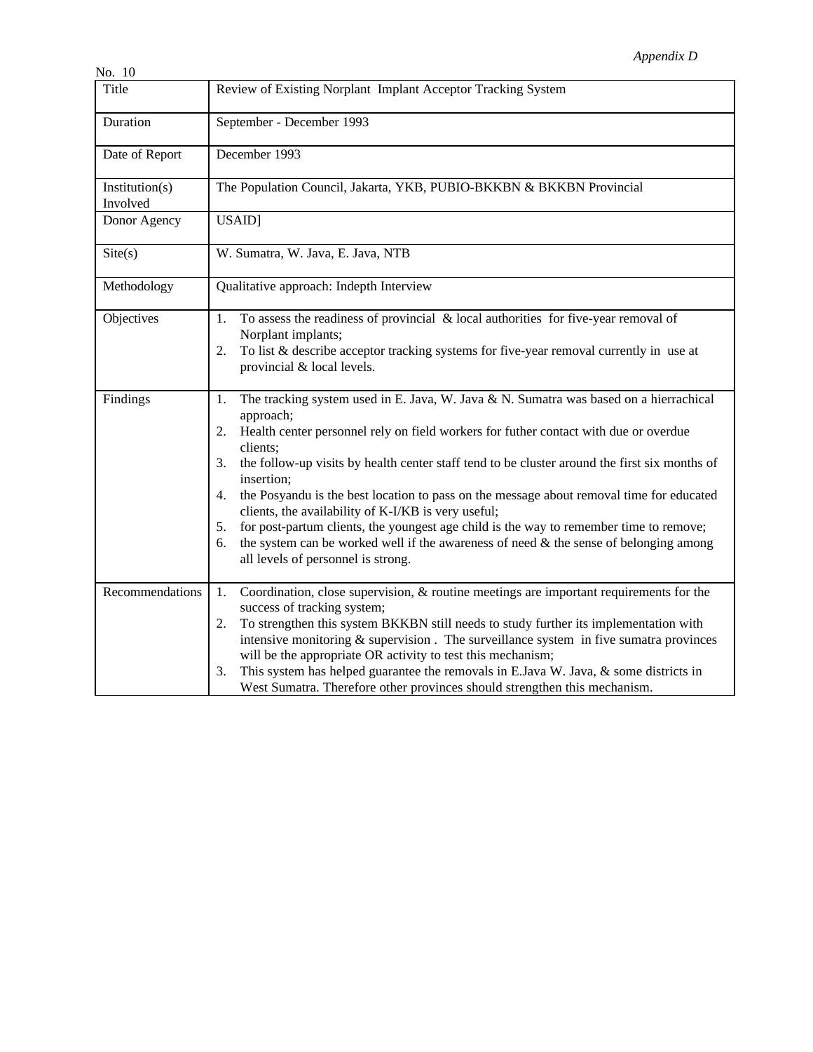*Appendix D*

No. 10

| Title | Review of Existing Norplant Implant Acceptor Tracking System |
|---|---|
| Duration | September - December 1993 |
| Date of Report | December 1993 |
| Institution(s) Involved | The Population Council, Jakarta, YKB, PUBIO-BKKBN & BKKBN Provincial |
| Donor Agency | USAID] |
| Site(s) | W. Sumatra, W. Java, E. Java, NTB |
| Methodology | Qualitative approach: Indepth Interview |
| Objectives | 1. To assess the readiness of provincial & local authorities for five-year removal of Norplant implants;<br>2. To list & describe acceptor tracking systems for five-year removal currently in use at provincial & local levels. |
| Findings | 1. The tracking system used in E. Java, W. Java & N. Sumatra was based on a hierrachical approach;<br>2. Health center personnel rely on field workers for futher contact with due or overdue clients;<br>3. the follow-up visits by health center staff tend to be cluster around the first six months of insertion;<br>4. the Posyandu is the best location to pass on the message about removal time for educated clients, the availability of K-I/KB is very useful;<br>5. for post-partum clients, the youngest age child is the way to remember time to remove;<br>6. the system can be worked well if the awareness of need & the sense of belonging among all levels of personnel is strong. |
| Recommendations | 1. Coordination, close supervision, & routine meetings are important requirements for the success of tracking system;<br>2. To strengthen this system BKKBN still needs to study further its implementation with intensive monitoring & supervision . The surveillance system in five sumatra provinces will be the appropriate OR activity to test this mechanism;<br>3. This system has helped guarantee the removals in E.Java W. Java, & some districts in West Sumatra. Therefore other provinces should strengthen this mechanism. |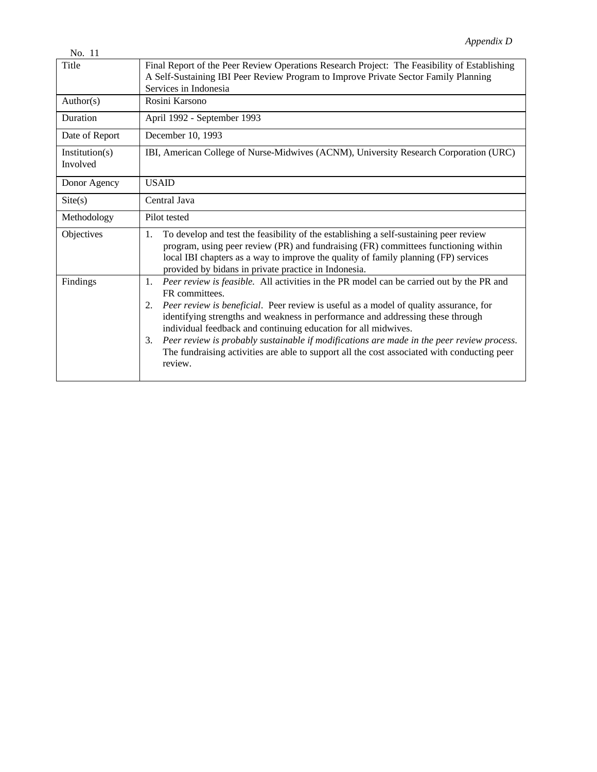*Appendix D*

No. 11

| Title | Final Report of the Peer Review Operations Research Project: The Feasibility of Establishing A Self-Sustaining IBI Peer Review Program to Improve Private Sector Family Planning Services in Indonesia |
|---|---|
| Author(s) | Rosini Karsono |
| Duration | April 1992 - September 1993 |
| Date of Report | December 10, 1993 |
| Institution(s) Involved | IBI, American College of Nurse-Midwives (ACNM), University Research Corporation (URC) |
| Donor Agency | USAID |
| Site(s) | Central Java |
| Methodology | Pilot tested |
| Objectives | 1. To develop and test the feasibility of the establishing a self-sustaining peer review program, using peer review (PR) and fundraising (FR) committees functioning within local IBI chapters as a way to improve the quality of family planning (FP) services provided by bidans in private practice in Indonesia. |
| Findings | 1. *Peer review is feasible.* All activities in the PR model can be carried out by the PR and FR committees.<br>2. *Peer review is beneficial*. Peer review is useful as a model of quality assurance, for identifying strengths and weakness in performance and addressing these through individual feedback and continuing education for all midwives.<br>3. *Peer review is probably sustainable if modifications are made in the peer review process*. The fundraising activities are able to support all the cost associated with conducting peer review. |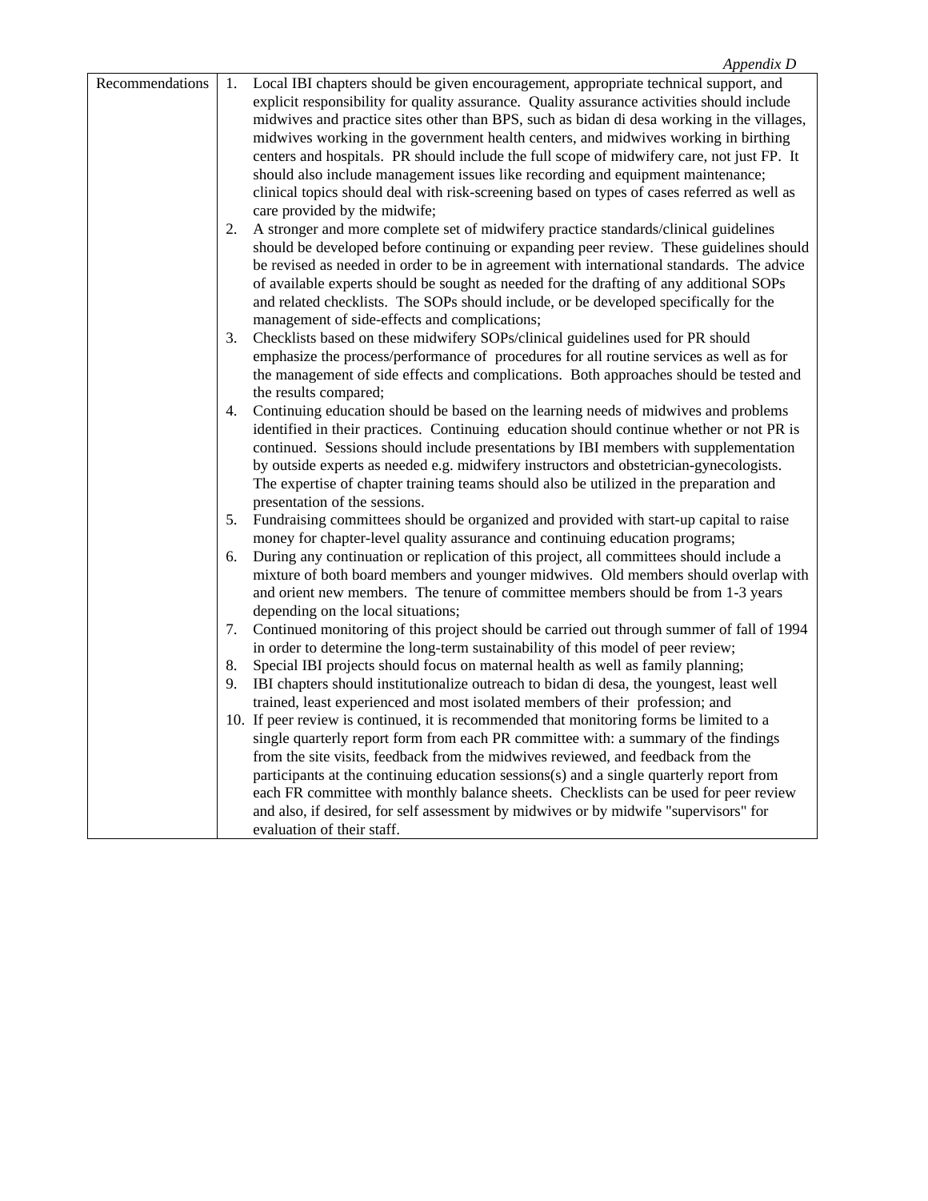*Appendix D*

| Recommendations | 1. Local IBI chapters should be given encouragement, appropriate technical support, and explicit responsibility for quality assurance. Quality assurance activities should include midwives and practice sites other than BPS, such as bidan di desa working in the villages, midwives working in the government health centers, and midwives working in birthing centers and hospitals. PR should include the full scope of midwifery care, not just FP. It should also include management issues like recording and equipment maintenance; clinical topics should deal with risk-screening based on types of cases referred as well as care provided by the midwife;<br>2. A stronger and more complete set of midwifery practice standards/clinical guidelines should be developed before continuing or expanding peer review. These guidelines should be revised as needed in order to be in agreement with international standards. The advice of available experts should be sought as needed for the drafting of any additional SOPs and related checklists. The SOPs should include, or be developed specifically for the management of side-effects and complications;<br>3. Checklists based on these midwifery SOPs/clinical guidelines used for PR should emphasize the process/performance of procedures for all routine services as well as for the management of side effects and complications. Both approaches should be tested and the results compared;<br>4. Continuing education should be based on the learning needs of midwives and problems identified in their practices. Continuing education should continue whether or not PR is continued. Sessions should include presentations by IBI members with supplementation by outside experts as needed e.g. midwifery instructors and obstetrician-gynecologists. The expertise of chapter training teams should also be utilized in the preparation and presentation of the sessions.<br>5. Fundraising committees should be organized and provided with start-up capital to raise money for chapter-level quality assurance and continuing education programs;<br>6. During any continuation or replication of this project, all committees should include a mixture of both board members and younger midwives. Old members should overlap with and orient new members. The tenure of committee members should be from 1-3 years depending on the local situations;<br>7. Continued monitoring of this project should be carried out through summer of fall of 1994 in order to determine the long-term sustainability of this model of peer review;<br>8. Special IBI projects should focus on maternal health as well as family planning;<br>9. IBI chapters should institutionalize outreach to bidan di desa, the youngest, least well trained, least experienced and most isolated members of their profession; and<br>10. If peer review is continued, it is recommended that monitoring forms be limited to a single quarterly report form from each PR committee with: a summary of the findings from the site visits, feedback from the midwives reviewed, and feedback from the participants at the continuing education sessions(s) and a single quarterly report from each FR committee with monthly balance sheets. Checklists can be used for peer review and also, if desired, for self assessment by midwives or by midwife "supervisors" for evaluation of their staff. |
|---|---|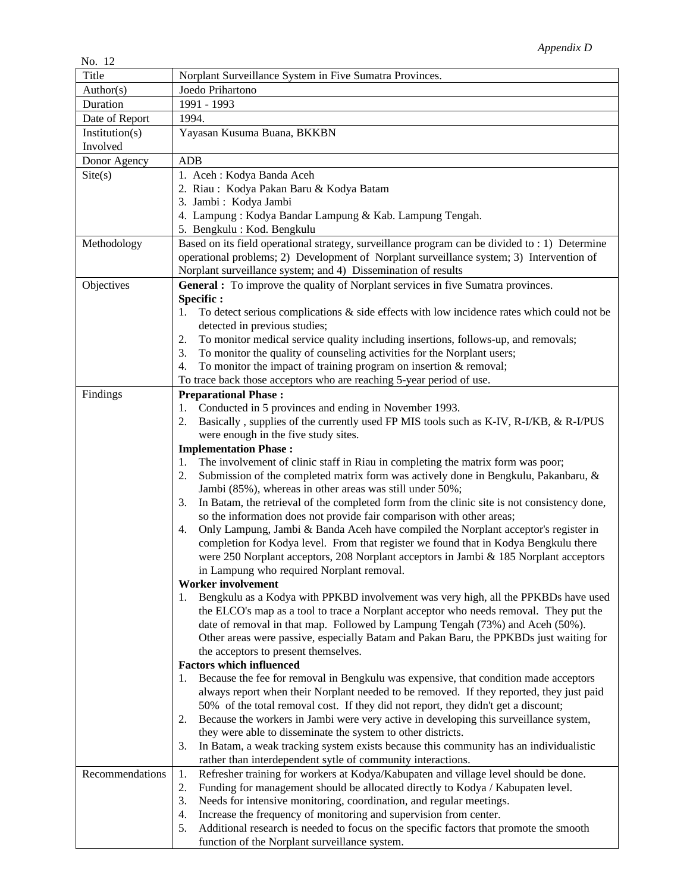*Appendix D*

No. 12

| Title | Norplant Surveillance System in Five Sumatra Provinces. |
|---|---|
| Author(s) | Joedo Prihartono |
| Duration | 1991 - 1993 |
| Date of Report | 1994. |
| Institution(s) Involved | Yayasan Kusuma Buana, BKKBN |
| Donor Agency | ADB |
| Site(s) | 1. Aceh : Kodya Banda Aceh<br>2. Riau : Kodya Pakan Baru & Kodya Batam<br>3. Jambi : Kodya Jambi<br>4. Lampung : Kodya Bandar Lampung & Kab. Lampung Tengah.<br>5. Bengkulu : Kod. Bengkulu |
| Methodology | Based on its field operational strategy, surveillance program can be divided to : 1) Determine operational problems; 2) Development of Norplant surveillance system; 3) Intervention of Norplant surveillance system; and 4) Dissemination of results |
| Objectives | **General :** To improve the quality of Norplant services in five Sumatra provinces.<br>**Specific :**<br>1. To detect serious complications & side effects with low incidence rates which could not be detected in previous studies;<br>2. To monitor medical service quality including insertions, follows-up, and removals;<br>3. To monitor the quality of counseling activities for the Norplant users;<br>4. To monitor the impact of training program on insertion & removal;<br>To trace back those acceptors who are reaching 5-year period of use. |
| Findings | **Preparational Phase :**<br>1. Conducted in 5 provinces and ending in November 1993.<br>2. Basically , supplies of the currently used FP MIS tools such as K-IV, R-I/KB, & R-I/PUS were enough in the five study sites.<br>**Implementation Phase :**<br>1. The involvement of clinic staff in Riau in completing the matrix form was poor;<br>2. Submission of the completed matrix form was actively done in Bengkulu, Pakanbaru, & Jambi (85%), whereas in other areas was still under 50%;<br>3. In Batam, the retrieval of the completed form from the clinic site is not consistency done, so the information does not provide fair comparison with other areas;<br>4. Only Lampung, Jambi & Banda Aceh have compiled the Norplant acceptor's register in completion for Kodya level. From that register we found that in Kodya Bengkulu there were 250 Norplant acceptors, 208 Norplant acceptors in Jambi & 185 Norplant acceptors in Lampung who required Norplant removal.<br>**Worker involvement**<br>1. Bengkulu as a Kodya with PPKBD involvement was very high, all the PPKBDs have used the ELCO's map as a tool to trace a Norplant acceptor who needs removal. They put the date of removal in that map. Followed by Lampung Tengah (73%) and Aceh (50%). Other areas were passive, especially Batam and Pakan Baru, the PPKBDs just waiting for the acceptors to present themselves.<br>**Factors which influenced**<br>1. Because the fee for removal in Bengkulu was expensive, that condition made acceptors always report when their Norplant needed to be removed. If they reported, they just paid 50% of the total removal cost. If they did not report, they didn't get a discount;<br>2. Because the workers in Jambi were very active in developing this surveillance system, they were able to disseminate the system to other districts.<br>3. In Batam, a weak tracking system exists because this community has an individualistic rather than interdependent sytle of community interactions. |
| Recommendations | 1. Refresher training for workers at Kodya/Kabupaten and village level should be done.<br>2. Funding for management should be allocated directly to Kodya / Kabupaten level.<br>3. Needs for intensive monitoring, coordination, and regular meetings.<br>4. Increase the frequency of monitoring and supervision from center.<br>5. Additional research is needed to focus on the specific factors that promote the smooth function of the Norplant surveillance system. |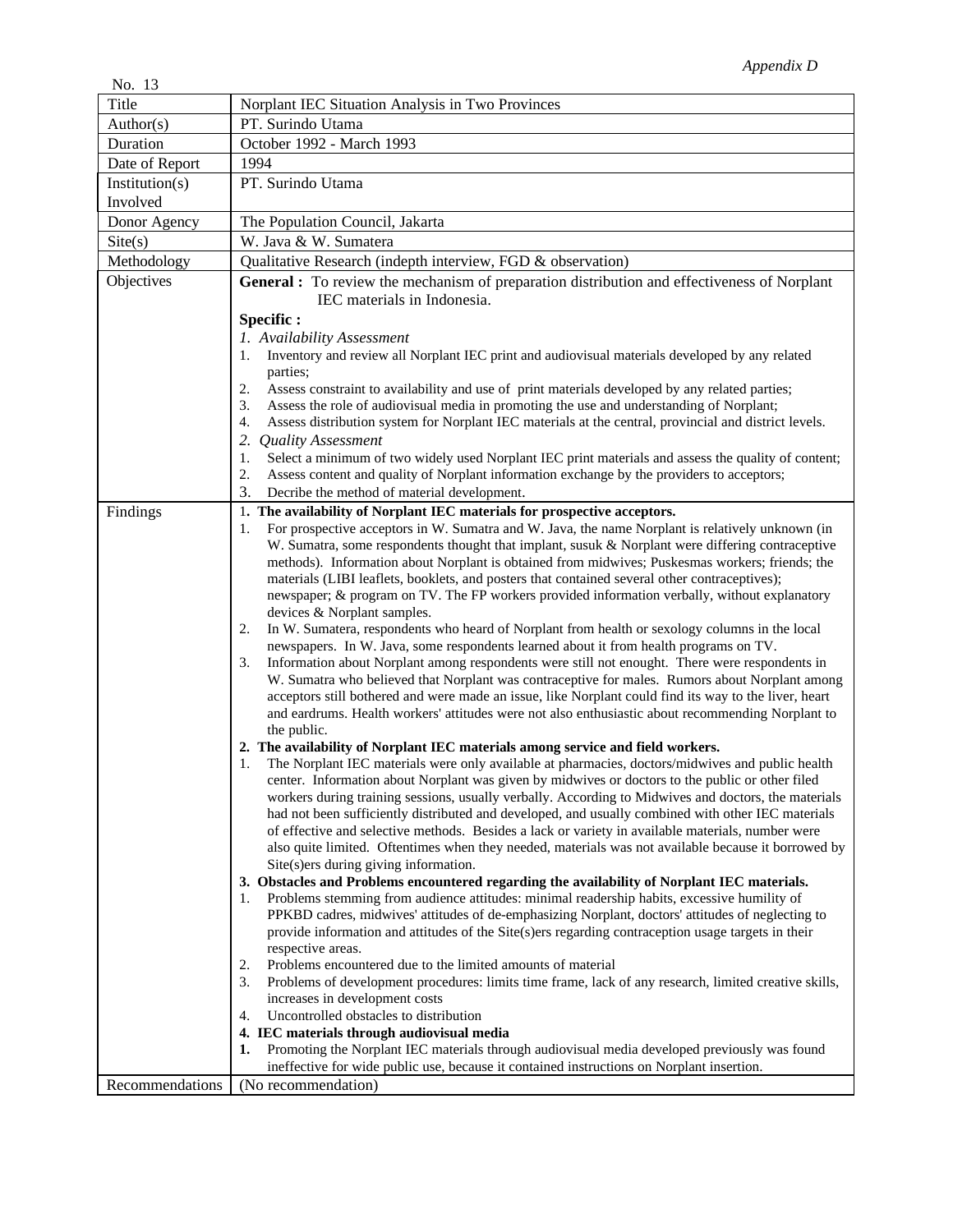*Appendix D*

No. 13

| Title | Norplant IEC Situation Analysis in Two Provinces |
|---|---|
| Author(s) | PT. Surindo Utama |
| Duration | October 1992 - March 1993 |
| Date of Report | 1994 |
| Institution(s) Involved | PT. Surindo Utama |
| Donor Agency | The Population Council, Jakarta |
| Site(s) | W. Java & W. Sumatera |
| Methodology | Qualitative Research (indepth interview, FGD & observation) |
| Objectives | **General :** To review the mechanism of preparation distribution and effectiveness of Norplant IEC materials in Indonesia.<br>**Specific :**<br>*1. Availability Assessment*<br>1. Inventory and review all Norplant IEC print and audiovisual materials developed by any related parties;<br>2. Assess constraint to availability and use of print materials developed by any related parties;<br>3. Assess the role of audiovisual media in promoting the use and understanding of Norplant;<br>4. Assess distribution system for Norplant IEC materials at the central, provincial and district levels.<br>*2. Quality Assessment*<br>1. Select a minimum of two widely used Norplant IEC print materials and assess the quality of content;<br>2. Assess content and quality of Norplant information exchange by the providers to acceptors;<br>3. Decribe the method of material development. |
| Findings | **1. The availability of Norplant IEC materials for prospective acceptors.**<br>1. For prospective acceptors in W. Sumatra and W. Java, the name Norplant is relatively unknown (in W. Sumatra, some respondents thought that implant, susuk & Norplant were differing contraceptive methods). Information about Norplant is obtained from midwives; Puskesmas workers; friends; the materials (LIBI leaflets, booklets, and posters that contained several other contraceptives); newspaper; & program on TV. The FP workers provided information verbally, without explanatory devices & Norplant samples.<br>2. In W. Sumatera, respondents who heard of Norplant from health or sexology columns in the local newspapers. In W. Java, some respondents learned about it from health programs on TV.<br>3. Information about Norplant among respondents were still not enought. There were respondents in W. Sumatra who believed that Norplant was contraceptive for males. Rumors about Norplant among acceptors still bothered and were made an issue, like Norplant could find its way to the liver, heart and eardrums. Health workers' attitudes were not also enthusiastic about recommending Norplant to the public.<br>**2. The availability of Norplant IEC materials among service and field workers.**<br>1. The Norplant IEC materials were only available at pharmacies, doctors/midwives and public health center. Information about Norplant was given by midwives or doctors to the public or other filed workers during training sessions, usually verbally. According to Midwives and doctors, the materials had not been sufficiently distributed and developed, and usually combined with other IEC materials of effective and selective methods. Besides a lack or variety in available materials, number were also quite limited. Oftentimes when they needed, materials was not available because it borrowed by Site(s)ers during giving information.<br>**3. Obstacles and Problems encountered regarding the availability of Norplant IEC materials.**<br>1. Problems stemming from audience attitudes: minimal readership habits, excessive humility of PPKBD cadres, midwives' attitudes of de-emphasizing Norplant, doctors' attitudes of neglecting to provide information and attitudes of the Site(s)ers regarding contraception usage targets in their respective areas.<br>2. Problems encountered due to the limited amounts of material<br>3. Problems of development procedures: limits time frame, lack of any research, limited creative skills, increases in development costs<br>4. Uncontrolled obstacles to distribution<br>**4. IEC materials through audiovisual media**<br>**1.** Promoting the Norplant IEC materials through audiovisual media developed previously was found ineffective for wide public use, because it contained instructions on Norplant insertion. |
| Recommendations | (No recommendation) |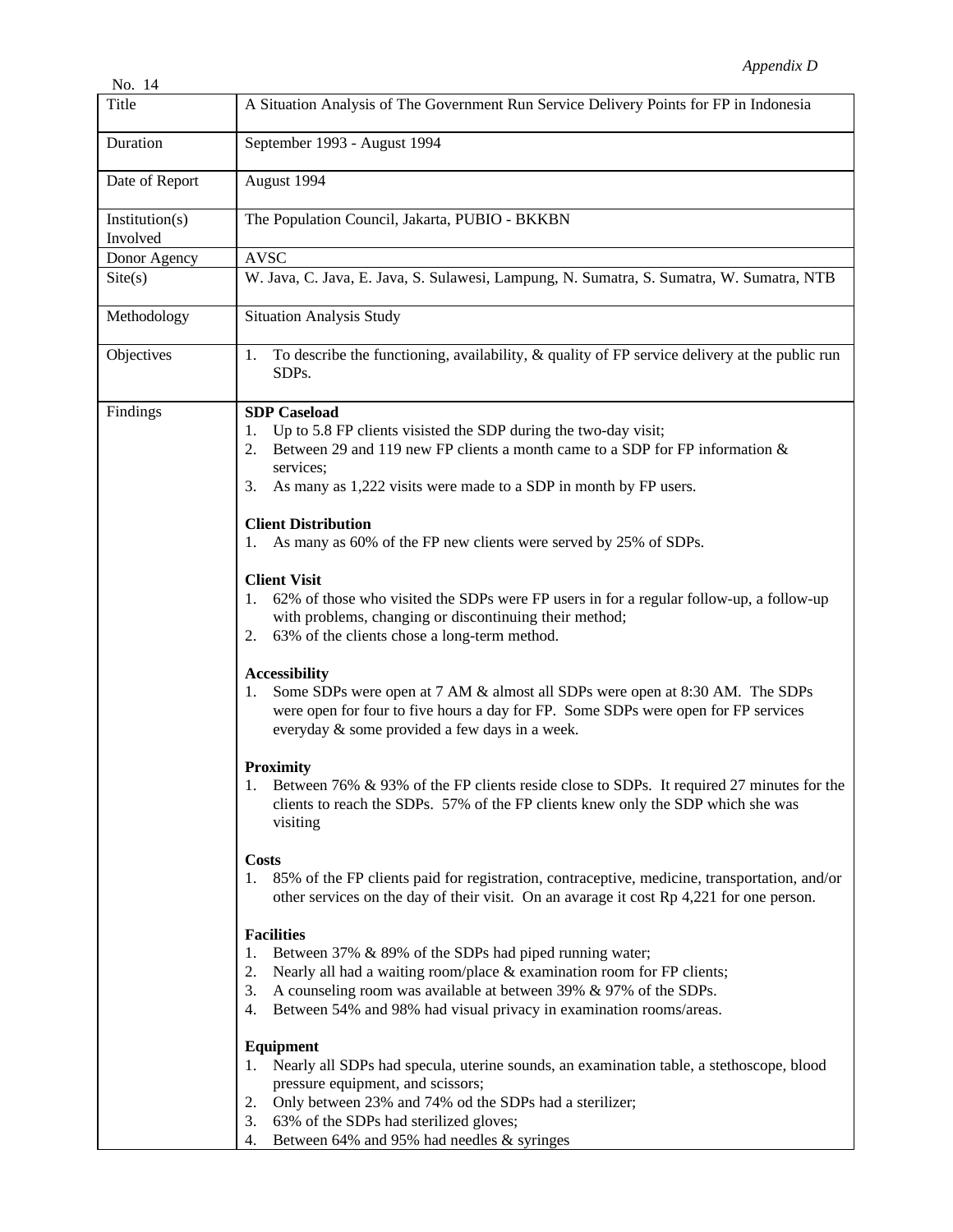*Appendix D*

No. 14

| | |
|---|---|
| Title | A Situation Analysis of The Government Run Service Delivery Points for FP in Indonesia |
| Duration | September 1993 - August 1994 |
| Date of Report | August 1994 |
| Institution(s) Involved | The Population Council, Jakarta, PUBIO - BKKBN |
| Donor Agency | AVSC |
| Site(s) | W. Java, C. Java, E. Java, S. Sulawesi, Lampung, N. Sumatra, S. Sumatra, W. Sumatra, NTB |
| Methodology | Situation Analysis Study |
| Objectives | 1. To describe the functioning, availability, & quality of FP service delivery at the public run SDPs. |
| Findings | **SDP Caseload**<br>1. Up to 5.8 FP clients visisted the SDP during the two-day visit;<br>2. Between 29 and 119 new FP clients a month came to a SDP for FP information & services;<br>3. As many as 1,222 visits were made to a SDP in month by FP users.<br><br>**Client Distribution**<br>1. As many as 60% of the FP new clients were served by 25% of SDPs.<br><br>**Client Visit**<br>1. 62% of those who visited the SDPs were FP users in for a regular follow-up, a follow-up with problems, changing or discontinuing their method;<br>2. 63% of the clients chose a long-term method.<br><br>**Accessibility**<br>1. Some SDPs were open at 7 AM & almost all SDPs were open at 8:30 AM. The SDPs were open for four to five hours a day for FP. Some SDPs were open for FP services everyday & some provided a few days in a week.<br><br>**Proximity**<br>1. Between 76% & 93% of the FP clients reside close to SDPs. It required 27 minutes for the clients to reach the SDPs. 57% of the FP clients knew only the SDP which she was visiting<br><br>**Costs**<br>1. 85% of the FP clients paid for registration, contraceptive, medicine, transportation, and/or other services on the day of their visit. On an avarage it cost Rp 4,221 for one person.<br><br>**Facilities**<br>1. Between 37% & 89% of the SDPs had piped running water;<br>2. Nearly all had a waiting room/place & examination room for FP clients;<br>3. A counseling room was available at between 39% & 97% of the SDPs.<br>4. Between 54% and 98% had visual privacy in examination rooms/areas.<br><br>**Equipment**<br>1. Nearly all SDPs had specula, uterine sounds, an examination table, a stethoscope, blood pressure equipment, and scissors;<br>2. Only between 23% and 74% od the SDPs had a sterilizer;<br>3. 63% of the SDPs had sterilized gloves;<br>4. Between 64% and 95% had needles & syringes |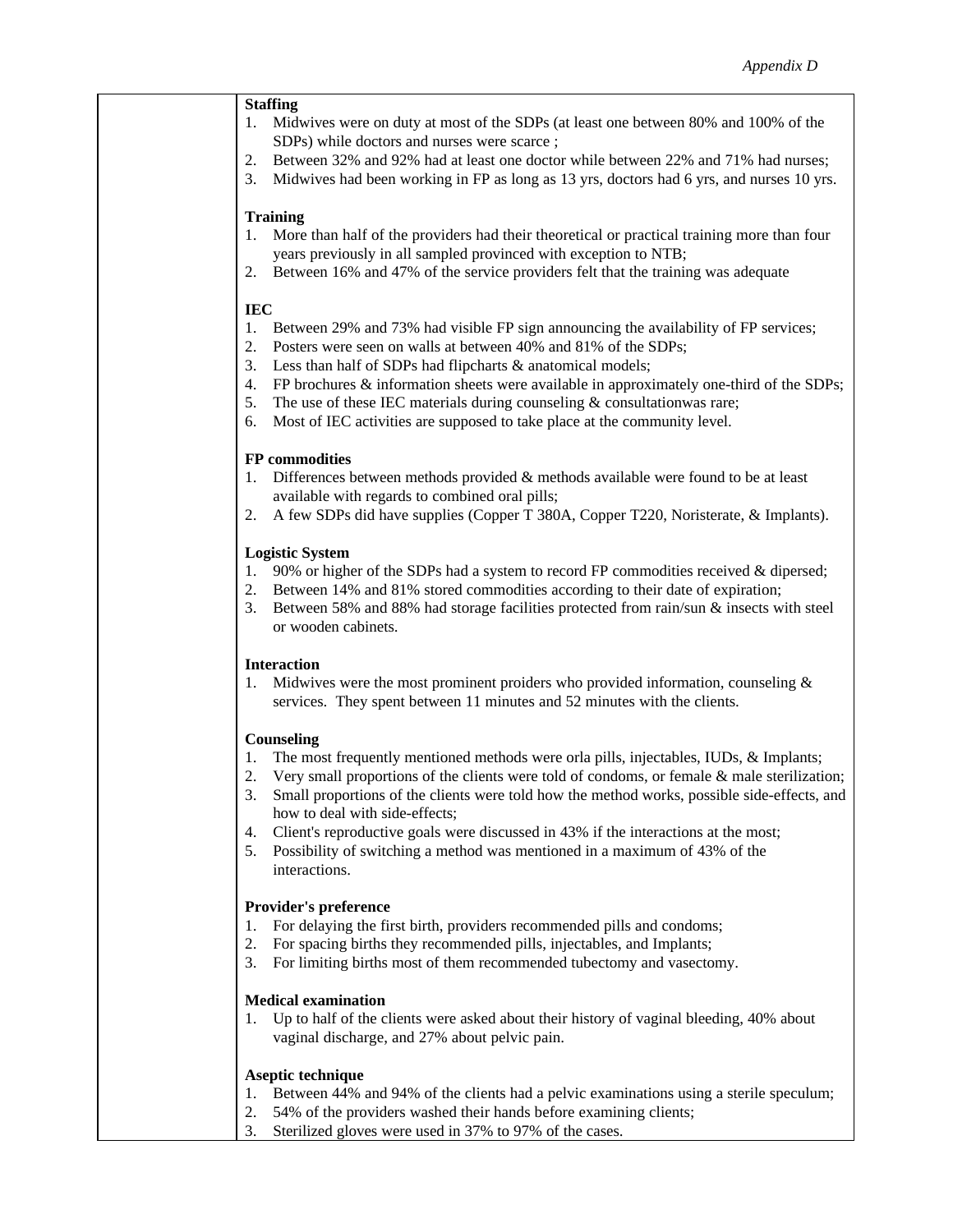| | **Staffing**<br>1. Midwives were on duty at most of the SDPs (at least one between 80% and 100% of the SDPs) while doctors and nurses were scarce ;<br>2. Between 32% and 92% had at least one doctor while between 22% and 71% had nurses;<br>3. Midwives had been working in FP as long as 13 yrs, doctors had 6 yrs, and nurses 10 yrs.<br><br>**Training**<br>1. More than half of the providers had their theoretical or practical training more than four years previously in all sampled provinced with exception to NTB;<br>2. Between 16% and 47% of the service providers felt that the training was adequate<br><br>**IEC**<br>1. Between 29% and 73% had visible FP sign announcing the availability of FP services;<br>2. Posters were seen on walls at between 40% and 81% of the SDPs;<br>3. Less than half of SDPs had flipcharts & anatomical models;<br>4. FP brochures & information sheets were available in approximately one-third of the SDPs;<br>5. The use of these IEC materials during counseling & consultationwas rare;<br>6. Most of IEC activities are supposed to take place at the community level.<br><br>**FP commodities**<br>1. Differences between methods provided & methods available were found to be at least available with regards to combined oral pills;<br>2. A few SDPs did have supplies (Copper T 380A, Copper T220, Noristerate, & Implants).<br><br>**Logistic System**<br>1. 90% or higher of the SDPs had a system to record FP commodities received & dipersed;<br>2. Between 14% and 81% stored commodities according to their date of expiration;<br>3. Between 58% and 88% had storage facilities protected from rain/sun & insects with steel or wooden cabinets.<br><br>**Interaction**<br>1. Midwives were the most prominent proiders who provided information, counseling & services. They spent between 11 minutes and 52 minutes with the clients.<br><br>**Counseling**<br>1. The most frequently mentioned methods were orla pills, injectables, IUDs, & Implants;<br>2. Very small proportions of the clients were told of condoms, or female & male sterilization;<br>3. Small proportions of the clients were told how the method works, possible side-effects, and how to deal with side-effects;<br>4. Client's reproductive goals were discussed in 43% if the interactions at the most;<br>5. Possibility of switching a method was mentioned in a maximum of 43% of the interactions.<br><br>**Provider's preference**<br>1. For delaying the first birth, providers recommended pills and condoms;<br>2. For spacing births they recommended pills, injectables, and Implants;<br>3. For limiting births most of them recommended tubectomy and vasectomy.<br><br>**Medical examination**<br>1. Up to half of the clients were asked about their history of vaginal bleeding, 40% about vaginal discharge, and 27% about pelvic pain.<br><br>**Aseptic technique**<br>1. Between 44% and 94% of the clients had a pelvic examinations using a sterile speculum;<br>2. 54% of the providers washed their hands before examining clients;<br>3. Sterilized gloves were used in 37% to 97% of the cases. |
|---|---|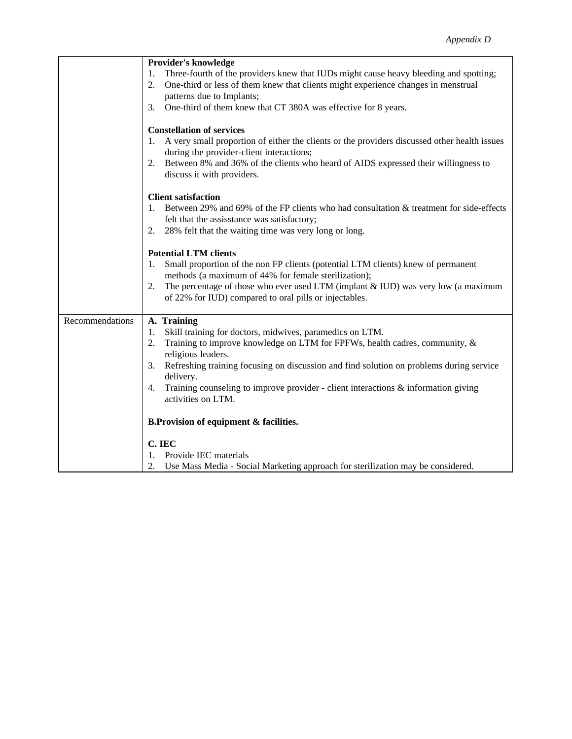|  |  |
| --- | --- |
|  | **Provider's knowledge**<br>1. Three-fourth of the providers knew that IUDs might cause heavy bleeding and spotting;<br>2. One-third or less of them knew that clients might experience changes in menstrual patterns due to Implants;<br>3. One-third of them knew that CT 380A was effective for 8 years.<br><br>**Constellation of services**<br>1. A very small proportion of either the clients or the providers discussed other health issues during the provider-client interactions;<br>2. Between 8% and 36% of the clients who heard of AIDS expressed their willingness to discuss it with providers.<br><br>**Client satisfaction**<br>1. Between 29% and 69% of the FP clients who had consultation & treatment for side-effects felt that the assisstance was satisfactory;<br>2. 28% felt that the waiting time was very long or long.<br><br>**Potential LTM clients**<br>1. Small proportion of the non FP clients (potential LTM clients) knew of permanent methods (a maximum of 44% for female sterilization);<br>2. The percentage of those who ever used LTM (implant & IUD) was very low (a maximum of 22% for IUD) compared to oral pills or injectables. |
| Recommendations | **A. Training**<br>1. Skill training for doctors, midwives, paramedics on LTM.<br>2. Training to improve knowledge on LTM for FPFWs, health cadres, community, & religious leaders.<br>3. Refreshing training focusing on discussion and find solution on problems during service delivery.<br>4. Training counseling to improve provider - client interactions & information giving activities on LTM.<br><br>**B.Provision of equipment & facilities.**<br><br>**C. IEC**<br>1. Provide IEC materials<br>2. Use Mass Media - Social Marketing approach for sterilization may be considered. |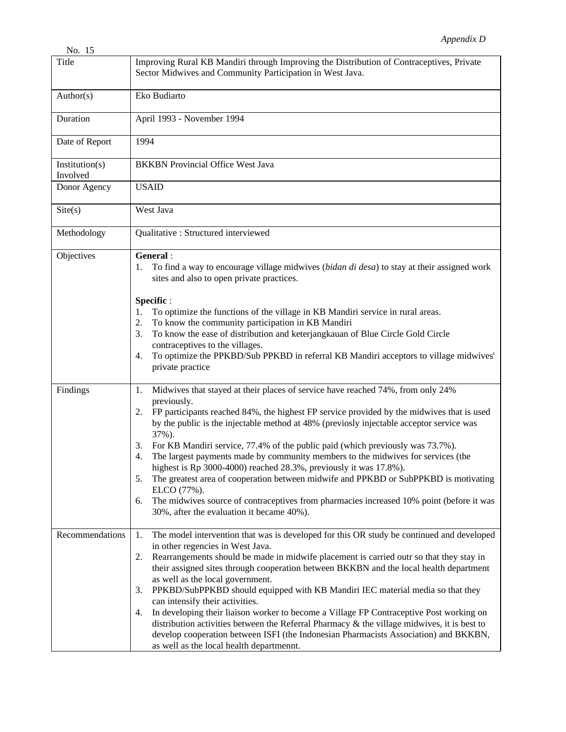*Appendix D*

No. 15

| | |
|---|---|
| Title | Improving Rural KB Mandiri through Improving the Distribution of Contraceptives, Private Sector Midwives and Community Participation in West Java. |
| Author(s) | Eko Budiarto |
| Duration | April 1993 - November 1994 |
| Date of Report | 1994 |
| Institution(s) Involved | BKKBN Provincial Office West Java |
| Donor Agency | USAID |
| Site(s) | West Java |
| Methodology | Qualitative : Structured interviewed |
| Objectives | **General** :<br>1. To find a way to encourage village midwives (*bidan di desa*) to stay at their assigned work sites and also to open private practices.<br><br>**Specific** :<br>1. To optimize the functions of the village in KB Mandiri service in rural areas.<br>2. To know the community participation in KB Mandiri<br>3. To know the ease of distribution and keterjangkauan of Blue Circle Gold Circle contraceptives to the villages.<br>4. To optimize the PPKBD/Sub PPKBD in referral KB Mandiri acceptors to village midwives' private practice |
| Findings | 1. Midwives that stayed at their places of service have reached 74%, from only 24% previously.<br>2. FP participants reached 84%, the highest FP service provided by the midwives that is used by the public is the injectable method at 48% (previsly injectable acceptor service was 37%).<br>3. For KB Mandiri service, 77.4% of the public paid (which previously was 73.7%).<br>4. The largest payments made by community members to the midwives for services (the highest is Rp 3000-4000) reached 28.3%, previously it was 17.8%).<br>5. The greatest area of cooperation between midwife and PPKBD or SubPPKBD is motivating ELCO (77%).<br>6. The midwives source of contraceptives from pharmacies increased 10% point (before it was 30%, after the evaluation it became 40%). |
| Recommendations | 1. The model intervention that was is developed for this OR study be continued and developed in other regencies in West Java.<br>2. Rearrangements should be made in midwife placement is carried outr so that they stay in their assigned sites through cooperation between BKKBN and the local health department as well as the local government.<br>3. PPKBD/SubPPKBD should equipped with KB Mandiri IEC material media so that they can intensify their activities.<br>4. In developing their liaison worker to become a Village FP Contraceptive Post working on distribution activities between the Referral Pharmacy & the village midwives, it is best to develop cooperation between ISFI (the Indonesian Pharmacists Association) and BKKBN, as well as the local health departmennt. |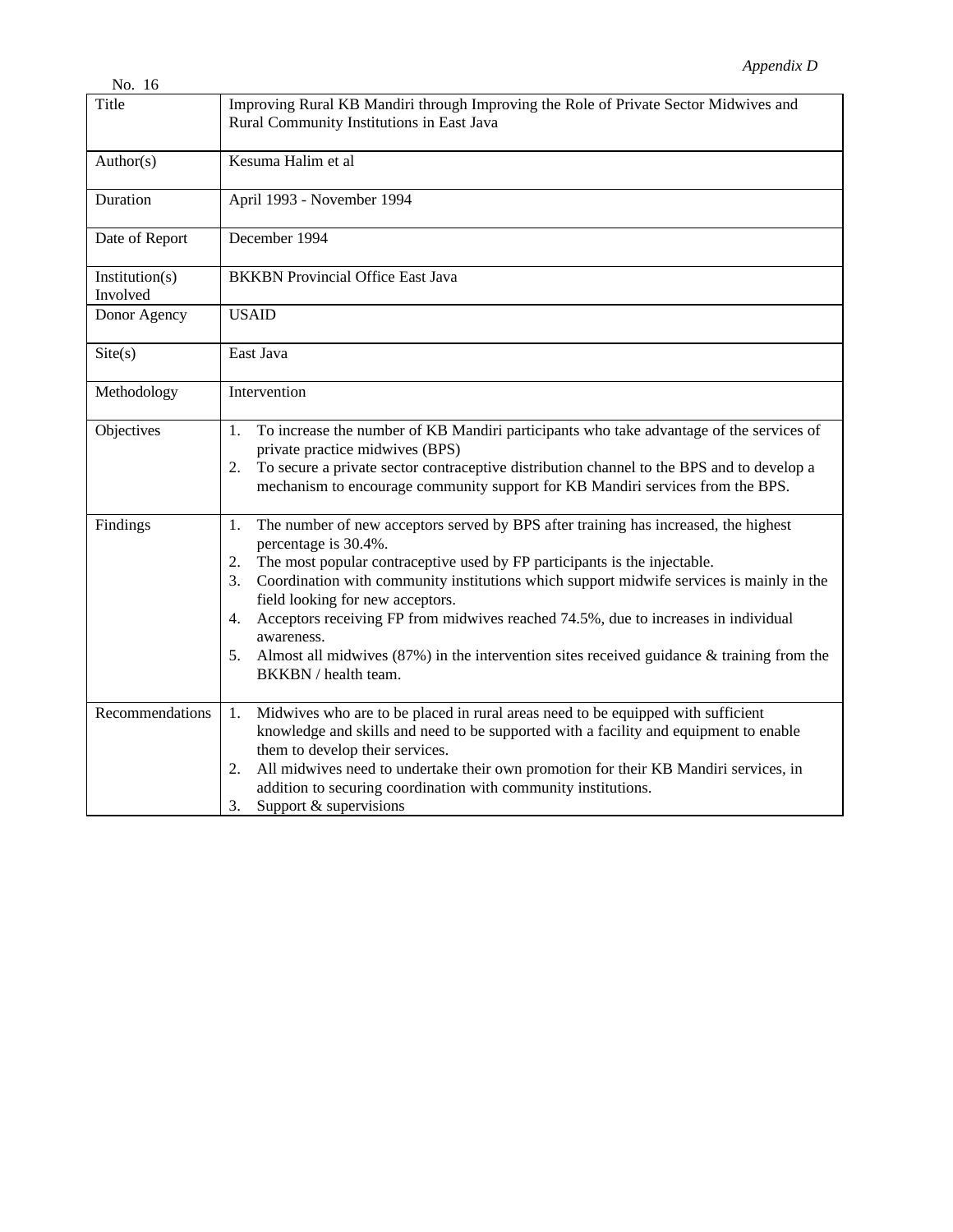*Appendix D*

No. 16

| Title | Improving Rural KB Mandiri through Improving the Role of Private Sector Midwives and Rural Community Institutions in East Java |
|---|---|
| Author(s) | Kesuma Halim et al |
| Duration | April 1993 - November 1994 |
| Date of Report | December 1994 |
| Institution(s) Involved | BKKBN Provincial Office East Java |
| Donor Agency | USAID |
| Site(s) | East Java |
| Methodology | Intervention |
| Objectives | 1. To increase the number of KB Mandiri participants who take advantage of the services of private practice midwives (BPS)<br>2. To secure a private sector contraceptive distribution channel to the BPS and to develop a mechanism to encourage community support for KB Mandiri services from the BPS. |
| Findings | 1. The number of new acceptors served by BPS after training has increased, the highest percentage is 30.4%.<br>2. The most popular contraceptive used by FP participants is the injectable.<br>3. Coordination with community institutions which support midwife services is mainly in the field looking for new acceptors.<br>4. Acceptors receiving FP from midwives reached 74.5%, due to increases in individual awareness.<br>5. Almost all midwives (87%) in the intervention sites received guidance & training from the BKKBN / health team. |
| Recommendations | 1. Midwives who are to be placed in rural areas need to be equipped with sufficient knowledge and skills and need to be supported with a facility and equipment to enable them to develop their services.<br>2. All midwives need to undertake their own promotion for their KB Mandiri services, in addition to securing coordination with community institutions.<br>3. Support & supervisions |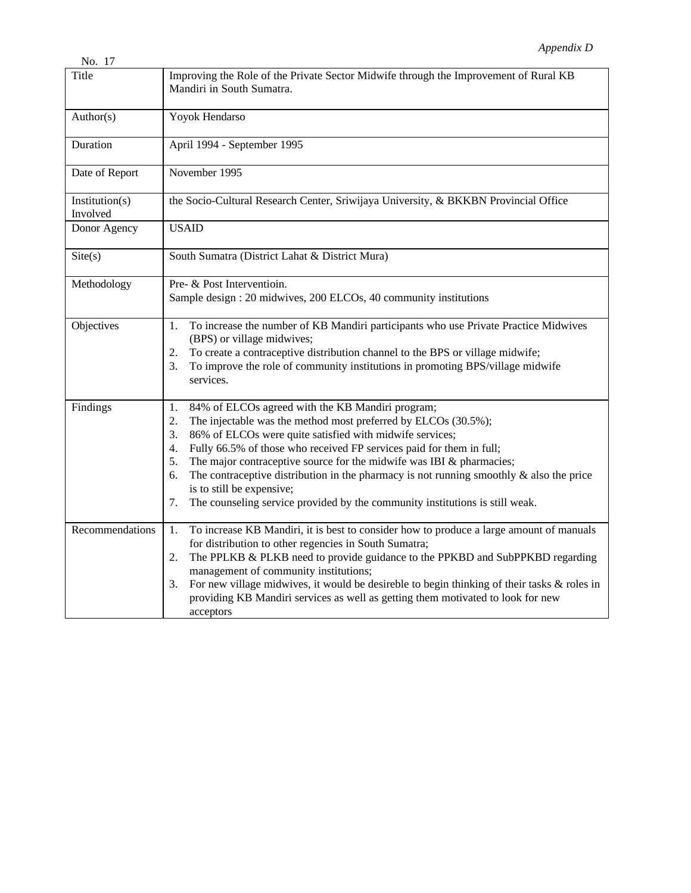*Appendix D*

No. 17

| Title | Improving the Role of the Private Sector Midwife through the Improvement of Rural KB Mandiri in South Sumatra. |
|---|---|
| Author(s) | Yoyok Hendarso |
| Duration | April 1994 - September 1995 |
| Date of Report | November 1995 |
| Institution(s) Involved | the Socio-Cultural Research Center, Sriwijaya University, & BKKBN Provincial Office |
| Donor Agency | USAID |
| Site(s) | South Sumatra (District Lahat & District Mura) |
| Methodology | Pre- & Post Interventioin.<br>Sample design : 20 midwives, 200 ELCOs, 40 community institutions |
| Objectives | 1. To increase the number of KB Mandiri participants who use Private Practice Midwives (BPS) or village midwives;<br>2. To create a contraceptive distribution channel to the BPS or village midwife;<br>3. To improve the role of community institutions in promoting BPS/village midwife services. |
| Findings | 1. 84% of ELCOs agreed with the KB Mandiri program;<br>2. The injectable was the method most preferred by ELCOs (30.5%);<br>3. 86% of ELCOs were quite satisfied with midwife services;<br>4. Fully 66.5% of those who received FP services paid for them in full;<br>5. The major contraceptive source for the midwife was IBI & pharmacies;<br>6. The contraceptive distribution in the pharmacy is not running smoothly & also the price is to still be expensive;<br>7. The counseling service provided by the community institutions is still weak. |
| Recommendations | 1. To increase KB Mandiri, it is best to consider how to produce a large amount of manuals for distribution to other regencies in South Sumatra;<br>2. The PPLKB & PLKB need to provide guidance to the PPKBD and SubPPKBD regarding management of community institutions;<br>3. For new village midwives, it would be desireble to begin thinking of their tasks & roles in providing KB Mandiri services as well as getting them motivated to look for new acceptors |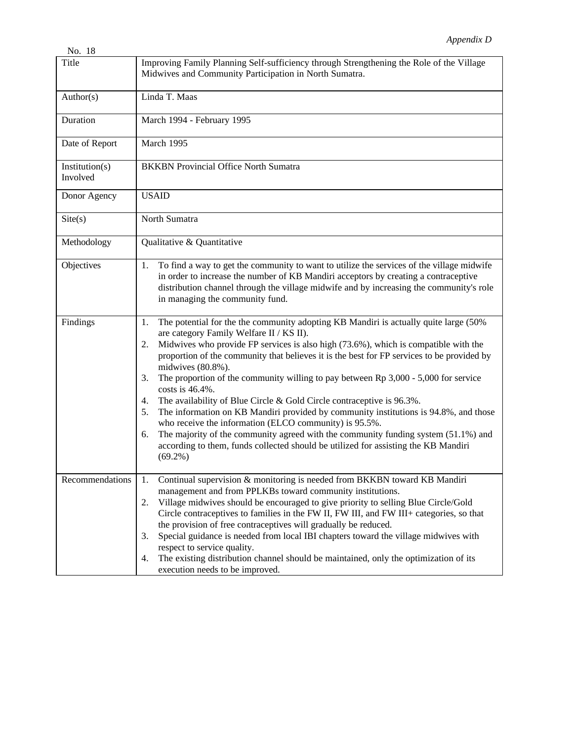No. 18

| Title | Improving Family Planning Self-sufficiency through Strengthening the Role of the Village Midwives and Community Participation in North Sumatra. |
|---|---|
| Author(s) | Linda T. Maas |
| Duration | March 1994 - February 1995 |
| Date of Report | March 1995 |
| Institution(s) Involved | BKKBN Provincial Office North Sumatra |
| Donor Agency | USAID |
| Site(s) | North Sumatra |
| Methodology | Qualitative & Quantitative |
| Objectives | 1. To find a way to get the community to want to utilize the services of the village midwife in order to increase the number of KB Mandiri acceptors by creating a contraceptive distribution channel through the village midwife and by increasing the community's role in managing the community fund. |
| Findings | 1. The potential for the the community adopting KB Mandiri is actually quite large (50% are category Family Welfare II / KS II).<br>2. Midwives who provide FP services is also high (73.6%), which is compatible with the proportion of the community that believes it is the best for FP services to be provided by midwives (80.8%).<br>3. The proportion of the community willing to pay between Rp 3,000 - 5,000 for service costs is 46.4%.<br>4. The availability of Blue Circle & Gold Circle contraceptive is 96.3%.<br>5. The information on KB Mandiri provided by community institutions is 94.8%, and those who receive the information (ELCO community) is 95.5%.<br>6. The majority of the community agreed with the community funding system (51.1%) and according to them, funds collected should be utilized for assisting the KB Mandiri (69.2%) |
| Recommendations | 1. Continual supervision & monitoring is needed from BKKBN toward KB Mandiri management and from PPLKBs toward community institutions.<br>2. Village midwives should be encouraged to give priority to selling Blue Circle/Gold Circle contraceptives to families in the FW II, FW III, and FW III+ categories, so that the provision of free contraceptives will gradually be reduced.<br>3. Special guidance is needed from local IBI chapters toward the village midwives with respect to service quality.<br>4. The existing distribution channel should be maintained, only the optimization of its execution needs to be improved. |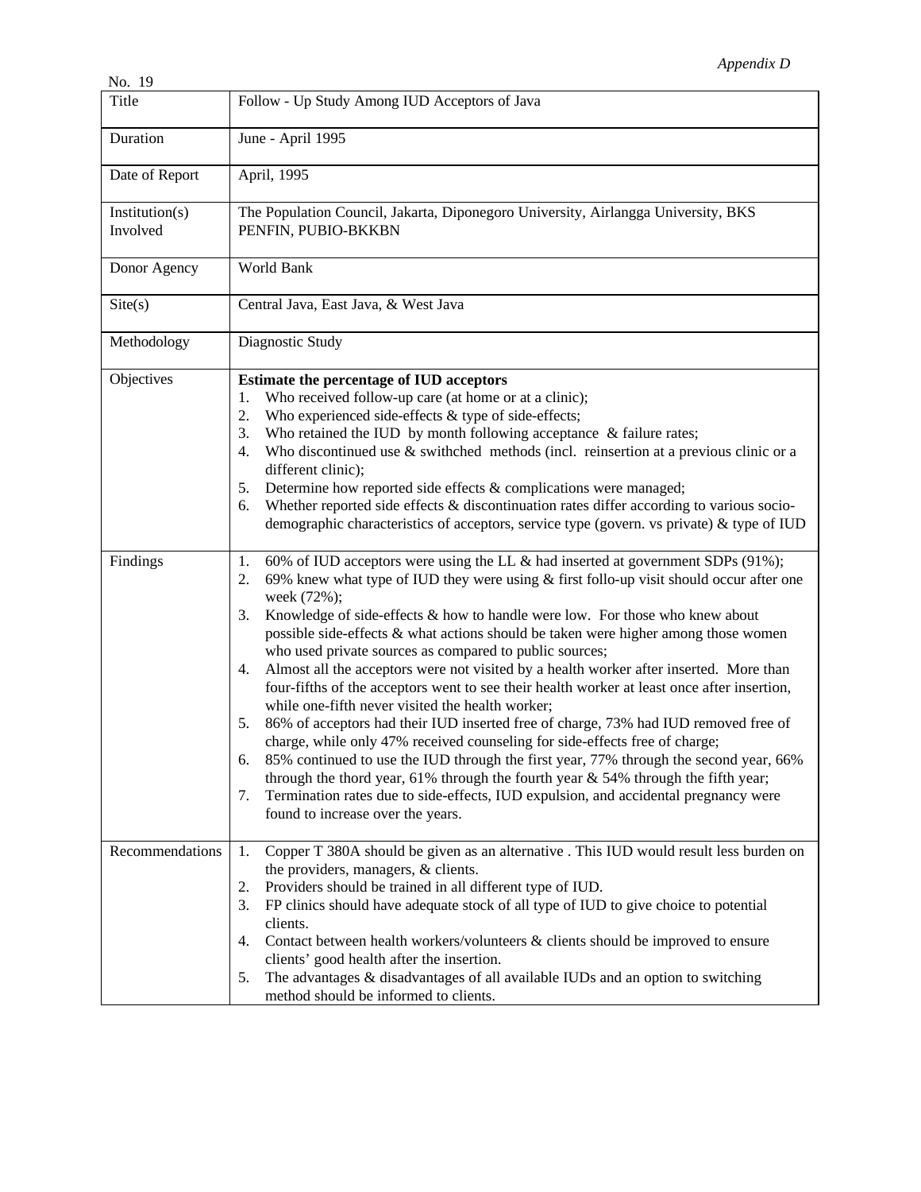No. 19

| Title | Follow - Up Study Among IUD Acceptors of Java |
|---|---|
| Duration | June - April 1995 |
| Date of Report | April, 1995 |
| Institution(s) Involved | The Population Council, Jakarta, Diponegoro University, Airlangga University, BKS PENFIN, PUBIO-BKKBN |
| Donor Agency | World Bank |
| Site(s) | Central Java, East Java, & West Java |
| Methodology | Diagnostic Study |
| Objectives | **Estimate the percentage of IUD acceptors**<br>1. Who received follow-up care (at home or at a clinic);<br>2. Who experienced side-effects & type of side-effects;<br>3. Who retained the IUD by month following acceptance & failure rates;<br>4. Who discontinued use & swithched methods (incl. reinsertion at a previous clinic or a different clinic);<br>5. Determine how reported side effects & complications were managed;<br>6. Whether reported side effects & discontinuation rates differ according to various socio-demographic characteristics of acceptors, service type (govern. vs private) & type of IUD |
| Findings | 1. 60% of IUD acceptors were using the LL & had inserted at government SDPs (91%);<br>2. 69% knew what type of IUD they were using & first follo-up visit should occur after one week (72%);<br>3. Knowledge of side-effects & how to handle were low. For those who knew about possible side-effects & what actions should be taken were higher among those women who used private sources as compared to public sources;<br>4. Almost all the acceptors were not visited by a health worker after inserted. More than four-fifths of the acceptors went to see their health worker at least once after insertion, while one-fifth never visited the health worker;<br>5. 86% of acceptors had their IUD inserted free of charge, 73% had IUD removed free of charge, while only 47% received counseling for side-effects free of charge;<br>6. 85% continued to use the IUD through the first year, 77% through the second year, 66% through the thord year, 61% through the fourth year & 54% through the fifth year;<br>7. Termination rates due to side-effects, IUD expulsion, and accidental pregnancy were found to increase over the years. |
| Recommendations | 1. Copper T 380A should be given as an alternative . This IUD would result less burden on the providers, managers, & clients.<br>2. Providers should be trained in all different type of IUD.<br>3. FP clinics should have adequate stock of all type of IUD to give choice to potential clients.<br>4. Contact between health workers/volunteers & clients should be improved to ensure clients' good health after the insertion.<br>5. The advantages & disadvantages of all available IUDs and an option to switching method should be informed to clients. |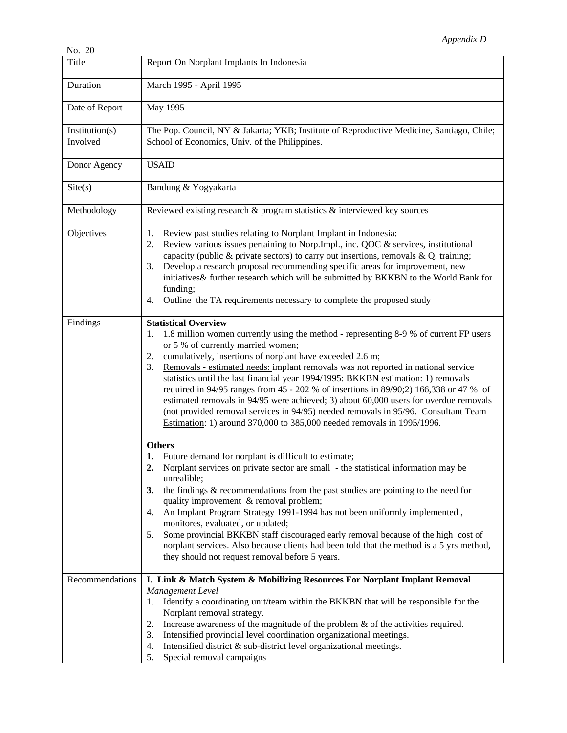*Appendix D*

No. 20

| Title | Report On Norplant Implants In Indonesia |
|---|---|
| Duration | March 1995 - April 1995 |
| Date of Report | May 1995 |
| Institution(s) Involved | The Pop. Council, NY & Jakarta; YKB; Institute of Reproductive Medicine, Santiago, Chile; School of Economics, Univ. of the Philippines. |
| Donor Agency | USAID |
| Site(s) | Bandung & Yogyakarta |
| Methodology | Reviewed existing research & program statistics & interviewed key sources |
| Objectives | 1. Review past studies relating to Norplant Implant in Indonesia;<br>2. Review various issues pertaining to Norp.Impl., inc. QOC & services, institutional capacity (public & private sectors) to carry out insertions, removals & Q. training;<br>3. Develop a research proposal recommending specific areas for improvement, new initiatives& further research which will be submitted by BKKBN to the World Bank for funding;<br>4. Outline the TA requirements necessary to complete the proposed study |
| Findings | **Statistical Overview**<br>1. 1.8 million women currently using the method - representing 8-9 % of current FP users or 5 % of currently married women;<br>2. cumulatively, insertions of norplant have exceeded 2.6 m;<br>3. <u>Removals - estimated needs:</u> implant removals was not reported in national service statistics until the last financial year 1994/1995: <u>BKKBN estimation:</u> 1) removals required in 94/95 ranges from 45 - 202 % of insertions in 89/90;2) 166,338 or 47 % of estimated removals in 94/95 were achieved; 3) about 60,000 users for overdue removals (not provided removal services in 94/95) needed removals in 95/96. <u>Consultant Team Estimation</u>: 1) around 370,000 to 385,000 needed removals in 1995/1996.<br><br>**Others**<br>**1.** Future demand for norplant is difficult to estimate;<br>**2.** Norplant services on private sector are small - the statistical information may be unrealible;<br>**3.** the findings & recommendations from the past studies are pointing to the need for quality improvement & removal problem;<br>4. An Implant Program Strategy 1991-1994 has not been uniformly implemented , monitores, evaluated, or updated;<br>5. Some provincial BKKBN staff discouraged early removal because of the high cost of norplant services. Also because clients had been told that the method is a 5 yrs method, they should not request removal before 5 years. |
| Recommendations | **I. Link & Match System & Mobilizing Resources For Norplant Implant Removal**<br>*<u>Management Level</u>*<br>1. Identify a coordinating unit/team within the BKKBN that will be responsible for the Norplant removal strategy.<br>2. Increase awareness of the magnitude of the problem & of the activities required.<br>3. Intensified provincial level coordination organizational meetings.<br>4. Intensified district & sub-district level organizational meetings.<br>5. Special removal campaigns |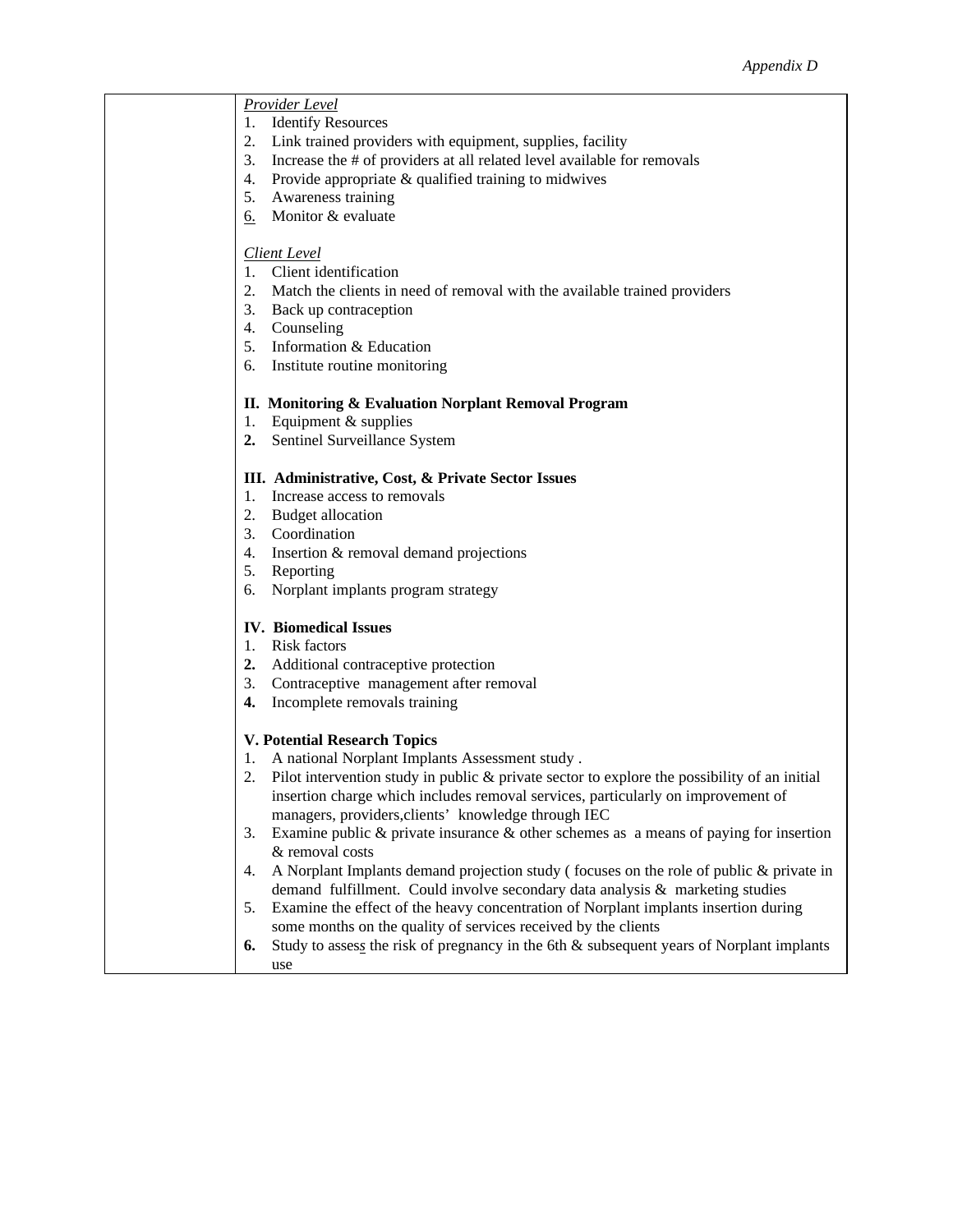*Provider Level*

1. Identify Resources
2. Link trained providers with equipment, supplies, facility
3. Increase the # of providers at all related level available for removals
4. Provide appropriate & qualified training to midwives
5. Awareness training
6. Monitor & evaluate

*Client Level*

1. Client identification
2. Match the clients in need of removal with the available trained providers
3. Back up contraception
4. Counseling
5. Information & Education
6. Institute routine monitoring

**II. Monitoring & Evaluation Norplant Removal Program**

1. Equipment & supplies
2. Sentinel Surveillance System

**III. Administrative, Cost, & Private Sector Issues**

1. Increase access to removals
2. Budget allocation
3. Coordination
4. Insertion & removal demand projections
5. Reporting
6. Norplant implants program strategy

**IV. Biomedical Issues**

1. Risk factors
2. Additional contraceptive protection
3. Contraceptive management after removal
4. Incomplete removals training

**V. Potential Research Topics**

1. A national Norplant Implants Assessment study .
2. Pilot intervention study in public & private sector to explore the possibility of an initial insertion charge which includes removal services, particularly on improvement of managers, providers,clients' knowledge through IEC
3. Examine public & private insurance & other schemes as a means of paying for insertion & removal costs
4. A Norplant Implants demand projection study ( focuses on the role of public & private in demand fulfillment. Could involve secondary data analysis & marketing studies
5. Examine the effect of the heavy concentration of Norplant implants insertion during some months on the quality of services received by the clients
6. Study to assess the risk of pregnancy in the 6th & subsequent years of Norplant implants use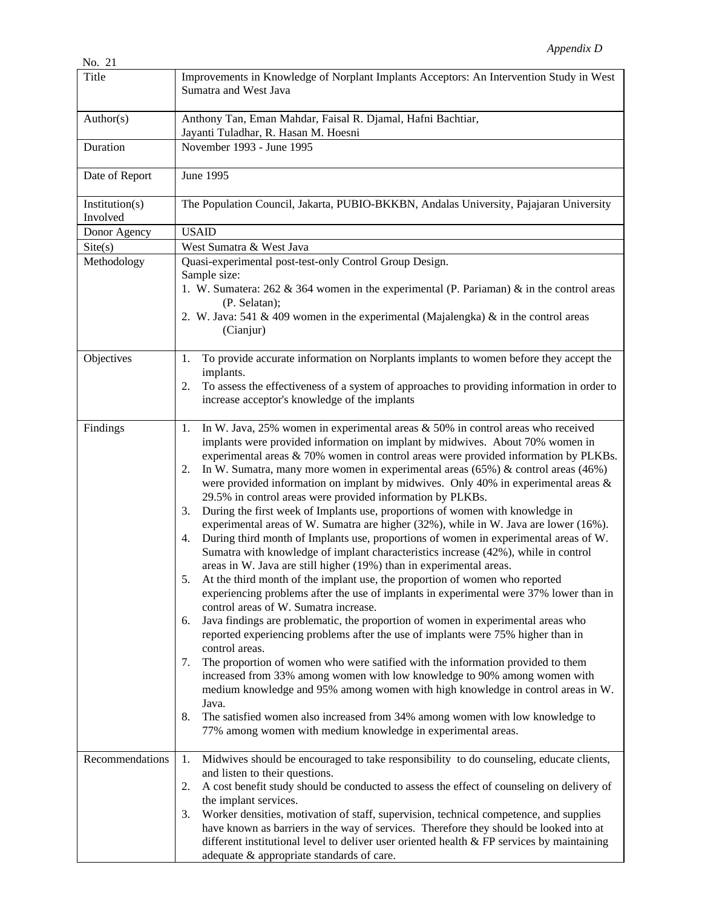*Appendix D*

No. 21

| | |
|---|---|
| Title | Improvements in Knowledge of Norplant Implants Acceptors: An Intervention Study in West Sumatra and West Java |
| Author(s) | Anthony Tan, Eman Mahdar, Faisal R. Djamal, Hafni Bachtiar, Jayanti Tuladhar, R. Hasan M. Hoesni |
| Duration | November 1993 - June 1995 |
| Date of Report | June 1995 |
| Institution(s) Involved | The Population Council, Jakarta, PUBIO-BKKBN, Andalas University, Pajajaran University |
| Donor Agency | USAID |
| Site(s) | West Sumatra & West Java |
| Methodology | Quasi-experimental post-test-only Control Group Design.<br>Sample size:<br>1. W. Sumatera: 262 & 364 women in the experimental (P. Pariaman) & in the control areas (P. Selatan);<br>2. W. Java: 541 & 409 women in the experimental (Majalengka) & in the control areas (Cianjur) |
| Objectives | 1. To provide accurate information on Norplants implants to women before they accept the implants.<br>2. To assess the effectiveness of a system of approaches to providing information in order to increase acceptor's knowledge of the implants |
| Findings | 1. In W. Java, 25% women in experimental areas & 50% in control areas who received implants were provided information on implant by midwives. About 70% women in experimental areas & 70% women in control areas were provided information by PLKBs.<br>2. In W. Sumatra, many more women in experimental areas (65%) & control areas (46%) were provided information on implant by midwives. Only 40% in experimental areas & 29.5% in control areas were provided information by PLKBs.<br>3. During the first week of Implants use, proportions of women with knowledge in experimental areas of W. Sumatra are higher (32%), while in W. Java are lower (16%).<br>4. During third month of Implants use, proportions of women in experimental areas of W. Sumatra with knowledge of implant characteristics increase (42%), while in control areas in W. Java are still higher (19%) than in experimental areas.<br>5. At the third month of the implant use, the proportion of women who reported experiencing problems after the use of implants in experimental were 37% lower than in control areas of W. Sumatra increase.<br>6. Java findings are problematic, the proportion of women in experimental areas who reported experiencing problems after the use of implants were 75% higher than in control areas.<br>7. The proportion of women who were satified with the information provided to them increased from 33% among women with low knowledge to 90% among women with medium knowledge and 95% among women with high knowledge in control areas in W. Java.<br>8. The satisfied women also increased from 34% among women with low knowledge to 77% among women with medium knowledge in experimental areas. |
| Recommendations | 1. Midwives should be encouraged to take responsibility to do counseling, educate clients, and listen to their questions.<br>2. A cost benefit study should be conducted to assess the effect of counseling on delivery of the implant services.<br>3. Worker densities, motivation of staff, supervision, technical competence, and supplies have known as barriers in the way of services. Therefore they should be looked into at different institutional level to deliver user oriented health & FP services by maintaining adequate & appropriate standards of care. |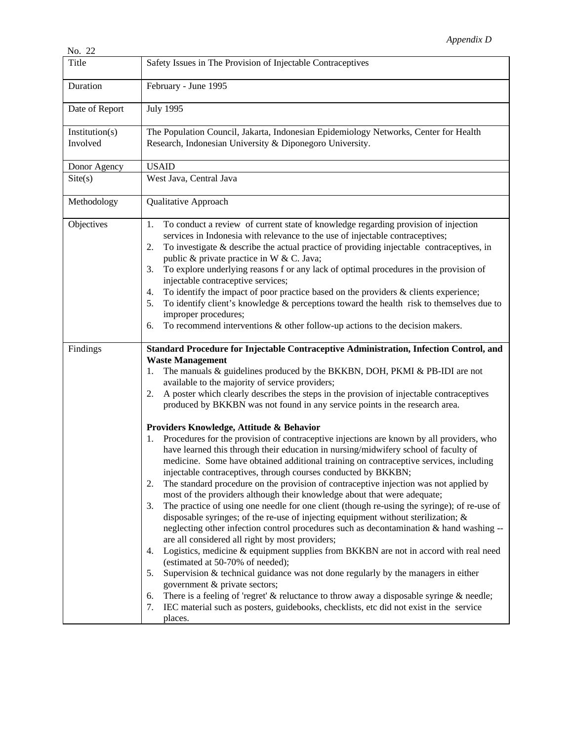*Appendix D*

No. 22

| | |
|---|---|
| Title | Safety Issues in The Provision of Injectable Contraceptives |
| Duration | February - June 1995 |
| Date of Report | July 1995 |
| Institution(s) Involved | The Population Council, Jakarta, Indonesian Epidemiology Networks, Center for Health Research, Indonesian University & Diponegoro University. |
| Donor Agency | USAID |
| Site(s) | West Java, Central Java |
| Methodology | Qualitative Approach |
| Objectives | 1. To conduct a review of current state of knowledge regarding provision of injection services in Indonesia with relevance to the use of injectable contraceptives;<br>2. To investigate & describe the actual practice of providing injectable contraceptives, in public & private practice in W & C. Java;<br>3. To explore underlying reasons f or any lack of optimal procedures in the provision of injectable contraceptive services;<br>4. To identify the impact of poor practice based on the providers & clients experience;<br>5. To identify client's knowledge & perceptions toward the health risk to themselves due to improper procedures;<br>6. To recommend interventions & other follow-up actions to the decision makers. |
| Findings | **Standard Procedure for Injectable Contraceptive Administration, Infection Control, and Waste Management**<br>1. The manuals & guidelines produced by the BKKBN, DOH, PKMI & PB-IDI are not available to the majority of service providers;<br>2. A poster which clearly describes the steps in the provision of injectable contraceptives produced by BKKBN was not found in any service points in the research area.<br><br>**Providers Knowledge, Attitude & Behavior**<br>1. Procedures for the provision of contraceptive injections are known by all providers, who have learned this through their education in nursing/midwifery school of faculty of medicine. Some have obtained additional training on contraceptive services, including injectable contraceptives, through courses conducted by BKKBN;<br>2. The standard procedure on the provision of contraceptive injection was not applied by most of the providers although their knowledge about that were adequate;<br>3. The practice of using one needle for one client (though re-using the syringe); of re-use of disposable syringes; of the re-use of injecting equipment without sterilization; & neglecting other infection control procedures such as decontamination & hand washing -- are all considered all right by most providers;<br>4. Logistics, medicine & equipment supplies from BKKBN are not in accord with real need (estimated at 50-70% of needed);<br>5. Supervision & technical guidance was not done regularly by the managers in either government & private sectors;<br>6. There is a feeling of 'regret' & reluctance to throw away a disposable syringe & needle;<br>7. IEC material such as posters, guidebooks, checklists, etc did not exist in the service places. |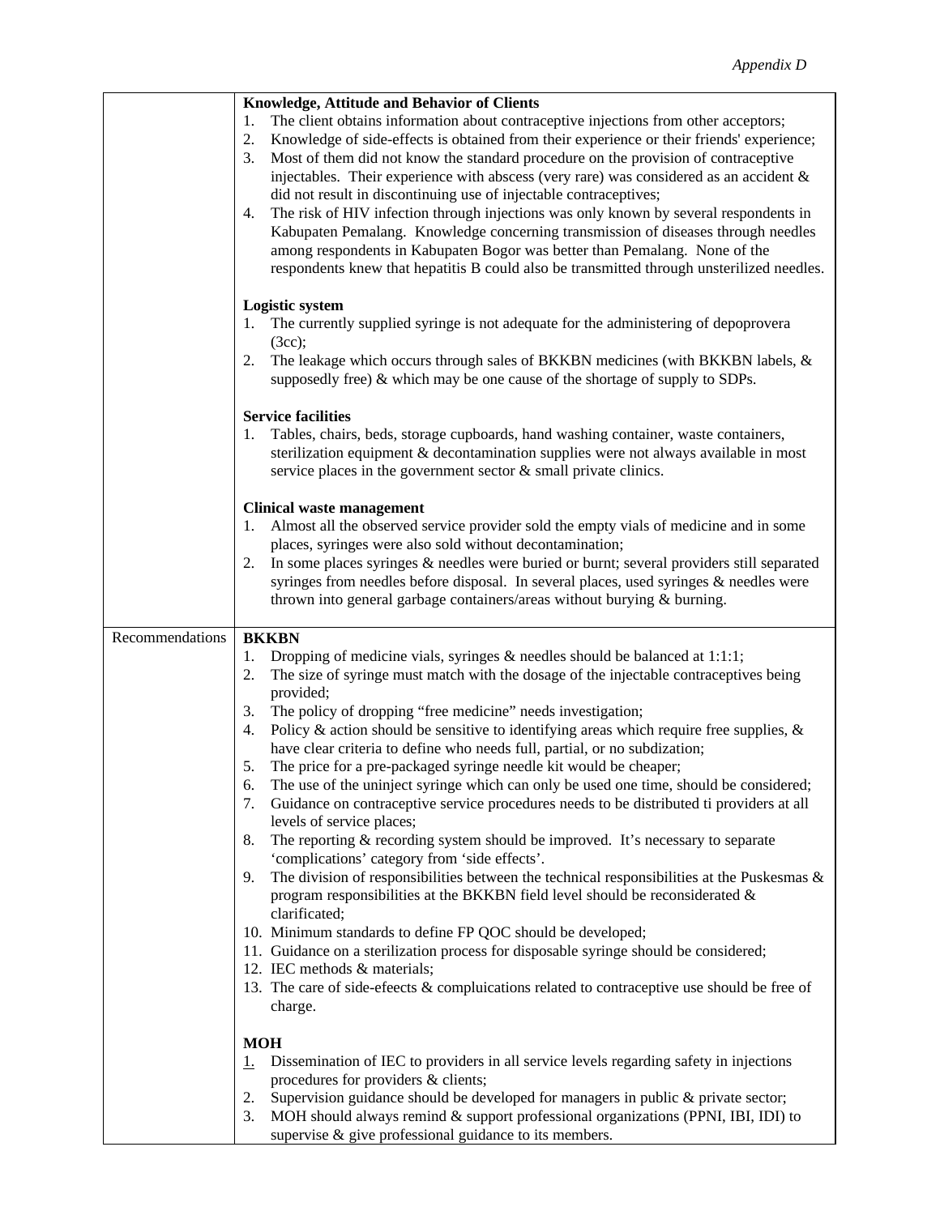| | |
|---|---|
| | **Knowledge, Attitude and Behavior of Clients**<br>1. The client obtains information about contraceptive injections from other acceptors;<br>2. Knowledge of side-effects is obtained from their experience or their friends' experience;<br>3. Most of them did not know the standard procedure on the provision of contraceptive injectables. Their experience with abscess (very rare) was considered as an accident & did not result in discontinuing use of injectable contraceptives;<br>4. The risk of HIV infection through injections was only known by several respondents in Kabupaten Pemalang. Knowledge concerning transmission of diseases through needles among respondents in Kabupaten Bogor was better than Pemalang. None of the respondents knew that hepatitis B could also be transmitted through unsterilized needles.<br><br>**Logistic system**<br>1. The currently supplied syringe is not adequate for the administering of depoprovera (3cc);<br>2. The leakage which occurs through sales of BKKBN medicines (with BKKBN labels, & supposedly free) & which may be one cause of the shortage of supply to SDPs.<br><br>**Service facilities**<br>1. Tables, chairs, beds, storage cupboards, hand washing container, waste containers, sterilization equipment & decontamination supplies were not always available in most service places in the government sector & small private clinics.<br><br>**Clinical waste management**<br>1. Almost all the observed service provider sold the empty vials of medicine and in some places, syringes were also sold without decontamination;<br>2. In some places syringes & needles were buried or burnt; several providers still separated syringes from needles before disposal. In several places, used syringes & needles were thrown into general garbage containers/areas without burying & burning. |
| Recommendations | **BKKBN**<br>1. Dropping of medicine vials, syringes & needles should be balanced at 1:1:1;<br>2. The size of syringe must match with the dosage of the injectable contraceptives being provided;<br>3. The policy of dropping "free medicine" needs investigation;<br>4. Policy & action should be sensitive to identifying areas which require free supplies, & have clear criteria to define who needs full, partial, or no subdization;<br>5. The price for a pre-packaged syringe needle kit would be cheaper;<br>6. The use of the uninject syringe which can only be used one time, should be considered;<br>7. Guidance on contraceptive service procedures needs to be distributed ti providers at all levels of service places;<br>8. The reporting & recording system should be improved. It's necessary to separate 'complications' category from 'side effects'.<br>9. The division of responsibilities between the technical responsibilities at the Puskesmas & program responsibilities at the BKKBN field level should be reconsiderated & clarificated;<br>10. Minimum standards to define FP QOC should be developed;<br>11. Guidance on a sterilization process for disposable syringe should be considered;<br>12. IEC methods & materials;<br>13. The care of side-efeects & compluications related to contraceptive use should be free of charge.<br><br>**MOH**<br>1. Dissemination of IEC to providers in all service levels regarding safety in injections procedures for providers & clients;<br>2. Supervision guidance should be developed for managers in public & private sector;<br>3. MOH should always remind & support professional organizations (PPNI, IBI, IDI) to supervise & give professional guidance to its members. |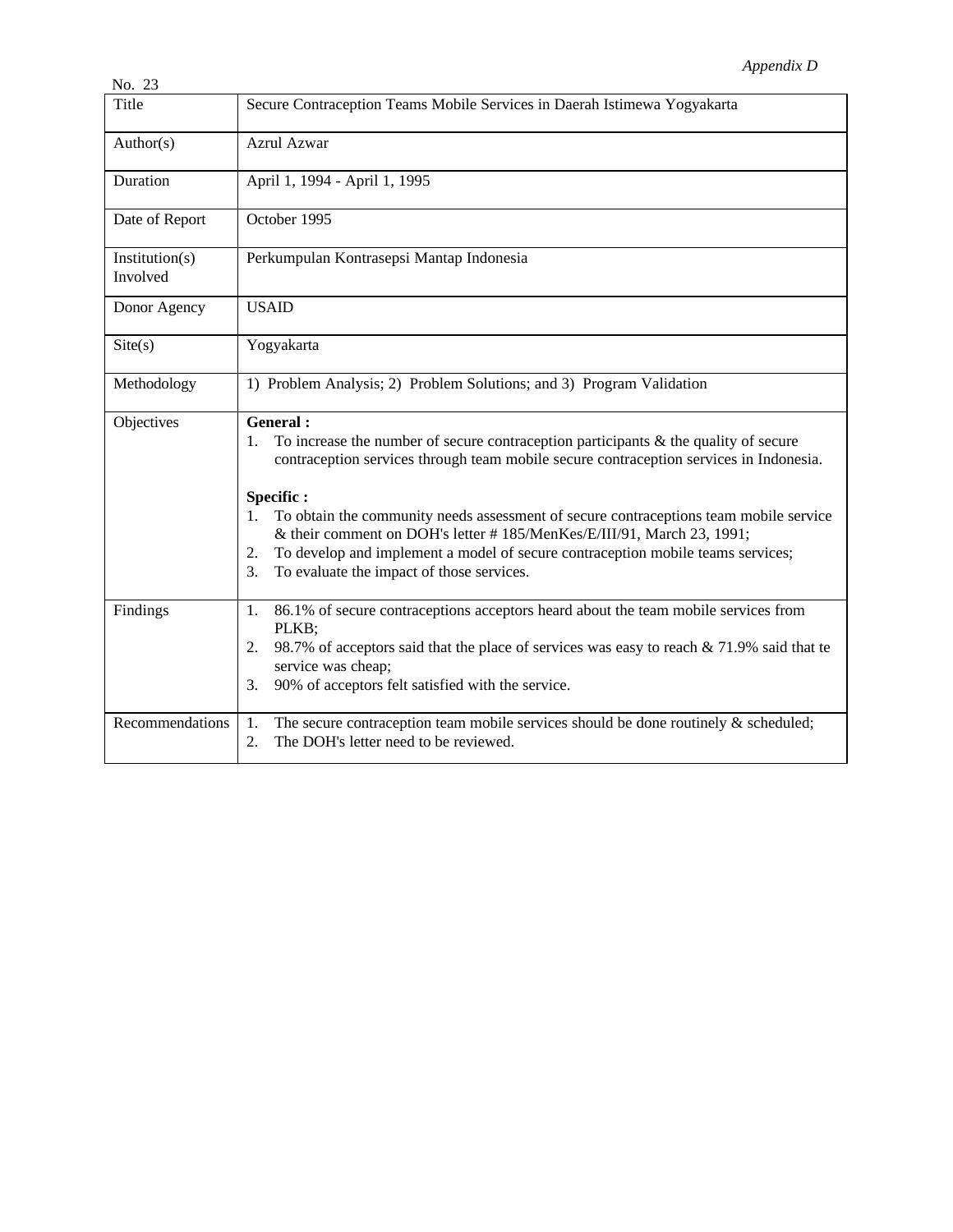*Appendix D*

No. 23

| Title | Secure Contraception Teams Mobile Services in Daerah Istimewa Yogyakarta |
|---|---|
| Author(s) | Azrul Azwar |
| Duration | April 1, 1994 - April 1, 1995 |
| Date of Report | October 1995 |
| Institution(s) Involved | Perkumpulan Kontrasepsi Mantap Indonesia |
| Donor Agency | USAID |
| Site(s) | Yogyakarta |
| Methodology | 1) Problem Analysis; 2) Problem Solutions; and 3) Program Validation |
| Objectives | **General :**<br>1. To increase the number of secure contraception participants & the quality of secure contraception services through team mobile secure contraception services in Indonesia.<br><br>**Specific :**<br>1. To obtain the community needs assessment of secure contraceptions team mobile service & their comment on DOH's letter # 185/MenKes/E/III/91, March 23, 1991;<br>2. To develop and implement a model of secure contraception mobile teams services;<br>3. To evaluate the impact of those services. |
| Findings | 1. 86.1% of secure contraceptions acceptors heard about the team mobile services from PLKB;<br>2. 98.7% of acceptors said that the place of services was easy to reach & 71.9% said that te service was cheap;<br>3. 90% of acceptors felt satisfied with the service. |
| Recommendations | 1. The secure contraception team mobile services should be done routinely & scheduled;<br>2. The DOH's letter need to be reviewed. |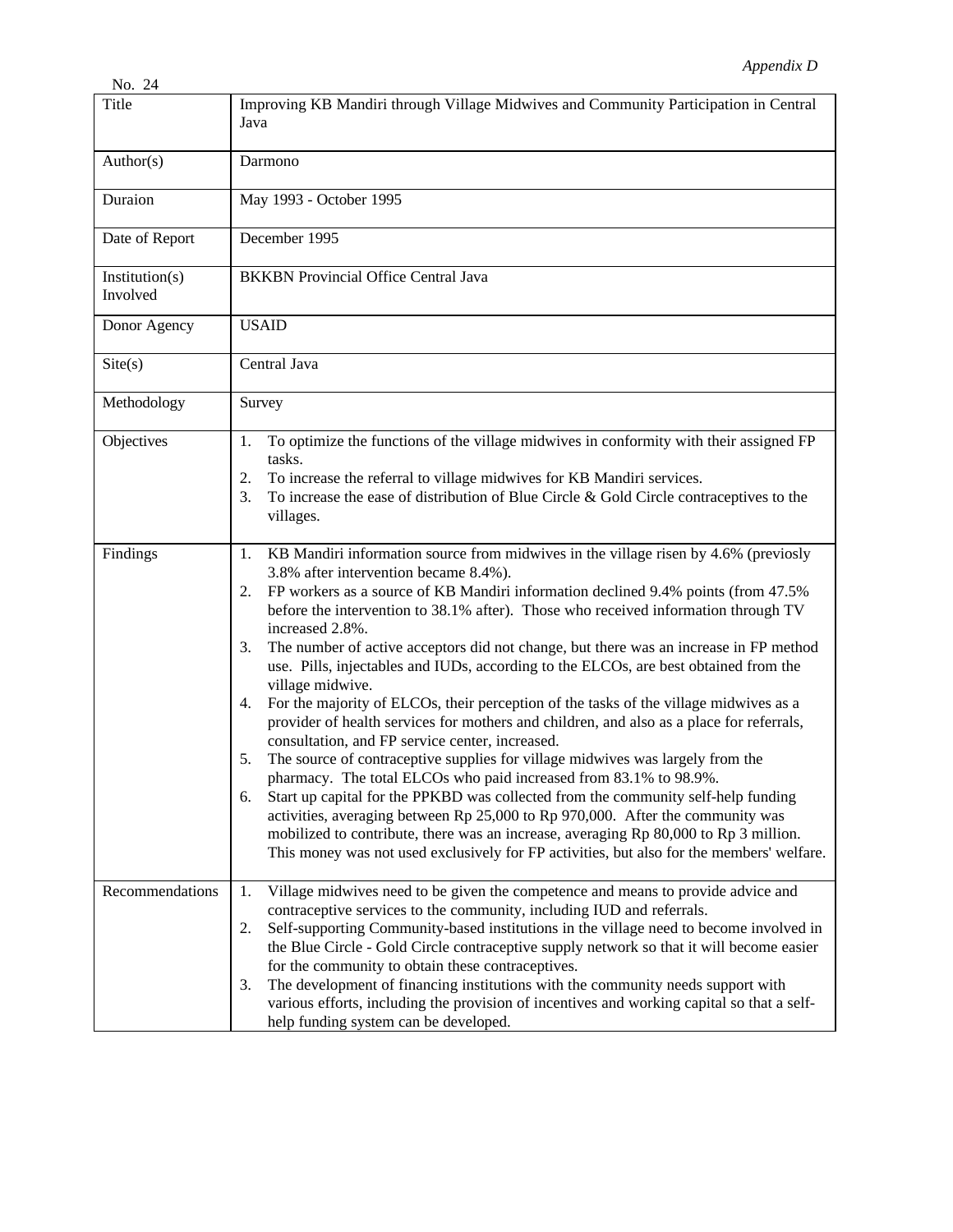*Appendix D*

No. 24

| Title | Improving KB Mandiri through Village Midwives and Community Participation in Central Java |
|---|---|
| Author(s) | Darmono |
| Duraion | May 1993 - October 1995 |
| Date of Report | December 1995 |
| Institution(s) Involved | BKKBN Provincial Office Central Java |
| Donor Agency | USAID |
| Site(s) | Central Java |
| Methodology | Survey |
| Objectives | 1. To optimize the functions of the village midwives in conformity with their assigned FP tasks.<br>2. To increase the referral to village midwives for KB Mandiri services.<br>3. To increase the ease of distribution of Blue Circle & Gold Circle contraceptives to the villages. |
| Findings | 1. KB Mandiri information source from midwives in the village risen by 4.6% (previosly 3.8% after intervention became 8.4%).<br>2. FP workers as a source of KB Mandiri information declined 9.4% points (from 47.5% before the intervention to 38.1% after). Those who received information through TV increased 2.8%.<br>3. The number of active acceptors did not change, but there was an increase in FP method use. Pills, injectables and IUDs, according to the ELCOs, are best obtained from the village midwive.<br>4. For the majority of ELCOs, their perception of the tasks of the village midwives as a provider of health services for mothers and children, and also as a place for referrals, consultation, and FP service center, increased.<br>5. The source of contraceptive supplies for village midwives was largely from the pharmacy. The total ELCOs who paid increased from 83.1% to 98.9%.<br>6. Start up capital for the PPKBD was collected from the community self-help funding activities, averaging between Rp 25,000 to Rp 970,000. After the community was mobilized to contribute, there was an increase, averaging Rp 80,000 to Rp 3 million. This money was not used exclusively for FP activities, but also for the members' welfare. |
| Recommendations | 1. Village midwives need to be given the competence and means to provide advice and contraceptive services to the community, including IUD and referrals.<br>2. Self-supporting Community-based institutions in the village need to become involved in the Blue Circle - Gold Circle contraceptive supply network so that it will become easier for the community to obtain these contraceptives.<br>3. The development of financing institutions with the community needs support with various efforts, including the provision of incentives and working capital so that a self-help funding system can be developed. |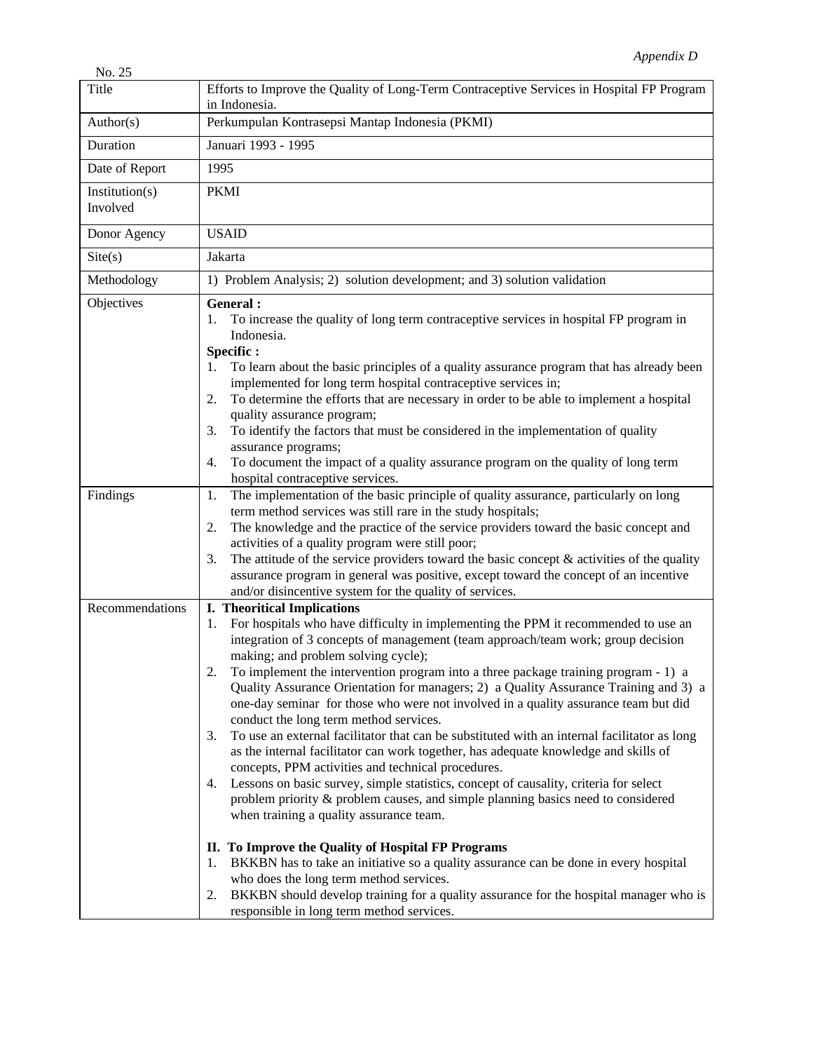*Appendix D*

No. 25

| Title | Efforts to Improve the Quality of Long-Term Contraceptive Services in Hospital FP Program in Indonesia. |
|---|---|
| Author(s) | Perkumpulan Kontrasepsi Mantap Indonesia (PKMI) |
| Duration | Januari 1993 - 1995 |
| Date of Report | 1995 |
| Institution(s) Involved | PKMI |
| Donor Agency | USAID |
| Site(s) | Jakarta |
| Methodology | 1) Problem Analysis; 2) solution development; and 3) solution validation |
| Objectives | **General :**<br>1. To increase the quality of long term contraceptive services in hospital FP program in Indonesia.<br>**Specific :**<br>1. To learn about the basic principles of a quality assurance program that has already been implemented for long term hospital contraceptive services in;<br>2. To determine the efforts that are necessary in order to be able to implement a hospital quality assurance program;<br>3. To identify the factors that must be considered in the implementation of quality assurance programs;<br>4. To document the impact of a quality assurance program on the quality of long term hospital contraceptive services. |
| Findings | 1. The implementation of the basic principle of quality assurance, particularly on long term method services was still rare in the study hospitals;<br>2. The knowledge and the practice of the service providers toward the basic concept and activities of a quality program were still poor;<br>3. The attitude of the service providers toward the basic concept & activities of the quality assurance program in general was positive, except toward the concept of an incentive and/or disincentive system for the quality of services. |
| Recommendations | **I. Theoritical Implications**<br>1. For hospitals who have difficulty in implementing the PPM it recommended to use an integration of 3 concepts of management (team approach/team work; group decision making; and problem solving cycle);<br>2. To implement the intervention program into a three package training program - 1) a Quality Assurance Orientation for managers; 2) a Quality Assurance Training and 3) a one-day seminar for those who were not involved in a quality assurance team but did conduct the long term method services.<br>3. To use an external facilitator that can be substituted with an internal facilitator as long as the internal facilitator can work together, has adequate knowledge and skills of concepts, PPM activities and technical procedures.<br>4. Lessons on basic survey, simple statistics, concept of causality, criteria for select problem priority & problem causes, and simple planning basics need to considered when training a quality assurance team.<br><br>**II. To Improve the Quality of Hospital FP Programs**<br>1. BKKBN has to take an initiative so a quality assurance can be done in every hospital who does the long term method services.<br>2. BKKBN should develop training for a quality assurance for the hospital manager who is responsible in long term method services. |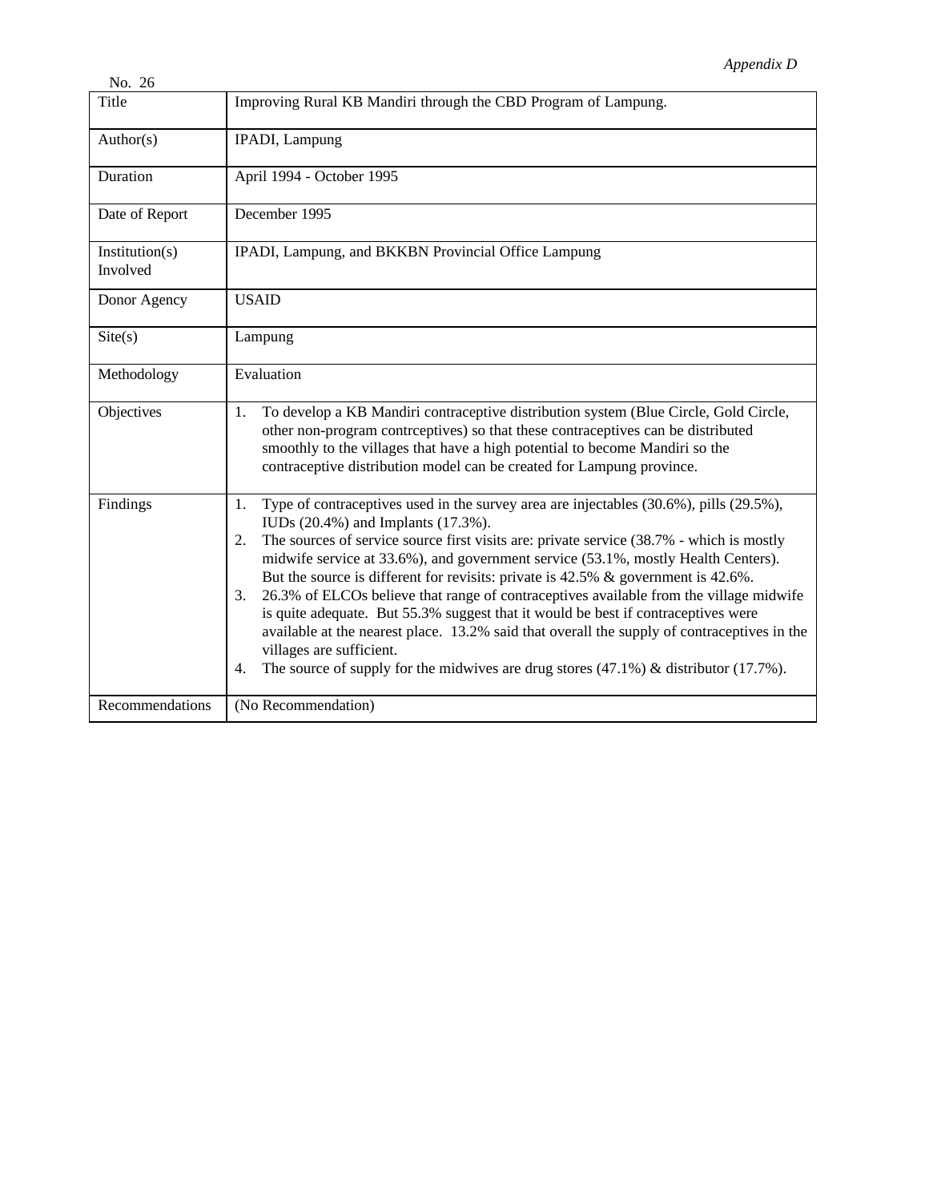*Appendix D*

No. 26

| | |
|---|---|
| Title | Improving Rural KB Mandiri through the CBD Program of Lampung. |
| Author(s) | IPADI, Lampung |
| Duration | April 1994 - October 1995 |
| Date of Report | December 1995 |
| Institution(s) Involved | IPADI, Lampung, and BKKBN Provincial Office Lampung |
| Donor Agency | USAID |
| Site(s) | Lampung |
| Methodology | Evaluation |
| Objectives | 1. To develop a KB Mandiri contraceptive distribution system (Blue Circle, Gold Circle, other non-program contrceptives) so that these contraceptives can be distributed smoothly to the villages that have a high potential to become Mandiri so the contraceptive distribution model can be created for Lampung province. |
| Findings | 1. Type of contraceptives used in the survey area are injectables (30.6%), pills (29.5%), IUDs (20.4%) and Implants (17.3%).<br>2. The sources of service source first visits are: private service (38.7% - which is mostly midwife service at 33.6%), and government service (53.1%, mostly Health Centers). But the source is different for revisits: private is 42.5% & government is 42.6%.<br>3. 26.3% of ELCOs believe that range of contraceptives available from the village midwife is quite adequate. But 55.3% suggest that it would be best if contraceptives were available at the nearest place. 13.2% said that overall the supply of contraceptives in the villages are sufficient.<br>4. The source of supply for the midwives are drug stores (47.1%) & distributor (17.7%). |
| Recommendations | (No Recommendation) |